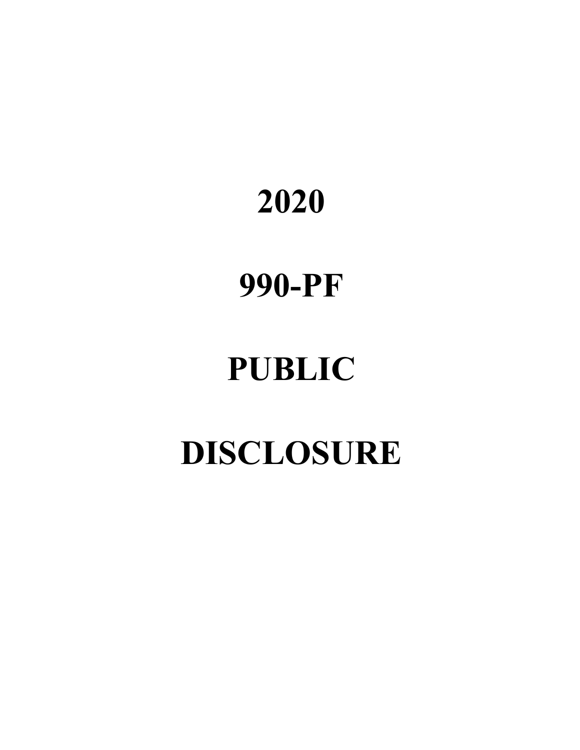# 2020

# 990-PF

# PUBLIC

# DISCLOSURE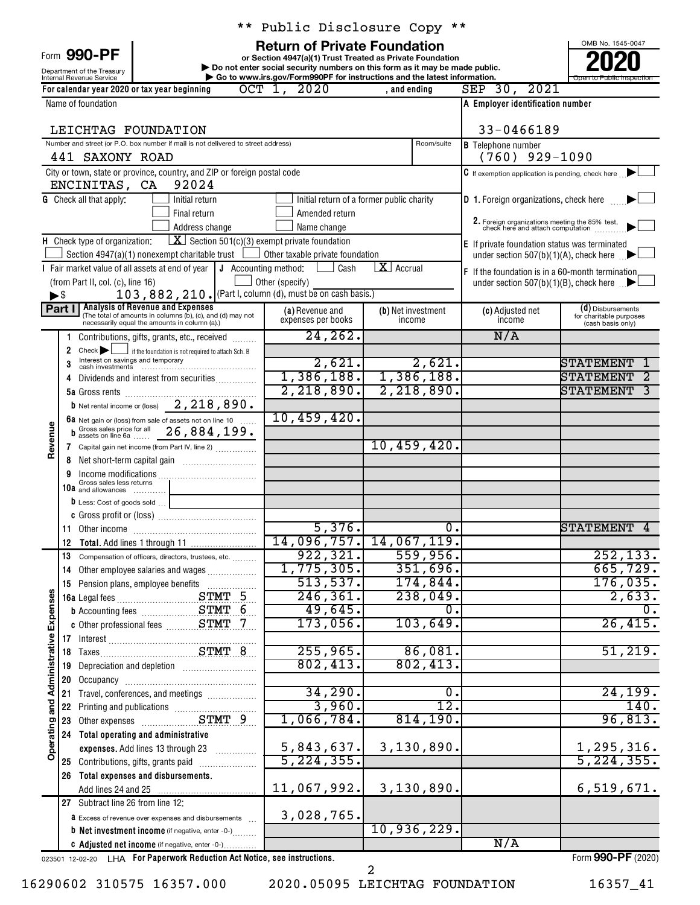** Public Disclosure Copy **

Form **990-PF**

Department of the Treasury
Internal Revenue Service

# Return of Private Foundation

**or Section 4947(a)(1) Trust Treated as Private Foundation**

▶ Do not enter social security numbers on this form as it may be made public.
▶ Go to www.irs.gov/Form990PF for instructions and the latest information.

OMB No. 1545-0047

**2020**

Open to Public Inspection

For calendar year 2020 or tax year beginning OCT 1, 2020 , and ending SEP 30, 2021

Name of foundation: LEICHTAG FOUNDATION

A Employer identification number: 33-0466189

Number and street (or P.O. box number if mail is not delivered to street address): 441 SAXONY ROAD — Room/suite:

B Telephone number: (760) 929-1090

City or town, state or province, country, and ZIP or foreign postal code: ENCINITAS, CA 92024

C If exemption application is pending, check here ▶ ☐

G Check all that apply: ☐ Initial return ☐ Initial return of a former public charity ☐ Final return ☐ Amended return ☐ Address change ☐ Name change

D 1. Foreign organizations, check here ▶ ☐
2. Foreign organizations meeting the 85% test, check here and attach computation ▶ ☐

H Check type of organization: ☒ Section 501(c)(3) exempt private foundation ☐ Section 4947(a)(1) nonexempt charitable trust ☐ Other taxable private foundation

E If private foundation status was terminated under section 507(b)(1)(A), check here ▶ ☐

I Fair market value of all assets at end of year (from Part II, col. (c), line 16) ▶$ 103,882,210.

J Accounting method: ☐ Cash ☒ Accrual ☐ Other (specify) (Part I, column (d), must be on cash basis.)

F If the foundation is in a 60-month termination under section 507(b)(1)(B), check here ▶ ☐

**Part I Analysis of Revenue and Expenses** (The total of amounts in columns (b), (c), and (d) may not necessarily equal the amounts in column (a).)

| | | (a) Revenue and expenses per books | (b) Net investment income | (c) Adjusted net income | (d) Disbursements for charitable purposes (cash basis only) |
|---|---|---|---|---|---|
| **Revenue** | 1 Contributions, gifts, grants, etc., received | 24,262. | | N/A | |
| | 2 Check ▶ ☐ if the foundation is not required to attach Sch. B | | | | |
| | 3 Interest on savings and temporary cash investments | 2,621. | 2,621. | | STATEMENT 1 |
| | 4 Dividends and interest from securities | 1,386,188. | 1,386,188. | | STATEMENT 2 |
| | 5a Gross rents | 2,218,890. | 2,218,890. | | STATEMENT 3 |
| | b Net rental income or (loss) 2,218,890. | | | | |
| | 6a Net gain or (loss) from sale of assets not on line 10 | 10,459,420. | | | |
| | b Gross sales price for all assets on line 6a 26,884,199. | | | | |
| | 7 Capital gain net income (from Part IV, line 2) | | 10,459,420. | | |
| | 8 Net short-term capital gain | | | | |
| | 9 Income modifications | | | | |
| | 10a Gross sales less returns and allowances | | | | |
| | b Less: Cost of goods sold | | | | |
| | c Gross profit or (loss) | | | | |
| | 11 Other income | 5,376. | 0. | | STATEMENT 4 |
| | 12 **Total.** Add lines 1 through 11 | 14,096,757. | 14,067,119. | | |
| **Operating and Administrative Expenses** | 13 Compensation of officers, directors, trustees, etc. | 922,321. | 559,956. | | 252,133. |
| | 14 Other employee salaries and wages | 1,775,305. | 351,696. | | 665,729. |
| | 15 Pension plans, employee benefits | 513,537. | 174,844. | | 176,035. |
| | 16a Legal fees STMT 5 | 246,361. | 238,049. | | 2,633. |
| | b Accounting fees STMT 6 | 49,645. | 0. | | 0. |
| | c Other professional fees STMT 7 | 173,056. | 103,649. | | 26,415. |
| | 17 Interest | | | | |
| | 18 Taxes STMT 8 | 255,965. | 86,081. | | 51,219. |
| | 19 Depreciation and depletion | 802,413. | 802,413. | | |
| | 20 Occupancy | | | | |
| | 21 Travel, conferences, and meetings | 34,290. | 0. | | 24,199. |
| | 22 Printing and publications | 3,960. | 12. | | 140. |
| | 23 Other expenses STMT 9 | 1,066,784. | 814,190. | | 96,813. |
| | 24 **Total operating and administrative expenses.** Add lines 13 through 23 | 5,843,637. | 3,130,890. | | 1,295,316. |
| | 25 Contributions, gifts, grants paid | 5,224,355. | | | 5,224,355. |
| | 26 **Total expenses and disbursements.** Add lines 24 and 25 | 11,067,992. | 3,130,890. | | 6,519,671. |
| | 27 Subtract line 26 from line 12: | | | | |
| | a Excess of revenue over expenses and disbursements | 3,028,765. | | | |
| | b **Net investment income** (if negative, enter -0-) | | 10,936,229. | | |
| | c **Adjusted net income** (if negative, enter -0-) | | | N/A | |

023501 12-02-20 LHA **For Paperwork Reduction Act Notice, see instructions.** Form **990-PF** (2020)

16290602 310575 16357.000 2020.05095 LEICHTAG FOUNDATION 16357_41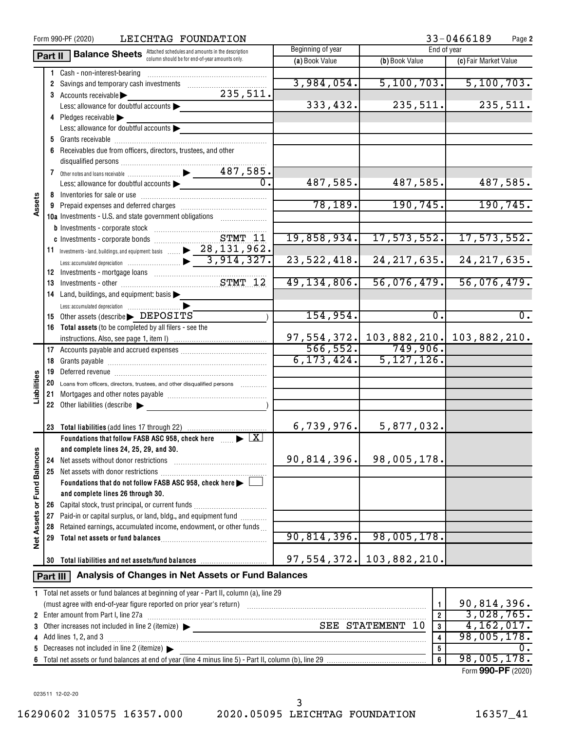Form 990-PF (2020) LEICHTAG FOUNDATION 33-0466189 Page **2**

## Part II Balance Sheets

Attached schedules and amounts in the description column should be for end-of-year amounts only.

| | | | Beginning of year (a) Book Value | End of year (b) Book Value | End of year (c) Fair Market Value |
|---|---|---|---|---|---|
| Assets | 1 | Cash - non-interest-bearing | | | |
| | 2 | Savings and temporary cash investments | 3,984,054. | 5,100,703. | 5,100,703. |
| | 3 | Accounts receivable ▶ 235,511. | | | |
| | | Less: allowance for doubtful accounts ▶ | 333,432. | 235,511. | 235,511. |
| | 4 | Pledges receivable ▶ | | | |
| | | Less: allowance for doubtful accounts ▶ | | | |
| | 5 | Grants receivable | | | |
| | 6 | Receivables due from officers, directors, trustees, and other disqualified persons | | | |
| | 7 | Other notes and loans receivable ▶ 487,585. | | | |
| | | Less: allowance for doubtful accounts ▶ 0. | 487,585. | 487,585. | 487,585. |
| | 8 | Inventories for sale or use | | | |
| | 9 | Prepaid expenses and deferred charges | 78,189. | 190,745. | 190,745. |
| | 10a | Investments - U.S. and state government obligations | | | |
| | b | Investments - corporate stock | | | |
| | c | Investments - corporate bonds STMT 11 | 19,858,934. | 17,573,552. | 17,573,552. |
| | 11 | Investments - land, buildings, and equipment: basis ▶ 28,131,962. | | | |
| | | Less: accumulated depreciation ▶ 3,914,327. | 23,522,418. | 24,217,635. | 24,217,635. |
| | 12 | Investments - mortgage loans | | | |
| | 13 | Investments - other STMT 12 | 49,134,806. | 56,076,479. | 56,076,479. |
| | 14 | Land, buildings, and equipment: basis ▶ | | | |
| | | Less: accumulated depreciation ▶ | | | |
| | 15 | Other assets (describe ▶ DEPOSITS ) | 154,954. | 0. | 0. |
| | 16 | Total assets (to be completed by all filers - see the instructions. Also, see page 1, item I) | 97,554,372. | 103,882,210. | 103,882,210. |
| Liabilities | 17 | Accounts payable and accrued expenses | 566,552. | 749,906. | |
| | 18 | Grants payable | 6,173,424. | 5,127,126. | |
| | 19 | Deferred revenue | | | |
| | 20 | Loans from officers, directors, trustees, and other disqualified persons | | | |
| | 21 | Mortgages and other notes payable | | | |
| | 22 | Other liabilities (describe ▶ ) | | | |
| | 23 | **Total liabilities** (add lines 17 through 22) | 6,739,976. | 5,877,032. | |
| Net Assets or Fund Balances | | **Foundations that follow FASB ASC 958, check here ▶ [X] and complete lines 24, 25, 29, and 30.** | | | |
| | 24 | Net assets without donor restrictions | 90,814,396. | 98,005,178. | |
| | 25 | Net assets with donor restrictions | | | |
| | | **Foundations that do not follow FASB ASC 958, check here ▶ [ ] and complete lines 26 through 30.** | | | |
| | 26 | Capital stock, trust principal, or current funds | | | |
| | 27 | Paid-in or capital surplus, or land, bldg., and equipment fund | | | |
| | 28 | Retained earnings, accumulated income, endowment, or other funds | | | |
| | 29 | **Total net assets or fund balances** | 90,814,396. | 98,005,178. | |
| | 30 | **Total liabilities and net assets/fund balances** | 97,554,372. | 103,882,210. | |

## Part III Analysis of Changes in Net Assets or Fund Balances

| | | | |
|---|---|---|---|
| 1 | Total net assets or fund balances at beginning of year - Part II, column (a), line 29 (must agree with end-of-year figure reported on prior year's return) | 1 | 90,814,396. |
| 2 | Enter amount from Part I, line 27a | 2 | 3,028,765. |
| 3 | Other increases not included in line 2 (itemize) ▶ SEE STATEMENT 10 | 3 | 4,162,017. |
| 4 | Add lines 1, 2, and 3 | 4 | 98,005,178. |
| 5 | Decreases not included in line 2 (itemize) ▶ | 5 | 0. |
| 6 | Total net assets or fund balances at end of year (line 4 minus line 5) - Part II, column (b), line 29 | 6 | 98,005,178. |

Form **990-PF** (2020)

023511 12-02-20

16290602 310575 16357.000 2020.05095 LEICHTAG FOUNDATION 16357_41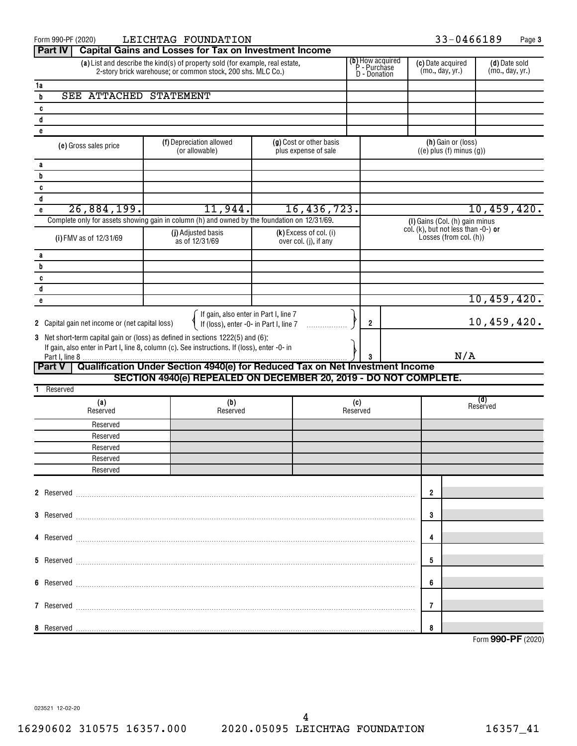Form 990-PF (2020) LEICHTAG FOUNDATION 33-0466189 Page 3

## Part IV Capital Gains and Losses for Tax on Investment Income

| | (a) List and describe the kind(s) of property sold (for example, real estate, 2-story brick warehouse; or common stock, 200 shs. MLC Co.) | (b) How acquired P - Purchase D - Donation | (c) Date acquired (mo., day, yr.) | (d) Date sold (mo., day, yr.) |
|---|---|---|---|---|
| 1a | | | | |
| b | SEE ATTACHED STATEMENT | | | |
| c | | | | |
| d | | | | |
| e | | | | |

| | (e) Gross sales price | (f) Depreciation allowed (or allowable) | (g) Cost or other basis plus expense of sale | (h) Gain or (loss) ((e) plus (f) minus (g)) |
|---|---|---|---|---|
| a | | | | |
| b | | | | |
| c | | | | |
| d | | | | |
| e | 26,884,199. | 11,944. | 16,436,723. | 10,459,420. |

Complete only for assets showing gain in column (h) and owned by the foundation on 12/31/69.

| | (i) FMV as of 12/31/69 | (j) Adjusted basis as of 12/31/69 | (k) Excess of col. (i) over col. (j), if any | (l) Gains (Col. (h) gain minus col. (k), but not less than -0-) or Losses (from col. (h)) |
|---|---|---|---|---|
| a | | | | |
| b | | | | |
| c | | | | |
| d | | | | |
| e | | | | 10,459,420. |

2 Capital gain net income or (net capital loss) { If gain, also enter in Part I, line 7; If (loss), enter -0- in Part I, line 7 } ..... 2 | 10,459,420.

3 Net short-term capital gain or (loss) as defined in sections 1222(5) and (6): If gain, also enter in Part I, line 8, column (c). See instructions. If (loss), enter -0- in Part I, line 8 ..... 3 | N/A

## Part V Qualification Under Section 4940(e) for Reduced Tax on Net Investment Income

**SECTION 4940(e) REPEALED ON DECEMBER 20, 2019 - DO NOT COMPLETE.**

1 Reserved

| (a) Reserved | (b) Reserved | (c) Reserved | (d) Reserved |
|---|---|---|---|
| Reserved | | | |
| Reserved | | | |
| Reserved | | | |
| Reserved | | | |
| Reserved | | | |

| | | |
|---|---|---|
| 2 Reserved | 2 | |
| 3 Reserved | 3 | |
| 4 Reserved | 4 | |
| 5 Reserved | 5 | |
| 6 Reserved | 6 | |
| 7 Reserved | 7 | |
| 8 Reserved | 8 | |

Form **990-PF** (2020)

023521 12-02-20

16290602 310575 16357.000 2020.05095 LEICHTAG FOUNDATION 16357_41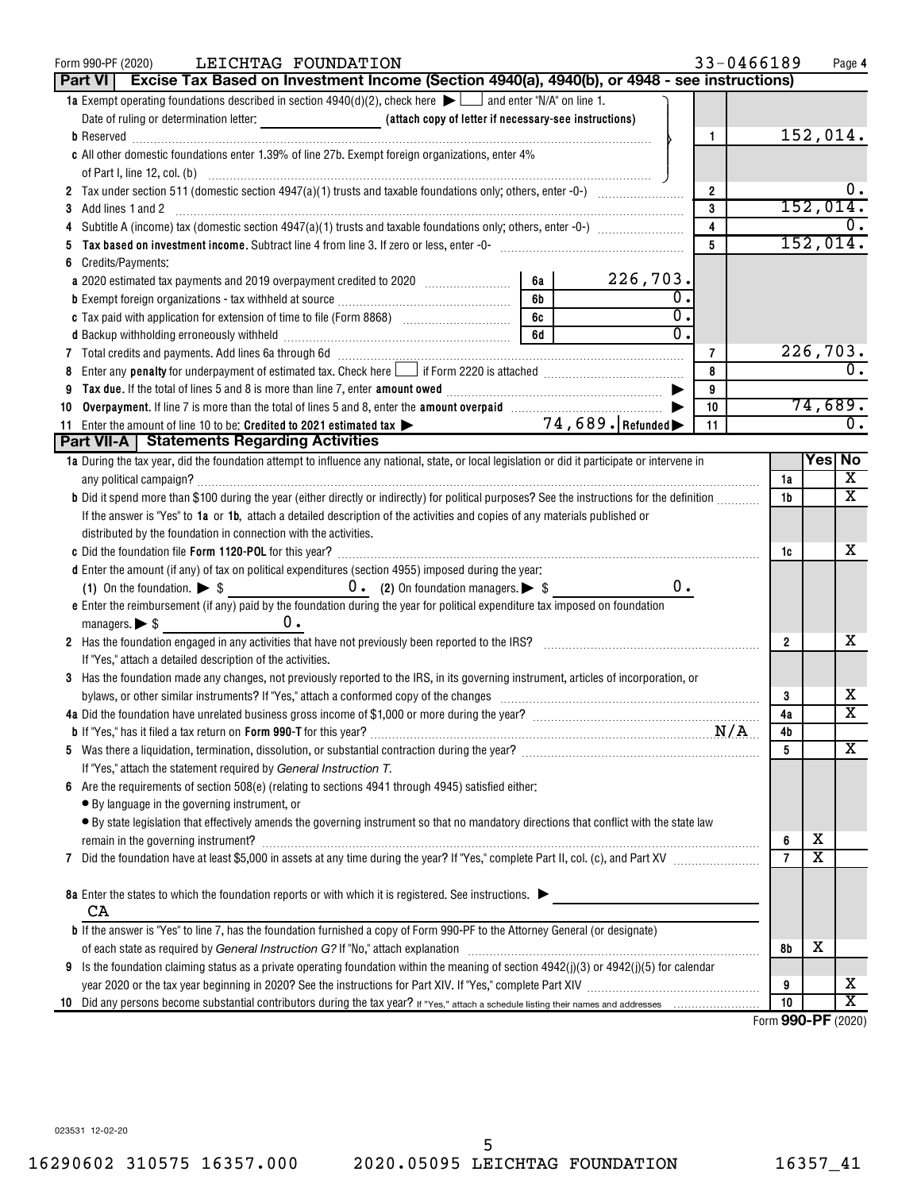Form 990-PF (2020) LEICHTAG FOUNDATION 33-0466189 Page 4

## Part VI Excise Tax Based on Investment Income (Section 4940(a), 4940(b), or 4948 - see instructions)

| | | | |
|---|---|---|---|
| **1a** Exempt operating foundations described in section 4940(d)(2), check here ▶ ☐ and enter "N/A" on line 1. Date of ruling or determination letter: ______ (attach copy of letter if necessary-see instructions) | | | |
| **b** Reserved | | 1 | 152,014. |
| **c** All other domestic foundations enter 1.39% of line 27b. Exempt foreign organizations, enter 4% of Part I, line 12, col. (b) | | | |
| **2** Tax under section 511 (domestic section 4947(a)(1) trusts and taxable foundations only; others, enter -0-) | | 2 | 0. |
| **3** Add lines 1 and 2 | | 3 | 152,014. |
| **4** Subtitle A (income) tax (domestic section 4947(a)(1) trusts and taxable foundations only; others, enter -0-) | | 4 | 0. |
| **5** **Tax based on investment income.** Subtract line 4 from line 3. If zero or less, enter -0- | | 5 | 152,014. |
| **6** Credits/Payments: | | | |
| **a** 2020 estimated tax payments and 2019 overpayment credited to 2020 | 6a 226,703. | | |
| **b** Exempt foreign organizations - tax withheld at source | 6b 0. | | |
| **c** Tax paid with application for extension of time to file (Form 8868) | 6c 0. | | |
| **d** Backup withholding erroneously withheld | 6d 0. | | |
| **7** Total credits and payments. Add lines 6a through 6d | | 7 | 226,703. |
| **8** Enter any **penalty** for underpayment of estimated tax. Check here ☐ if Form 2220 is attached | | 8 | 0. |
| **9** **Tax due.** If the total of lines 5 and 8 is more than line 7, enter **amount owed** ▶ | | 9 | |
| **10** **Overpayment.** If line 7 is more than the total of lines 5 and 8, enter the **amount overpaid** ▶ | | 10 | 74,689. |
| **11** Enter the amount of line 10 to be: **Credited to 2021 estimated tax** ▶ 74,689. **Refunded** ▶ | | 11 | 0. |

## Part VII-A Statements Regarding Activities

| | | Yes | No |
|---|---|---|---|
| **1a** During the tax year, did the foundation attempt to influence any national, state, or local legislation or did it participate or intervene in any political campaign? | 1a | | X |
| **b** Did it spend more than $100 during the year (either directly or indirectly) for political purposes? See the instructions for the definition | 1b | | X |
| If the answer is "Yes" to **1a** or **1b**, attach a detailed description of the activities and copies of any materials published or distributed by the foundation in connection with the activities. | | | |
| **c** Did the foundation file **Form 1120-POL** for this year? | 1c | | X |
| **d** Enter the amount (if any) of tax on political expenditures (section 4955) imposed during the year: (1) On the foundation. ▶ $ 0. (2) On foundation managers. ▶ $ 0. | | | |
| **e** Enter the reimbursement (if any) paid by the foundation during the year for political expenditure tax imposed on foundation managers. ▶ $ 0. | | | |
| **2** Has the foundation engaged in any activities that have not previously been reported to the IRS? | 2 | | X |
| If "Yes," attach a detailed description of the activities. | | | |
| **3** Has the foundation made any changes, not previously reported to the IRS, in its governing instrument, articles of incorporation, or bylaws, or other similar instruments? If "Yes," attach a conformed copy of the changes | 3 | | X |
| **4a** Did the foundation have unrelated business gross income of $1,000 or more during the year? | 4a | | X |
| **b** If "Yes," has it filed a tax return on **Form 990-T** for this year? N/A | 4b | | |
| **5** Was there a liquidation, termination, dissolution, or substantial contraction during the year? | 5 | | X |
| If "Yes," attach the statement required by *General Instruction T*. | | | |
| **6** Are the requirements of section 508(e) (relating to sections 4941 through 4945) satisfied either: • By language in the governing instrument, or • By state legislation that effectively amends the governing instrument so that no mandatory directions that conflict with the state law remain in the governing instrument? | 6 | X | |
| **7** Did the foundation have at least $5,000 in assets at any time during the year? If "Yes," complete Part II, col. (c), and Part XV | 7 | X | |
| **8a** Enter the states to which the foundation reports or with which it is registered. See instructions. ▶ CA | | | |
| **b** If the answer is "Yes" to line 7, has the foundation furnished a copy of Form 990-PF to the Attorney General (or designate) of each state as required by *General Instruction G*? If "No," attach explanation | 8b | X | |
| **9** Is the foundation claiming status as a private operating foundation within the meaning of section 4942(j)(3) or 4942(j)(5) for calendar year 2020 or the tax year beginning in 2020? See the instructions for Part XIV. If "Yes," complete Part XIV | 9 | | X |
| **10** Did any persons become substantial contributors during the tax year? If "Yes," attach a schedule listing their names and addresses | 10 | | X |

Form **990-PF** (2020)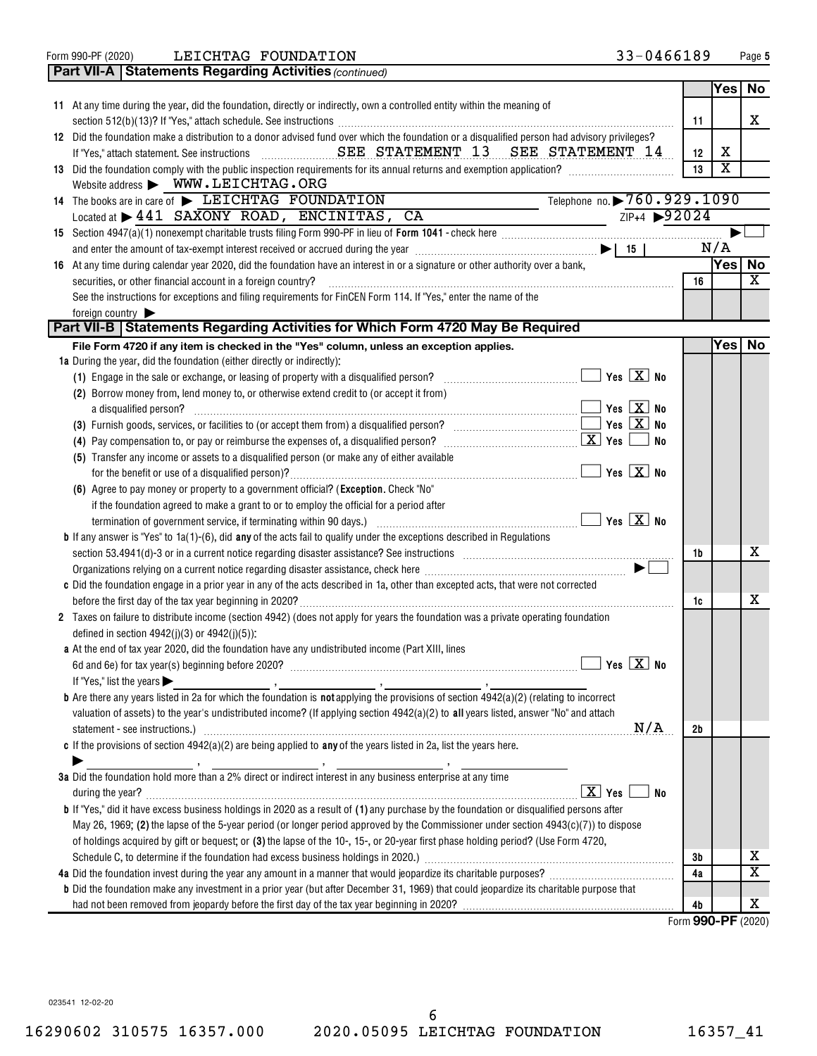Form 990-PF (2020) LEICHTAG FOUNDATION 33-0466189 Page 5

## Part VII-A Statements Regarding Activities *(continued)*

| | | | Yes | No |
|---|---|---|---|---|
| **11** | At any time during the year, did the foundation, directly or indirectly, own a controlled entity within the meaning of section 512(b)(13)? If "Yes," attach schedule. See instructions | 11 | | X |
| **12** | Did the foundation make a distribution to a donor advised fund over which the foundation or a disqualified person had advisory privileges? If "Yes," attach statement. See instructions SEE STATEMENT 13 SEE STATEMENT 14 | 12 | X | |
| **13** | Did the foundation comply with the public inspection requirements for its annual returns and exemption application? | 13 | X | |

Website address ▶ WWW.LEICHTAG.ORG

**14** The books are in care of ▶ LEICHTAG FOUNDATION Telephone no. ▶ 760.929.1090

Located at ▶ 441 SAXONY ROAD, ENCINITAS, CA ZIP+4 ▶ 92024

**15** Section 4947(a)(1) nonexempt charitable trusts filing Form 990-PF in lieu of **Form 1041** - check here ▶ ☐

and enter the amount of tax-exempt interest received or accrued during the year ▶ | 15 | N/A

| | | | Yes | No |
|---|---|---|---|---|
| **16** | At any time during calendar year 2020, did the foundation have an interest in or a signature or other authority over a bank, securities, or other financial account in a foreign country? See the instructions for exceptions and filing requirements for FinCEN Form 114. If "Yes," enter the name of the foreign country ▶ | 16 | | X |

## Part VII-B Statements Regarding Activities for Which Form 4720 May Be Required

**File Form 4720 if any item is checked in the "Yes" column, unless an exception applies.**

| | | | Yes | No |
|---|---|---|---|---|
| **1a** | During the year, did the foundation (either directly or indirectly): | | | |
| | (1) Engage in the sale or exchange, or leasing of property with a disqualified person? ☐ Yes ☒ No | | | |
| | (2) Borrow money from, lend money to, or otherwise extend credit to (or accept it from) a disqualified person? ☐ Yes ☒ No | | | |
| | (3) Furnish goods, services, or facilities to (or accept them from) a disqualified person? ☐ Yes ☒ No | | | |
| | (4) Pay compensation to, or pay or reimburse the expenses of, a disqualified person? ☒ Yes ☐ No | | | |
| | (5) Transfer any income or assets to a disqualified person (or make any of either available for the benefit or use of a disqualified person)? ☐ Yes ☒ No | | | |
| | (6) Agree to pay money or property to a government official? (**Exception.** Check "No" if the foundation agreed to make a grant to or to employ the official for a period after termination of government service, if terminating within 90 days.) ☐ Yes ☒ No | | | |
| **b** | If any answer is "Yes" to 1a(1)-(6), did **any** of the acts fail to qualify under the exceptions described in Regulations section 53.4941(d)-3 or in a current notice regarding disaster assistance? See instructions | 1b | | X |
| | Organizations relying on a current notice regarding disaster assistance, check here ▶ ☐ | | | |
| **c** | Did the foundation engage in a prior year in any of the acts described in 1a, other than excepted acts, that were not corrected before the first day of the tax year beginning in 2020? | 1c | | X |
| **2** | Taxes on failure to distribute income (section 4942) (does not apply for years the foundation was a private operating foundation defined in section 4942(j)(3) or 4942(j)(5)): | | | |
| **a** | At the end of tax year 2020, did the foundation have any undistributed income (Part XIII, lines 6d and 6e) for tax year(s) beginning before 2020? ☐ Yes ☒ No<br>If "Yes," list the years ▶ ____ , ____ , ____ , ____ | | | |
| **b** | Are there any years listed in 2a for which the foundation is **not** applying the provisions of section 4942(a)(2) (relating to incorrect valuation of assets) to the year's undistributed income? (If applying section 4942(a)(2) to **all** years listed, answer "No" and attach statement - see instructions.) N/A | 2b | | |
| **c** | If the provisions of section 4942(a)(2) are being applied to **any** of the years listed in 2a, list the years here.<br>▶ ____ , ____ , ____ , ____ | | | |
| **3a** | Did the foundation hold more than a 2% direct or indirect interest in any business enterprise at any time during the year? ☒ Yes ☐ No | | | |
| **b** | If "Yes," did it have excess business holdings in 2020 as a result of **(1)** any purchase by the foundation or disqualified persons after May 26, 1969; **(2)** the lapse of the 5-year period (or longer period approved by the Commissioner under section 4943(c)(7)) to dispose of holdings acquired by gift or bequest; or **(3)** the lapse of the 10-, 15-, or 20-year first phase holding period? (Use Form 4720, Schedule C, to determine if the foundation had excess business holdings in 2020.) | 3b | | X |
| **4a** | Did the foundation invest during the year any amount in a manner that would jeopardize its charitable purposes? | 4a | | X |
| **b** | Did the foundation make any investment in a prior year (but after December 31, 1969) that could jeopardize its charitable purpose that had not been removed from jeopardy before the first day of the tax year beginning in 2020? | 4b | | X |

Form **990-PF** (2020)

023541 12-02-20

16290602 310575 16357.000 2020.05095 LEICHTAG FOUNDATION 16357_41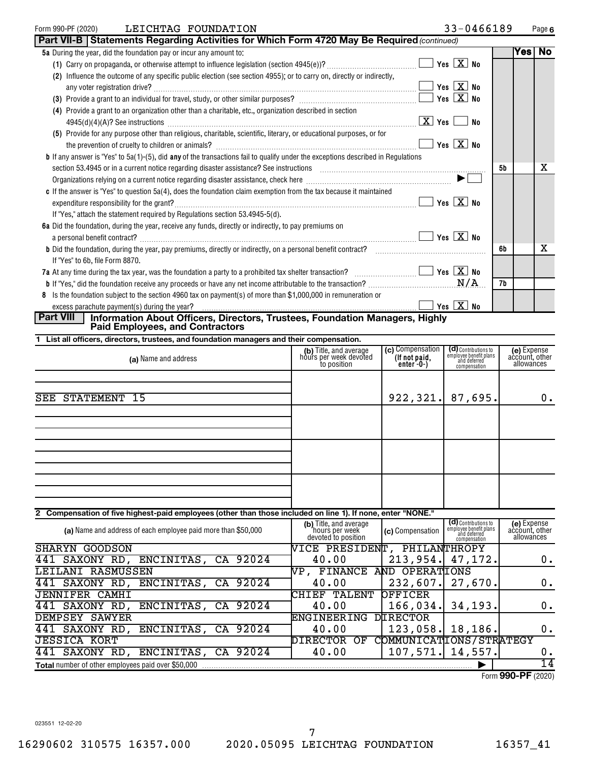Form 990-PF (2020) LEICHTAG FOUNDATION 33-0466189 Page 6

## Part VII-B Statements Regarding Activities for Which Form 4720 May Be Required *(continued)*

| | | | Yes | No |
|---|---|---|---|---|
| **5a** During the year, did the foundation pay or incur any amount to: | | | | |
| (1) Carry on propaganda, or otherwise attempt to influence legislation (section 4945(e))? | Yes [ ] No [X] | | | |
| (2) Influence the outcome of any specific public election (see section 4955); or to carry on, directly or indirectly, any voter registration drive? | Yes [ ] No [X] | | | |
| (3) Provide a grant to an individual for travel, study, or other similar purposes? | Yes [ ] No [X] | | | |
| (4) Provide a grant to an organization other than a charitable, etc., organization described in section 4945(d)(4)(A)? See instructions | Yes [X] No [ ] | | | |
| (5) Provide for any purpose other than religious, charitable, scientific, literary, or educational purposes, or for the prevention of cruelty to children or animals? | Yes [ ] No [X] | | | |
| **b** If any answer is "Yes" to 5a(1)-(5), did **any** of the transactions fail to qualify under the exceptions described in Regulations section 53.4945 or in a current notice regarding disaster assistance? See instructions | | 5b | | X |
| Organizations relying on a current notice regarding disaster assistance, check here | ▶ [ ] | | | |
| **c** If the answer is "Yes" to question 5a(4), does the foundation claim exemption from the tax because it maintained expenditure responsibility for the grant? | Yes [ ] No [X] | | | |
| If "Yes," attach the statement required by Regulations section 53.4945-5(d). | | | | |
| **6a** Did the foundation, during the year, receive any funds, directly or indirectly, to pay premiums on a personal benefit contract? | Yes [ ] No [X] | | | |
| **b** Did the foundation, during the year, pay premiums, directly or indirectly, on a personal benefit contract? | | 6b | | X |
| If "Yes" to 6b, file Form 8870. | | | | |
| **7a** At any time during the tax year, was the foundation a party to a prohibited tax shelter transaction? | Yes [ ] No [X] | | | |
| **b** If "Yes," did the foundation receive any proceeds or have any net income attributable to the transaction? | N/A | 7b | | |
| **8** Is the foundation subject to the section 4960 tax on payment(s) of more than $1,000,000 in remuneration or excess parachute payment(s) during the year? | Yes [ ] No [X] | | | |

## Part VIII Information About Officers, Directors, Trustees, Foundation Managers, Highly Paid Employees, and Contractors

**1 List all officers, directors, trustees, and foundation managers and their compensation.**

| (a) Name and address | (b) Title, and average hours per week devoted to position | (c) Compensation (If not paid, enter -0-) | (d) Contributions to employee benefit plans and deferred compensation | (e) Expense account, other allowances |
|---|---|---|---|---|
| SEE STATEMENT 15 | | 922,321. | 87,695. | 0. |

**2 Compensation of five highest-paid employees (other than those included on line 1). If none, enter "NONE."**

| (a) Name and address of each employee paid more than $50,000 | (b) Title, and average hours per week devoted to position | (c) Compensation | (d) Contributions to employee benefit plans and deferred compensation | (e) Expense account, other allowances |
|---|---|---|---|---|
| SHARYN GOODSON<br>441 SAXONY RD, ENCINITAS, CA 92024 | VICE PRESIDENT, PHILANTHROPY<br>40.00 | 213,954. | 47,172. | 0. |
| LEILANI RASMUSSEN<br>441 SAXONY RD, ENCINITAS, CA 92024 | VP, FINANCE AND OPERATIONS<br>40.00 | 232,607. | 27,670. | 0. |
| JENNIFER CAMHI<br>441 SAXONY RD, ENCINITAS, CA 92024 | CHIEF TALENT OFFICER<br>40.00 | 166,034. | 34,193. | 0. |
| DEMPSEY SAWYER<br>441 SAXONY RD, ENCINITAS, CA 92024 | ENGINEERING DIRECTOR<br>40.00 | 123,058. | 18,186. | 0. |
| JESSICA KORT<br>441 SAXONY RD, ENCINITAS, CA 92024 | DIRECTOR OF COMMUNICATIONS/STRATEGY<br>40.00 | 107,571. | 14,557. | 0. |
| **Total** number of other employees paid over $50,000 | | | ▶ | 14 |

Form **990-PF** (2020)

023551 12-02-20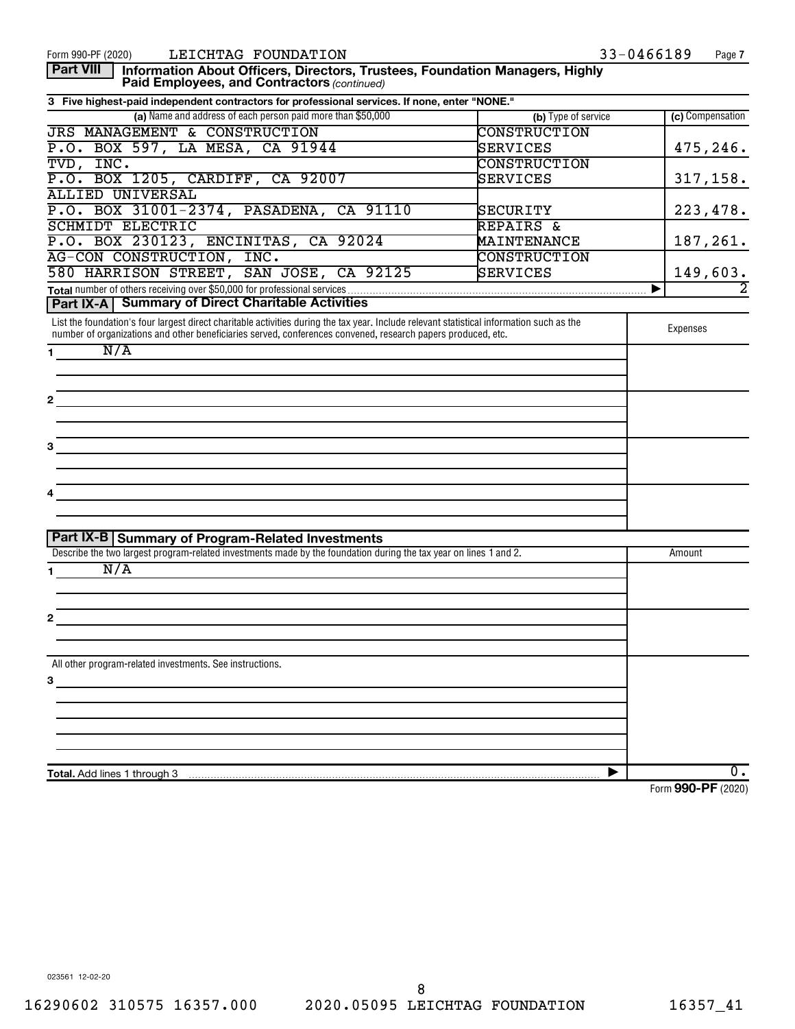Form 990-PF (2020) LEICHTAG FOUNDATION 33-0466189 Page 7

## Part VIII Information About Officers, Directors, Trustees, Foundation Managers, Highly Paid Employees, and Contractors *(continued)*

**3 Five highest-paid independent contractors for professional services. If none, enter "NONE."**

| (a) Name and address of each person paid more than $50,000 | (b) Type of service | (c) Compensation |
|---|---|---|
| JRS MANAGEMENT & CONSTRUCTION<br>P.O. BOX 597, LA MESA, CA 91944 | CONSTRUCTION SERVICES | 475,246. |
| TVD, INC.<br>P.O. BOX 1205, CARDIFF, CA 92007 | CONSTRUCTION SERVICES | 317,158. |
| ALLIED UNIVERSAL<br>P.O. BOX 31001-2374, PASADENA, CA 91110 | SECURITY | 223,478. |
| SCHMIDT ELECTRIC<br>P.O. BOX 230123, ENCINITAS, CA 92024 | REPAIRS & MAINTENANCE | 187,261. |
| AG-CON CONSTRUCTION, INC.<br>580 HARRISON STREET, SAN JOSE, CA 92125 | CONSTRUCTION SERVICES | 149,603. |
| **Total** number of others receiving over $50,000 for professional services | | 2 |

## Part IX-A Summary of Direct Charitable Activities

| List the foundation's four largest direct charitable activities during the tax year. Include relevant statistical information such as the number of organizations and other beneficiaries served, conferences convened, research papers produced, etc. | Expenses |
|---|---|
| 1 N/A | |
| 2 | |
| 3 | |
| 4 | |

## Part IX-B Summary of Program-Related Investments

| Describe the two largest program-related investments made by the foundation during the tax year on lines 1 and 2. | Amount |
|---|---|
| 1 N/A | |
| 2 | |
| All other program-related investments. See instructions.<br>3 | |
| **Total.** Add lines 1 through 3 | 0. |

Form **990-PF** (2020)

023561 12-02-20

16290602 310575 16357.000 2020.05095 LEICHTAG FOUNDATION 16357_41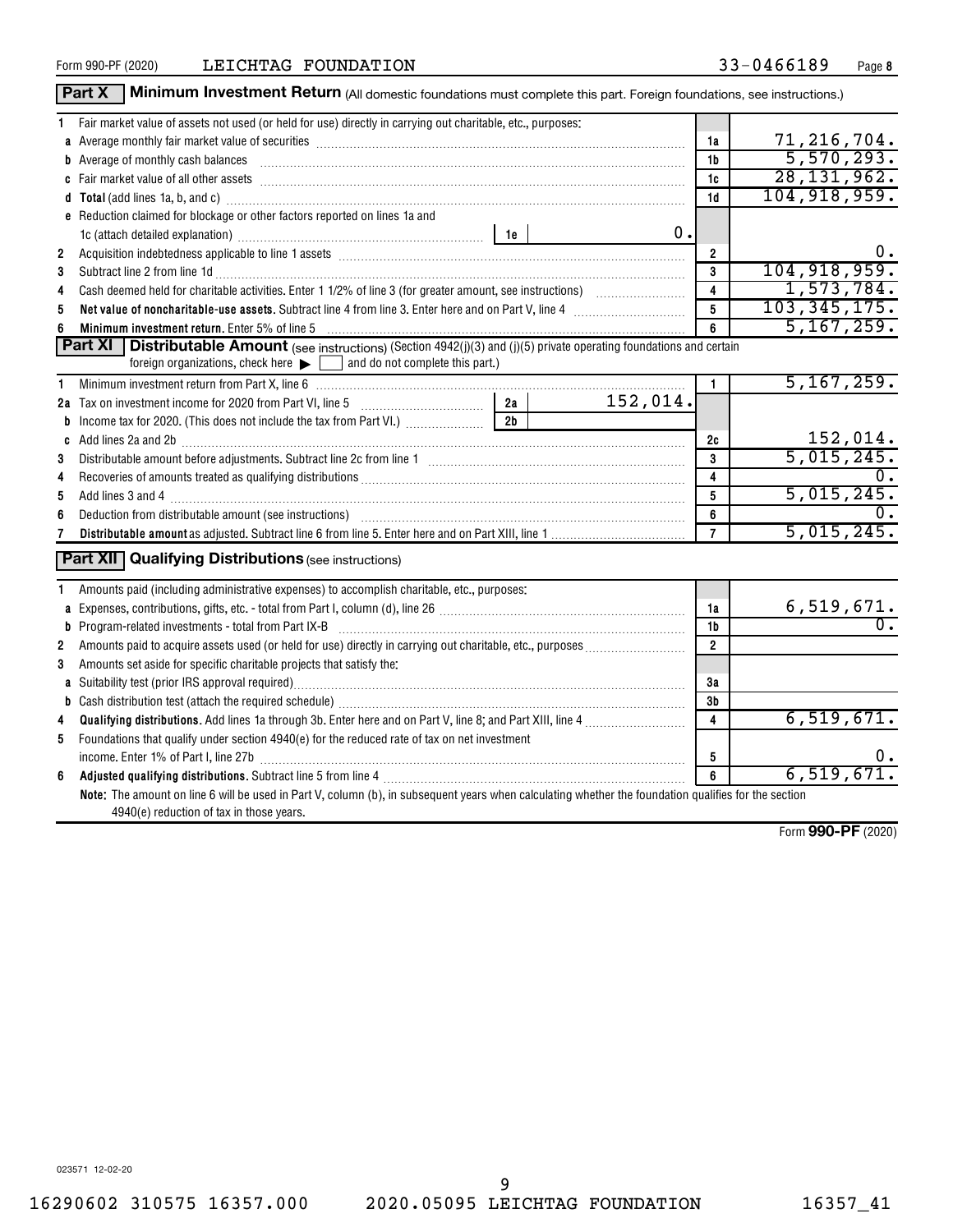Form 990-PF (2020) LEICHTAG FOUNDATION 33-0466189 Page 8

## Part X Minimum Investment Return (All domestic foundations must complete this part. Foreign foundations, see instructions.)

| | | | |
|---|---|---|---|
| 1 | Fair market value of assets not used (or held for use) directly in carrying out charitable, etc., purposes: | | |
| a | Average monthly fair market value of securities | 1a | 71,216,704. |
| b | Average of monthly cash balances | 1b | 5,570,293. |
| c | Fair market value of all other assets | 1c | 28,131,962. |
| d | **Total** (add lines 1a, b, and c) | 1d | 104,918,959. |
| e | Reduction claimed for blockage or other factors reported on lines 1a and 1c (attach detailed explanation) — 1e: 0. | | |
| 2 | Acquisition indebtedness applicable to line 1 assets | 2 | 0. |
| 3 | Subtract line 2 from line 1d | 3 | 104,918,959. |
| 4 | Cash deemed held for charitable activities. Enter 1 1/2% of line 3 (for greater amount, see instructions) | 4 | 1,573,784. |
| 5 | **Net value of noncharitable-use assets.** Subtract line 4 from line 3. Enter here and on Part V, line 4 | 5 | 103,345,175. |
| 6 | **Minimum investment return.** Enter 5% of line 5 | 6 | 5,167,259. |

## Part XI Distributable Amount (see instructions) (Section 4942(j)(3) and (j)(5) private operating foundations and certain foreign organizations, check here ▶ ☐ and do not complete this part.)

| | | | |
|---|---|---|---|
| 1 | Minimum investment return from Part X, line 6 | 1 | 5,167,259. |
| 2a | Tax on investment income for 2020 from Part VI, line 5 — 2a: 152,014. | | |
| b | Income tax for 2020. (This does not include the tax from Part VI.) — 2b: | | |
| c | Add lines 2a and 2b | 2c | 152,014. |
| 3 | Distributable amount before adjustments. Subtract line 2c from line 1 | 3 | 5,015,245. |
| 4 | Recoveries of amounts treated as qualifying distributions | 4 | 0. |
| 5 | Add lines 3 and 4 | 5 | 5,015,245. |
| 6 | Deduction from distributable amount (see instructions) | 6 | 0. |
| 7 | **Distributable amount** as adjusted. Subtract line 6 from line 5. Enter here and on Part XIII, line 1 | 7 | 5,015,245. |

## Part XII Qualifying Distributions (see instructions)

| | | | |
|---|---|---|---|
| 1 | Amounts paid (including administrative expenses) to accomplish charitable, etc., purposes: | | |
| a | Expenses, contributions, gifts, etc. - total from Part I, column (d), line 26 | 1a | 6,519,671. |
| b | Program-related investments - total from Part IX-B | 1b | 0. |
| 2 | Amounts paid to acquire assets used (or held for use) directly in carrying out charitable, etc., purposes | 2 | |
| 3 | Amounts set aside for specific charitable projects that satisfy the: | | |
| a | Suitability test (prior IRS approval required) | 3a | |
| b | Cash distribution test (attach the required schedule) | 3b | |
| 4 | **Qualifying distributions.** Add lines 1a through 3b. Enter here and on Part V, line 8; and Part XIII, line 4 | 4 | 6,519,671. |
| 5 | Foundations that qualify under section 4940(e) for the reduced rate of tax on net investment income. Enter 1% of Part I, line 27b | 5 | 0. |
| 6 | **Adjusted qualifying distributions.** Subtract line 5 from line 4 | 6 | 6,519,671. |

**Note:** The amount on line 6 will be used in Part V, column (b), in subsequent years when calculating whether the foundation qualifies for the section 4940(e) reduction of tax in those years.

Form **990-PF** (2020)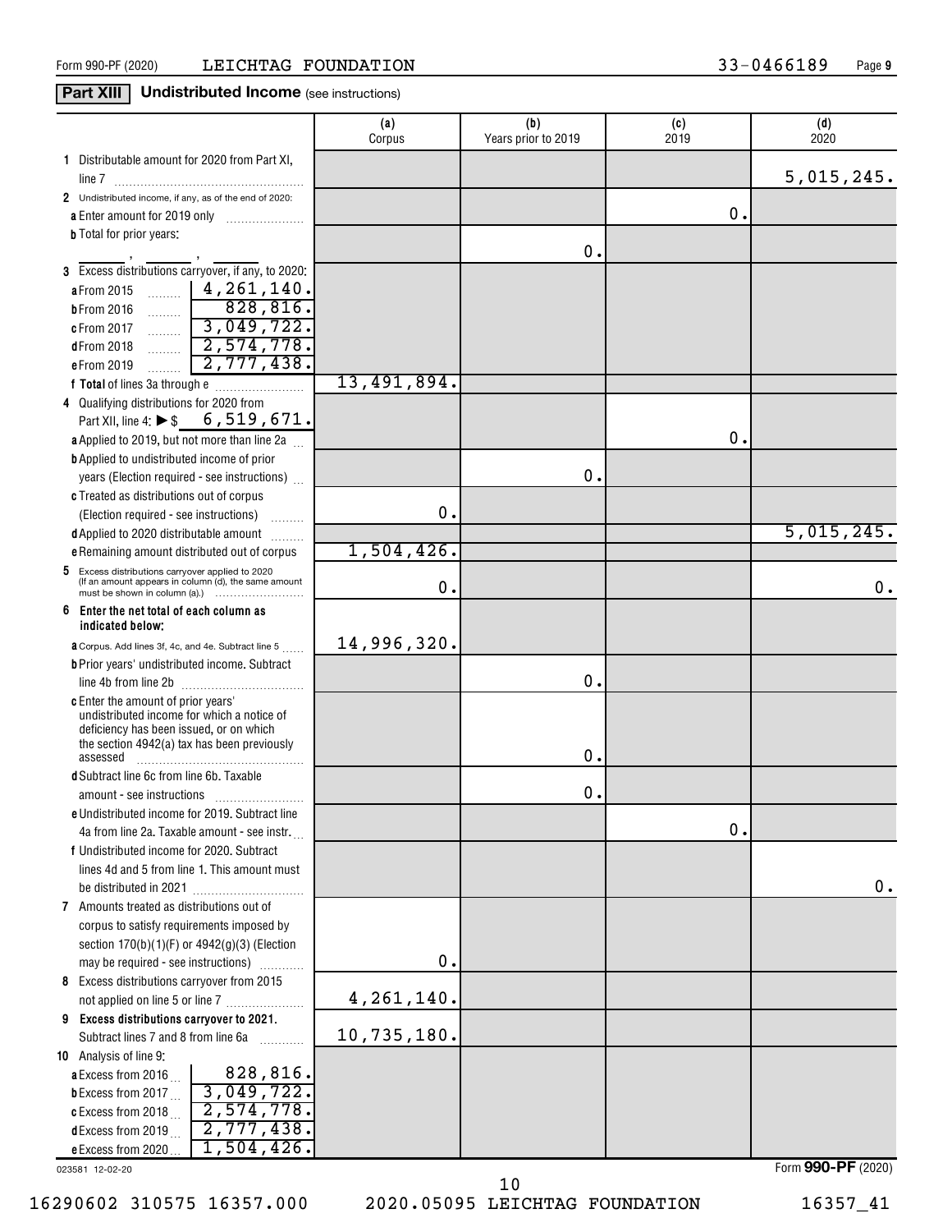Form 990-PF (2020) LEICHTAG FOUNDATION 33-0466189 Page 9

## Part XIII Undistributed Income (see instructions)

| | (a) Corpus | (b) Years prior to 2019 | (c) 2019 | (d) 2020 |
|---|---|---|---|---|
| **1** Distributable amount for 2020 from Part XI, line 7 | | | | 5,015,245. |
| **2** Undistributed income, if any, as of the end of 2020: | | | | |
| **a** Enter amount for 2019 only | | | 0. | |
| **b** Total for prior years: ___ , ___ , ___ | | 0. | | |
| **3** Excess distributions carryover, if any, to 2020: | | | | |
| **a** From 2015 ... 4,261,140. | | | | |
| **b** From 2016 ... 828,816. | | | | |
| **c** From 2017 ... 3,049,722. | | | | |
| **d** From 2018 ... 2,574,778. | | | | |
| **e** From 2019 ... 2,777,438. | | | | |
| **f Total** of lines 3a through e | 13,491,894. | | | |
| **4** Qualifying distributions for 2020 from Part XII, line 4: ▶ $ 6,519,671. | | | | |
| **a** Applied to 2019, but not more than line 2a | | | 0. | |
| **b** Applied to undistributed income of prior years (Election required - see instructions) | | 0. | | |
| **c** Treated as distributions out of corpus (Election required - see instructions) | 0. | | | |
| **d** Applied to 2020 distributable amount | | | | 5,015,245. |
| **e** Remaining amount distributed out of corpus | 1,504,426. | | | |
| **5** Excess distributions carryover applied to 2020 (If an amount appears in column (d), the same amount must be shown in column (a).) | 0. | | | 0. |
| **6 Enter the net total of each column as indicated below:** | | | | |
| **a** Corpus. Add lines 3f, 4c, and 4e. Subtract line 5 | 14,996,320. | | | |
| **b** Prior years' undistributed income. Subtract line 4b from line 2b | | 0. | | |
| **c** Enter the amount of prior years' undistributed income for which a notice of deficiency has been issued, or on which the section 4942(a) tax has been previously assessed | | 0. | | |
| **d** Subtract line 6c from line 6b. Taxable amount - see instructions | | 0. | | |
| **e** Undistributed income for 2019. Subtract line 4a from line 2a. Taxable amount - see instr. | | | 0. | |
| **f** Undistributed income for 2020. Subtract lines 4d and 5 from line 1. This amount must be distributed in 2021 | | | | 0. |
| **7** Amounts treated as distributions out of corpus to satisfy requirements imposed by section 170(b)(1)(F) or 4942(g)(3) (Election may be required - see instructions) | 0. | | | |
| **8** Excess distributions carryover from 2015 not applied on line 5 or line 7 | 4,261,140. | | | |
| **9 Excess distributions carryover to 2021.** Subtract lines 7 and 8 from line 6a | 10,735,180. | | | |
| **10** Analysis of line 9: | | | | |
| **a** Excess from 2016 ... 828,816. | | | | |
| **b** Excess from 2017 ... 3,049,722. | | | | |
| **c** Excess from 2018 ... 2,574,778. | | | | |
| **d** Excess from 2019 ... 2,777,438. | | | | |
| **e** Excess from 2020 ... 1,504,426. | | | | |

023581 12-02-20 Form **990-PF** (2020)

16290602 310575 16357.000 2020.05095 LEICHTAG FOUNDATION 16357_41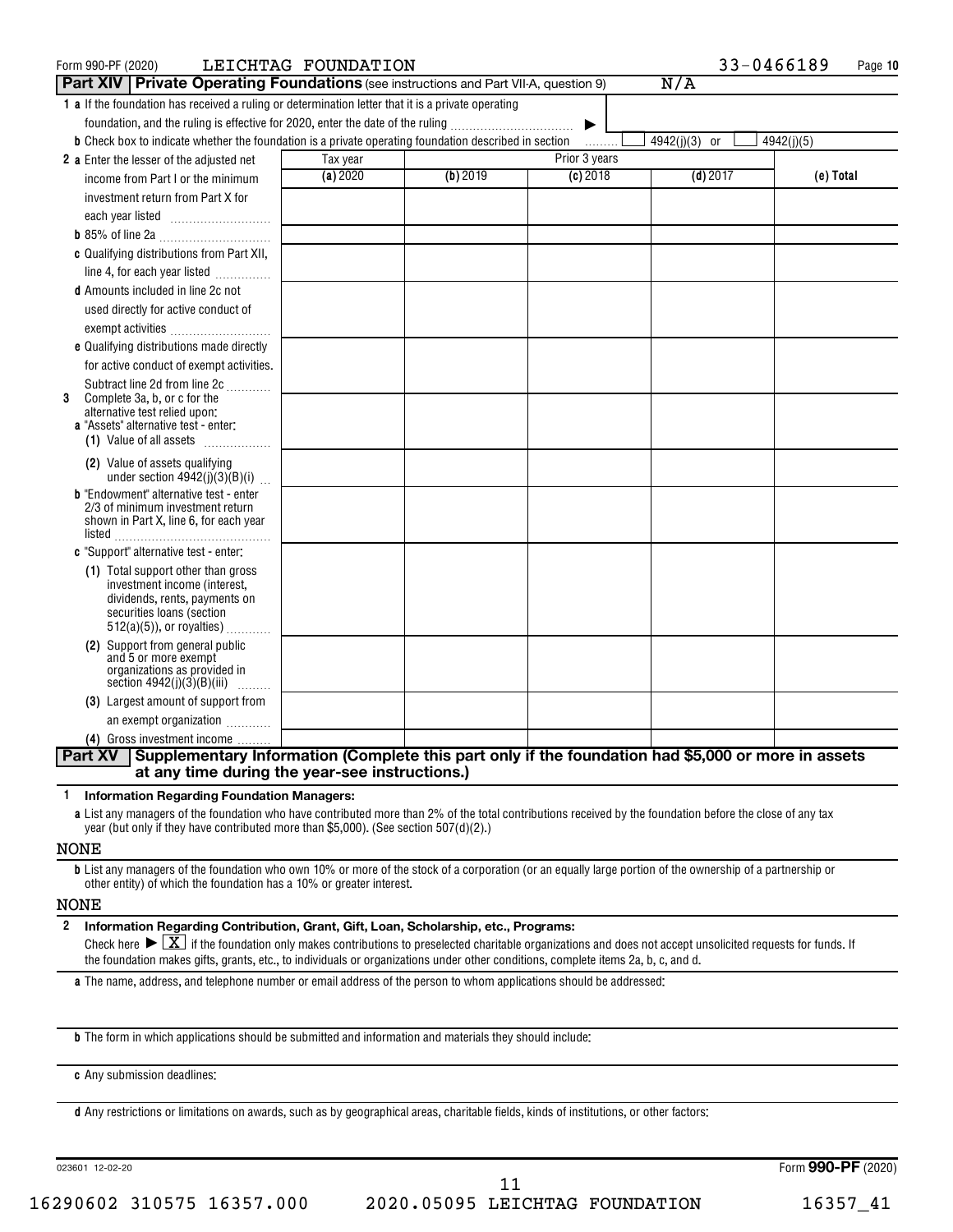Form 990-PF (2020) LEICHTAG FOUNDATION 33-0466189 Page 10

## Part XIV | Private Operating Foundations (see instructions and Part VII-A, question 9) N/A

**1 a** If the foundation has received a ruling or determination letter that it is a private operating foundation, and the ruling is effective for 2020, enter the date of the ruling ▶

**b** Check box to indicate whether the foundation is a private operating foundation described in section ☐ 4942(j)(3) or ☐ 4942(j)(5)

| | Tax year | Prior 3 years | | | |
|---|---|---|---|---|---|
| | **(a)** 2020 | **(b)** 2019 | **(c)** 2018 | **(d)** 2017 | **(e) Total** |
| **2 a** Enter the lesser of the adjusted net income from Part I or the minimum investment return from Part X for each year listed | | | | | |
| **b** 85% of line 2a | | | | | |
| **c** Qualifying distributions from Part XII, line 4, for each year listed | | | | | |
| **d** Amounts included in line 2c not used directly for active conduct of exempt activities | | | | | |
| **e** Qualifying distributions made directly for active conduct of exempt activities. Subtract line 2d from line 2c | | | | | |
| **3** Complete 3a, b, or c for the alternative test relied upon: **a** "Assets" alternative test - enter: **(1)** Value of all assets | | | | | |
| **(2)** Value of assets qualifying under section 4942(j)(3)(B)(i) | | | | | |
| **b** "Endowment" alternative test - enter 2/3 of minimum investment return shown in Part X, line 6, for each year listed | | | | | |
| **c** "Support" alternative test - enter: **(1)** Total support other than gross investment income (interest, dividends, rents, payments on securities loans (section 512(a)(5)), or royalties) | | | | | |
| **(2)** Support from general public and 5 or more exempt organizations as provided in section 4942(j)(3)(B)(iii) | | | | | |
| **(3)** Largest amount of support from an exempt organization | | | | | |
| **(4)** Gross investment income | | | | | |

## Part XV | Supplementary Information (Complete this part only if the foundation had $5,000 or more in assets at any time during the year-see instructions.)

**1 Information Regarding Foundation Managers:**

**a** List any managers of the foundation who have contributed more than 2% of the total contributions received by the foundation before the close of any tax year (but only if they have contributed more than $5,000). (See section 507(d)(2).)

NONE

**b** List any managers of the foundation who own 10% or more of the stock of a corporation (or an equally large portion of the ownership of a partnership or other entity) of which the foundation has a 10% or greater interest.

NONE

**2 Information Regarding Contribution, Grant, Gift, Loan, Scholarship, etc., Programs:**

Check here ▶ ☒ if the foundation only makes contributions to preselected charitable organizations and does not accept unsolicited requests for funds. If the foundation makes gifts, grants, etc., to individuals or organizations under other conditions, complete items 2a, b, c, and d.

**a** The name, address, and telephone number or email address of the person to whom applications should be addressed:

**b** The form in which applications should be submitted and information and materials they should include:

**c** Any submission deadlines:

**d** Any restrictions or limitations on awards, such as by geographical areas, charitable fields, kinds of institutions, or other factors:

023601 12-02-20 Form **990-PF** (2020)

16290602 310575 16357.000 2020.05095 LEICHTAG FOUNDATION 16357_41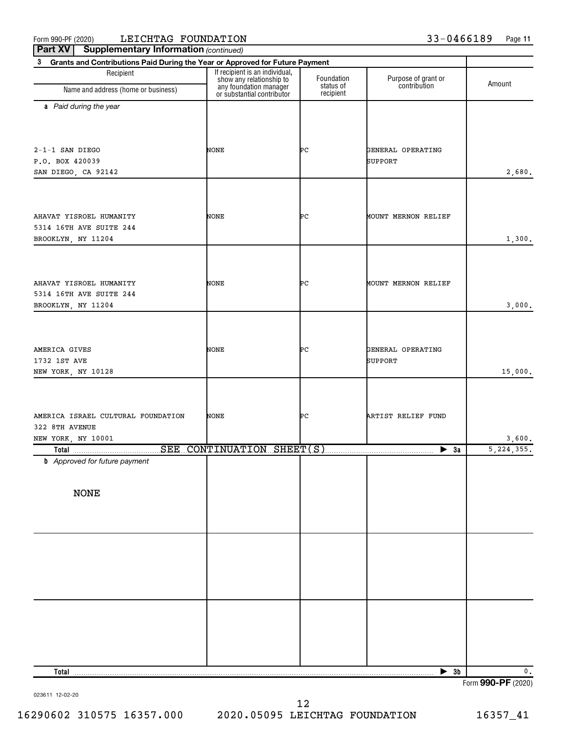Form 990-PF (2020) LEICHTAG FOUNDATION 33-0466189

**Part XV Supplementary Information** *(continued)*

**3 Grants and Contributions Paid During the Year or Approved for Future Payment**

| Recipient<br>Name and address (home or business) | If recipient is an individual, show any relationship to any foundation manager or substantial contributor | Foundation status of recipient | Purpose of grant or contribution | Amount |
|---|---|---|---|---|
| ***a** Paid during the year* | | | | |
| 2-1-1 SAN DIEGO<br>P.O. BOX 420039<br>SAN DIEGO, CA 92142 | NONE | PC | GENERAL OPERATING SUPPORT | 2,680. |
| AHAVAT YISROEL HUMANITY<br>5314 16TH AVE SUITE 244<br>BROOKLYN, NY 11204 | NONE | PC | MOUNT MERNON RELIEF | 1,300. |
| AHAVAT YISROEL HUMANITY<br>5314 16TH AVE SUITE 244<br>BROOKLYN, NY 11204 | NONE | PC | MOUNT MERNON RELIEF | 3,000. |
| AMERICA GIVES<br>1732 1ST AVE<br>NEW YORK, NY 10128 | NONE | PC | GENERAL OPERATING SUPPORT | 15,000. |
| AMERICA ISRAEL CULTURAL FOUNDATION<br>322 8TH AVENUE<br>NEW YORK, NY 10001 | NONE | PC | ARTIST RELIEF FUND | 3,600. |
| **Total** SEE CONTINUATION SHEET(S) | | | ▶ **3a** | 5,224,355. |
| ***b** Approved for future payment* | | | | |
| NONE | | | | |
| **Total** | | | ▶ **3b** | 0. |

023611 12-02-20

Form **990-PF** (2020)

16290602 310575 16357.000 2020.05095 LEICHTAG FOUNDATION 16357_41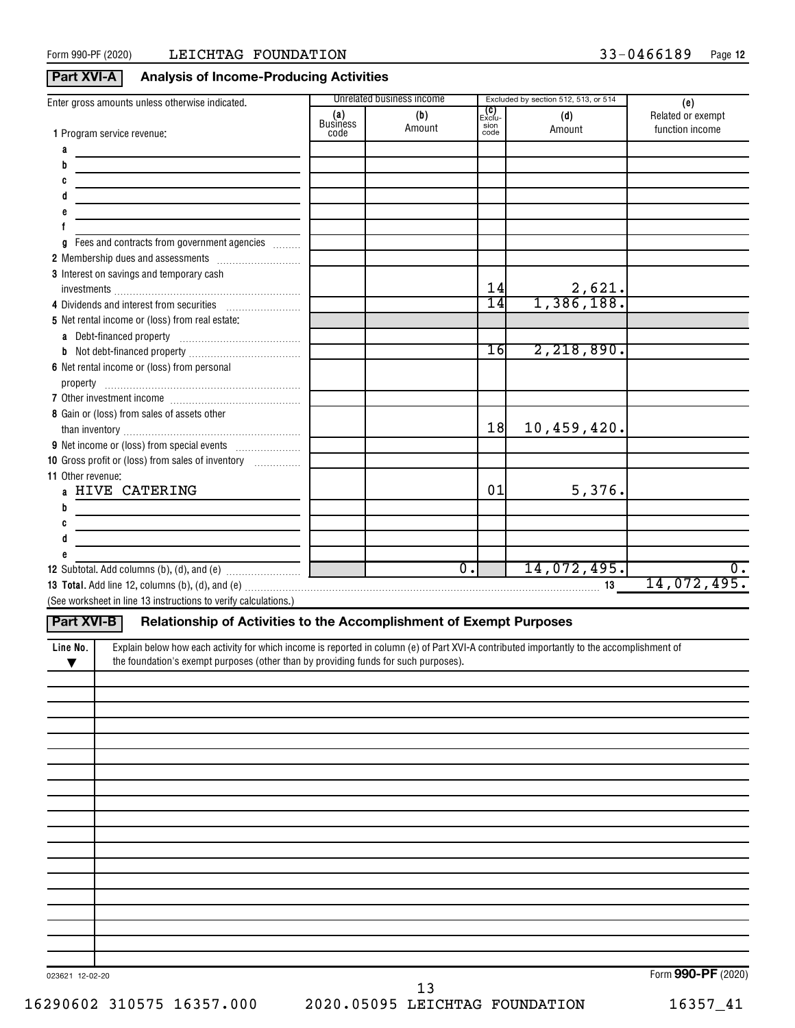Form 990-PF (2020) LEICHTAG FOUNDATION 33-0466189 Page 12

## Part XVI-A Analysis of Income-Producing Activities

| Enter gross amounts unless otherwise indicated. | Unrelated business income | | Excluded by section 512, 513, or 514 | | (e) |
|---|---|---|---|---|---|
| | (a) Business code | (b) Amount | (c) Exclusion code | (d) Amount | Related or exempt function income |
| 1 Program service revenue: | | | | | |
| a | | | | | |
| b | | | | | |
| c | | | | | |
| d | | | | | |
| e | | | | | |
| f | | | | | |
| g Fees and contracts from government agencies | | | | | |
| 2 Membership dues and assessments | | | | | |
| 3 Interest on savings and temporary cash investments | | | 14 | 2,621. | |
| 4 Dividends and interest from securities | | | 14 | 1,386,188. | |
| 5 Net rental income or (loss) from real estate: | | | | | |
| a Debt-financed property | | | | | |
| b Not debt-financed property | | | 16 | 2,218,890. | |
| 6 Net rental income or (loss) from personal property | | | | | |
| 7 Other investment income | | | | | |
| 8 Gain or (loss) from sales of assets other than inventory | | | 18 | 10,459,420. | |
| 9 Net income or (loss) from special events | | | | | |
| 10 Gross profit or (loss) from sales of inventory | | | | | |
| 11 Other revenue: | | | | | |
| a HIVE CATERING | | | 01 | 5,376. | |
| b | | | | | |
| c | | | | | |
| d | | | | | |
| e | | | | | |
| 12 Subtotal. Add columns (b), (d), and (e) | | 0. | | 14,072,495. | 0. |

**13 Total.** Add line 12, columns (b), (d), and (e) ..... 13 14,072,495.

(See worksheet in line 13 instructions to verify calculations.)

## Part XVI-B Relationship of Activities to the Accomplishment of Exempt Purposes

| Line No. ▼ | Explain below how each activity for which income is reported in column (e) of Part XVI-A contributed importantly to the accomplishment of the foundation's exempt purposes (other than by providing funds for such purposes). |
|---|---|
| | |

023621 12-02-20 Form **990-PF** (2020)

16290602 310575 16357.000 2020.05095 LEICHTAG FOUNDATION 16357_41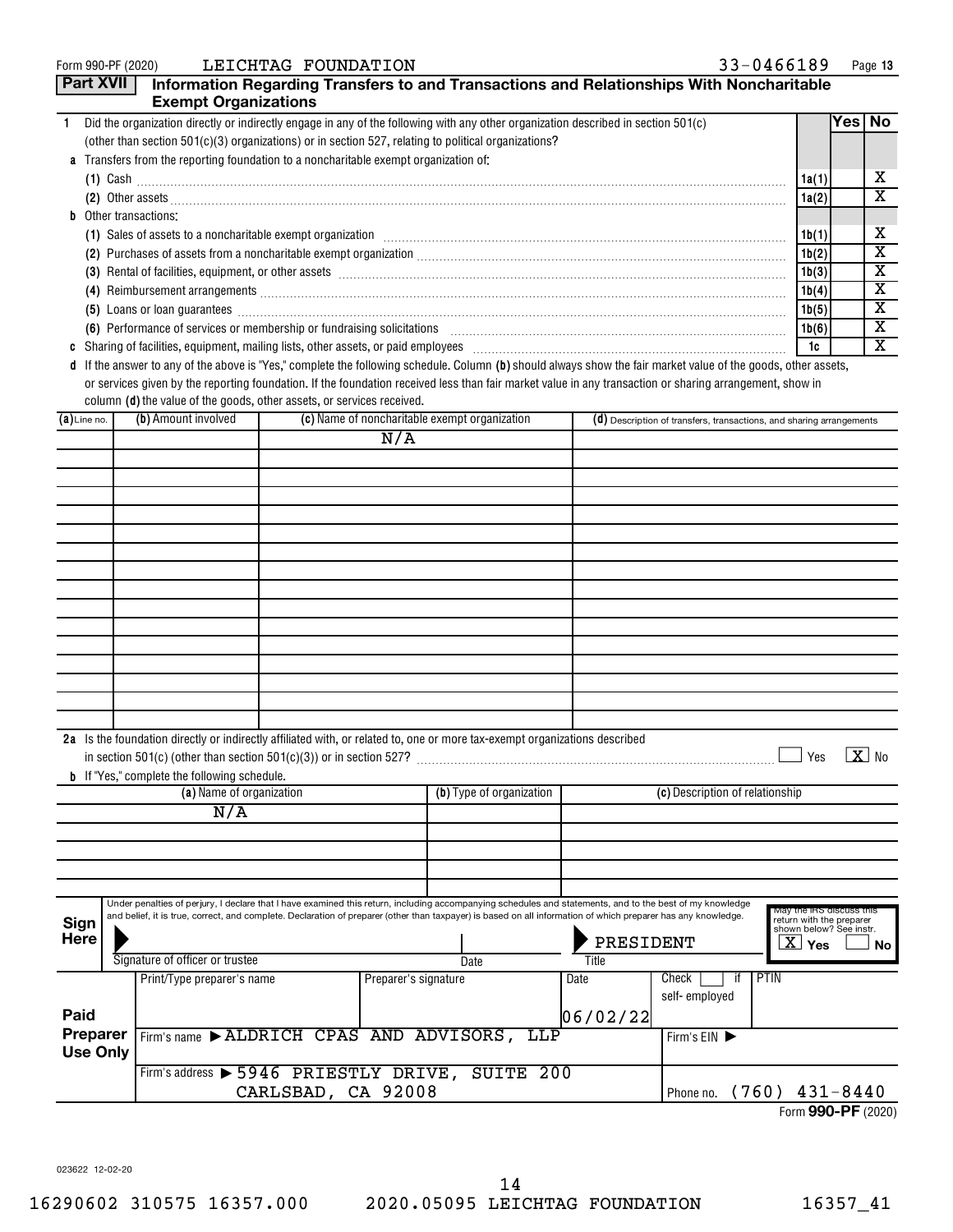Form 990-PF (2020) LEICHTAG FOUNDATION 33-0466189

## Part XVII Information Regarding Transfers to and Transactions and Relationships With Noncharitable Exempt Organizations

| | | | Yes | No |
|---|---|---|---|---|
| 1 | Did the organization directly or indirectly engage in any of the following with any other organization described in section 501(c) (other than section 501(c)(3) organizations) or in section 527, relating to political organizations? | | | |
| a | Transfers from the reporting foundation to a noncharitable exempt organization of: | | | |
| | (1) Cash | 1a(1) | | X |
| | (2) Other assets | 1a(2) | | X |
| b | Other transactions: | | | |
| | (1) Sales of assets to a noncharitable exempt organization | 1b(1) | | X |
| | (2) Purchases of assets from a noncharitable exempt organization | 1b(2) | | X |
| | (3) Rental of facilities, equipment, or other assets | 1b(3) | | X |
| | (4) Reimbursement arrangements | 1b(4) | | X |
| | (5) Loans or loan guarantees | 1b(5) | | X |
| | (6) Performance of services or membership or fundraising solicitations | 1b(6) | | X |
| c | Sharing of facilities, equipment, mailing lists, other assets, or paid employees | 1c | | X |

d If the answer to any of the above is "Yes," complete the following schedule. Column **(b)** should always show the fair market value of the goods, other assets, or services given by the reporting foundation. If the foundation received less than fair market value in any transaction or sharing arrangement, show in column **(d)** the value of the goods, other assets, or services received.

| (a) Line no. | (b) Amount involved | (c) Name of noncharitable exempt organization | (d) Description of transfers, transactions, and sharing arrangements |
|---|---|---|---|
| | | N/A | |

2a Is the foundation directly or indirectly affiliated with, or related to, one or more tax-exempt organizations described in section 501(c) (other than section 501(c)(3)) or in section 527? ☐ Yes ☒ No

b If "Yes," complete the following schedule.

| (a) Name of organization | (b) Type of organization | (c) Description of relationship |
|---|---|---|
| N/A | | |

**Sign Here**

Under penalties of perjury, I declare that I have examined this return, including accompanying schedules and statements, and to the best of my knowledge and belief, it is true, correct, and complete. Declaration of preparer (other than taxpayer) is based on all information of which preparer has any knowledge.

| Signature of officer or trustee | Date | Title | May the IRS discuss this return with the preparer shown below? See instr. |
|---|---|---|---|
| | | PRESIDENT | ☒ Yes ☐ No |

**Paid Preparer Use Only**

| Print/Type preparer's name | Preparer's signature | Date | Check ☐ if self-employed | PTIN |
|---|---|---|---|---|
| | | 06/02/22 | | |
| Firm's name ▶ ALDRICH CPAS AND ADVISORS, LLP | | | Firm's EIN ▶ | |
| Firm's address ▶ 5946 PRIESTLY DRIVE, SUITE 200 CARLSBAD, CA 92008 | | | Phone no. (760) 431-8440 | |

Form **990-PF** (2020)

023622 12-02-20

16290602 310575 16357.000 2020.05095 LEICHTAG FOUNDATION 16357_41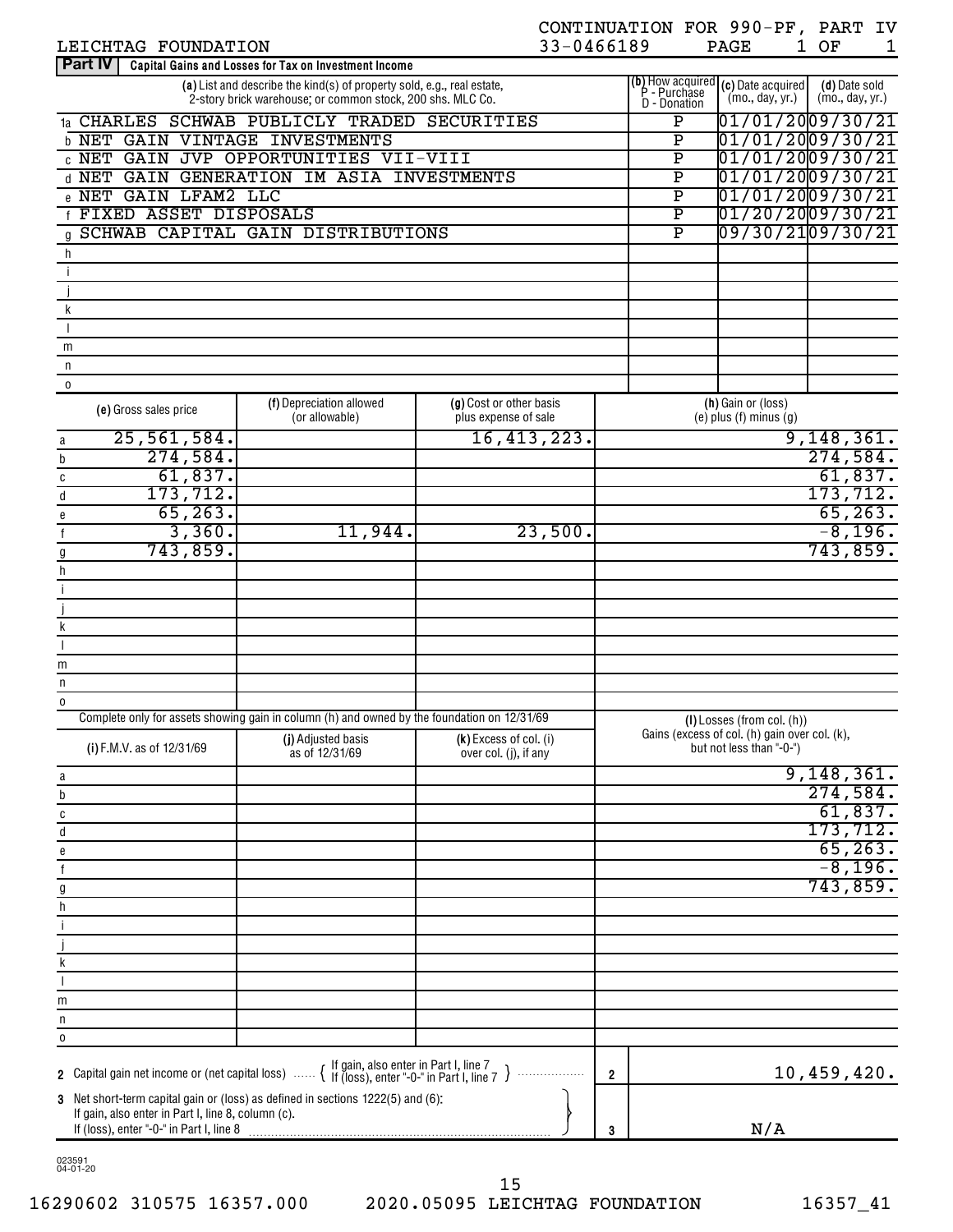LEICHTAG FOUNDATION

CONTINUATION FOR 990-PF, PART IV
33-0466189 PAGE 1 OF 1

**Part IV** **Capital Gains and Losses for Tax on Investment Income**

| | (a) List and describe the kind(s) of property sold, e.g., real estate, 2-story brick warehouse; or common stock, 200 shs. MLC Co. | (b) How acquired P - Purchase D - Donation | (c) Date acquired (mo., day, yr.) | (d) Date sold (mo., day, yr.) |
|---|---|---|---|---|
| 1a | CHARLES SCHWAB PUBLICLY TRADED SECURITIES | P | 01/01/20 | 09/30/21 |
| b | NET GAIN VINTAGE INVESTMENTS | P | 01/01/20 | 09/30/21 |
| c | NET GAIN JVP OPPORTUNITIES VII-VIII | P | 01/01/20 | 09/30/21 |
| d | NET GAIN GENERATION IM ASIA INVESTMENTS | P | 01/01/20 | 09/30/21 |
| e | NET GAIN LFAM2 LLC | P | 01/01/20 | 09/30/21 |
| f | FIXED ASSET DISPOSALS | P | 01/20/20 | 09/30/21 |
| g | SCHWAB CAPITAL GAIN DISTRIBUTIONS | P | 09/30/21 | 09/30/21 |
| h | | | | |
| i | | | | |
| j | | | | |
| k | | | | |
| l | | | | |
| m | | | | |
| n | | | | |
| o | | | | |

| | (e) Gross sales price | (f) Depreciation allowed (or allowable) | (g) Cost or other basis plus expense of sale | (h) Gain or (loss) (e) plus (f) minus (g) |
|---|---|---|---|---|
| a | 25,561,584. | | 16,413,223. | 9,148,361. |
| b | 274,584. | | | 274,584. |
| c | 61,837. | | | 61,837. |
| d | 173,712. | | | 173,712. |
| e | 65,263. | | | 65,263. |
| f | 3,360. | 11,944. | 23,500. | -8,196. |
| g | 743,859. | | | 743,859. |
| h | | | | |
| i | | | | |
| j | | | | |
| k | | | | |
| l | | | | |
| m | | | | |
| n | | | | |
| o | | | | |

Complete only for assets showing gain in column (h) and owned by the foundation on 12/31/69

| | (i) F.M.V. as of 12/31/69 | (j) Adjusted basis as of 12/31/69 | (k) Excess of col. (i) over col. (j), if any | (l) Losses (from col. (h)) Gains (excess of col. (h) gain over col. (k), but not less than "-0-") |
|---|---|---|---|---|
| a | | | | 9,148,361. |
| b | | | | 274,584. |
| c | | | | 61,837. |
| d | | | | 173,712. |
| e | | | | 65,263. |
| f | | | | -8,196. |
| g | | | | 743,859. |
| h | | | | |
| i | | | | |
| j | | | | |
| k | | | | |
| l | | | | |
| m | | | | |
| n | | | | |
| o | | | | |

| | | | |
|---|---|---|---|
| 2 | Capital gain net income or (net capital loss) { If gain, also enter in Part I, line 7 / If (loss), enter "-0-" in Part I, line 7 } | 2 | 10,459,420. |
| 3 | Net short-term capital gain or (loss) as defined in sections 1222(5) and (6): If gain, also enter in Part I, line 8, column (c). If (loss), enter "-0-" in Part I, line 8 | 3 | N/A |

023591 04-01-20

16290602 310575 16357.000 2020.05095 LEICHTAG FOUNDATION 16357_41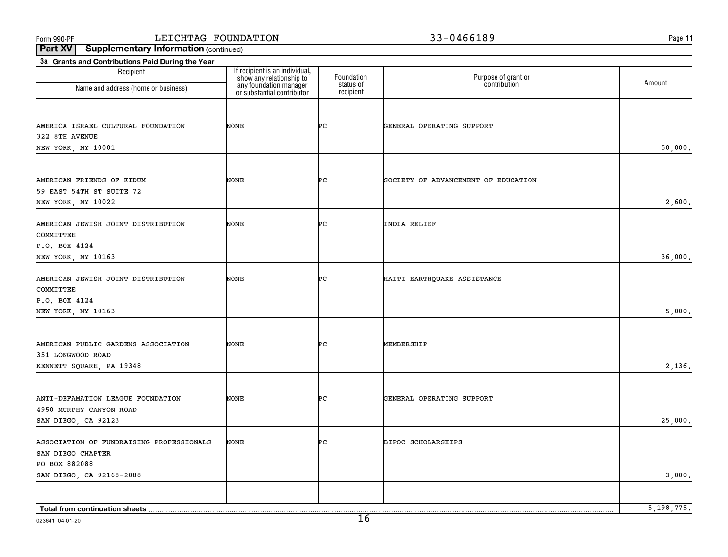Form 990-PF LEICHTAG FOUNDATION 33-0466189

**Part XV Supplementary Information** (continued)

**3a Grants and Contributions Paid During the Year**

| Recipient Name and address (home or business) | If recipient is an individual, show any relationship to any foundation manager or substantial contributor | Foundation status of recipient | Purpose of grant or contribution | Amount |
|---|---|---|---|---|
| AMERICA ISRAEL CULTURAL FOUNDATION<br>322 8TH AVENUE<br>NEW YORK, NY 10001 | NONE | PC | GENERAL OPERATING SUPPORT | 50,000. |
| AMERICAN FRIENDS OF KIDUM<br>59 EAST 54TH ST SUITE 72<br>NEW YORK, NY 10022 | NONE | PC | SOCIETY OF ADVANCEMENT OF EDUCATION | 2,600. |
| AMERICAN JEWISH JOINT DISTRIBUTION COMMITTEE<br>P.O. BOX 4124<br>NEW YORK, NY 10163 | NONE | PC | INDIA RELIEF | 36,000. |
| AMERICAN JEWISH JOINT DISTRIBUTION COMMITTEE<br>P.O. BOX 4124<br>NEW YORK, NY 10163 | NONE | PC | HAITI EARTHQUAKE ASSISTANCE | 5,000. |
| AMERICAN PUBLIC GARDENS ASSOCIATION<br>351 LONGWOOD ROAD<br>KENNETT SQUARE, PA 19348 | NONE | PC | MEMBERSHIP | 2,136. |
| ANTI-DEFAMATION LEAGUE FOUNDATION<br>4950 MURPHY CANYON ROAD<br>SAN DIEGO, CA 92123 | NONE | PC | GENERAL OPERATING SUPPORT | 25,000. |
| ASSOCIATION OF FUNDRAISING PROFESSIONALS SAN DIEGO CHAPTER<br>PO BOX 882088<br>SAN DIEGO, CA 92168-2088 | NONE | PC | BIPOC SCHOLARSHIPS | 3,000. |
| | | | | |
| **Total from continuation sheets** | | | | 5,198,775. |

023641 04-01-20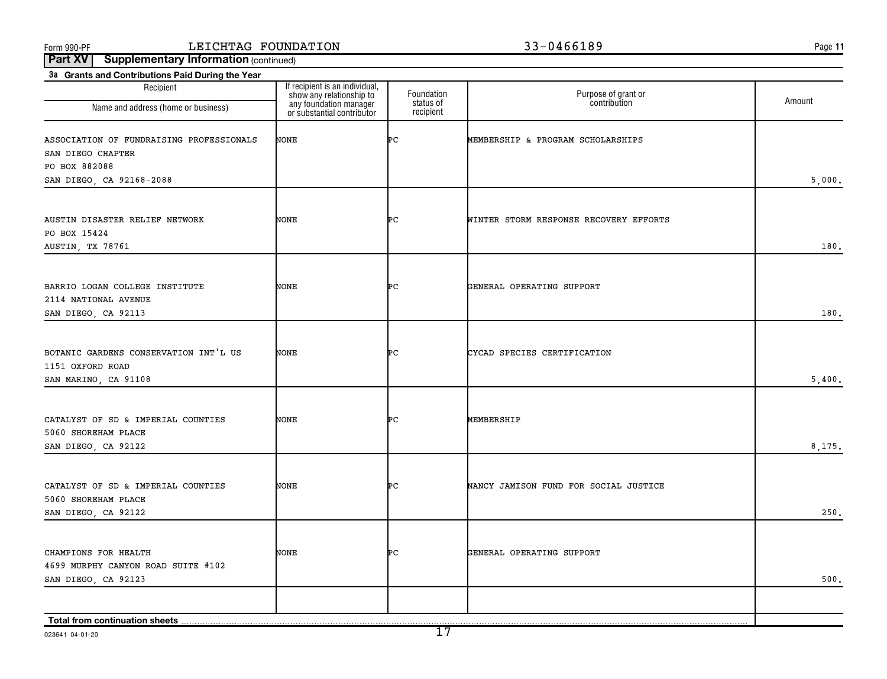Form 990-PF LEICHTAG FOUNDATION 33-0466189

**Part XV Supplementary Information** (continued)

**3a Grants and Contributions Paid During the Year**

| Recipient Name and address (home or business) | If recipient is an individual, show any relationship to any foundation manager or substantial contributor | Foundation status of recipient | Purpose of grant or contribution | Amount |
|---|---|---|---|---|
| ASSOCIATION OF FUNDRAISING PROFESSIONALS SAN DIEGO CHAPTER PO BOX 882088 SAN DIEGO, CA 92168-2088 | NONE | PC | MEMBERSHIP & PROGRAM SCHOLARSHIPS | 5,000. |
| AUSTIN DISASTER RELIEF NETWORK PO BOX 15424 AUSTIN, TX 78761 | NONE | PC | WINTER STORM RESPONSE RECOVERY EFFORTS | 180. |
| BARRIO LOGAN COLLEGE INSTITUTE 2114 NATIONAL AVENUE SAN DIEGO, CA 92113 | NONE | PC | GENERAL OPERATING SUPPORT | 180. |
| BOTANIC GARDENS CONSERVATION INT'L US 1151 OXFORD ROAD SAN MARINO, CA 91108 | NONE | PC | CYCAD SPECIES CERTIFICATION | 5,400. |
| CATALYST OF SD & IMPERIAL COUNTIES 5060 SHOREHAM PLACE SAN DIEGO, CA 92122 | NONE | PC | MEMBERSHIP | 8,175. |
| CATALYST OF SD & IMPERIAL COUNTIES 5060 SHOREHAM PLACE SAN DIEGO, CA 92122 | NONE | PC | NANCY JAMISON FUND FOR SOCIAL JUSTICE | 250. |
| CHAMPIONS FOR HEALTH 4699 MURPHY CANYON ROAD SUITE #102 SAN DIEGO, CA 92123 | NONE | PC | GENERAL OPERATING SUPPORT | 500. |
| **Total from continuation sheets** | | | | |

023641 04-01-20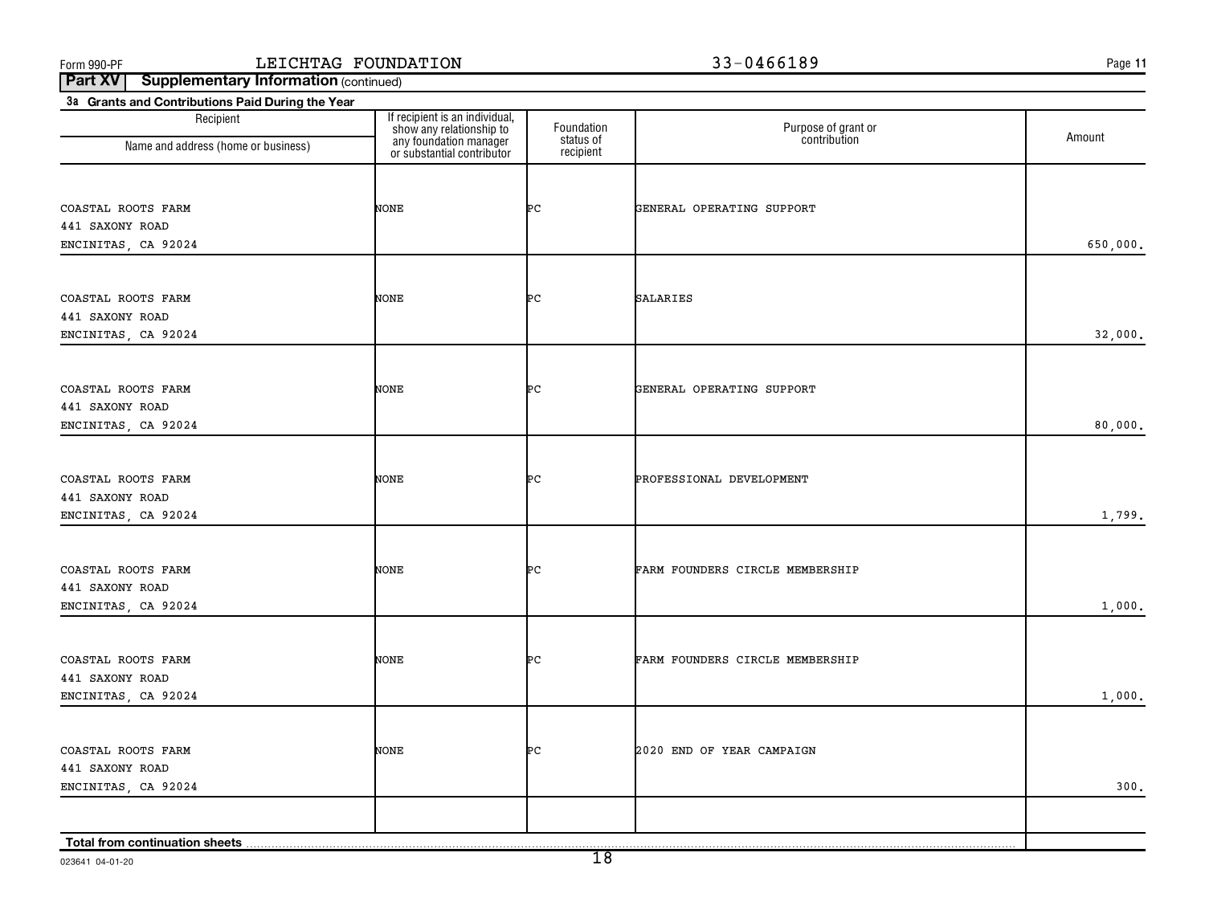Form 990-PF LEICHTAG FOUNDATION 33-0466189

**Part XV Supplementary Information** (continued)

**3a Grants and Contributions Paid During the Year**

| Recipient<br>Name and address (home or business) | If recipient is an individual, show any relationship to any foundation manager or substantial contributor | Foundation status of recipient | Purpose of grant or contribution | Amount |
|---|---|---|---|---|
| COASTAL ROOTS FARM<br>441 SAXONY ROAD<br>ENCINITAS, CA 92024 | NONE | PC | GENERAL OPERATING SUPPORT | 650,000. |
| COASTAL ROOTS FARM<br>441 SAXONY ROAD<br>ENCINITAS, CA 92024 | NONE | PC | SALARIES | 32,000. |
| COASTAL ROOTS FARM<br>441 SAXONY ROAD<br>ENCINITAS, CA 92024 | NONE | PC | GENERAL OPERATING SUPPORT | 80,000. |
| COASTAL ROOTS FARM<br>441 SAXONY ROAD<br>ENCINITAS, CA 92024 | NONE | PC | PROFESSIONAL DEVELOPMENT | 1,799. |
| COASTAL ROOTS FARM<br>441 SAXONY ROAD<br>ENCINITAS, CA 92024 | NONE | PC | FARM FOUNDERS CIRCLE MEMBERSHIP | 1,000. |
| COASTAL ROOTS FARM<br>441 SAXONY ROAD<br>ENCINITAS, CA 92024 | NONE | PC | FARM FOUNDERS CIRCLE MEMBERSHIP | 1,000. |
| COASTAL ROOTS FARM<br>441 SAXONY ROAD<br>ENCINITAS, CA 92024 | NONE | PC | 2020 END OF YEAR CAMPAIGN | 300. |
| **Total from continuation sheets** | | | | |

023641 04-01-20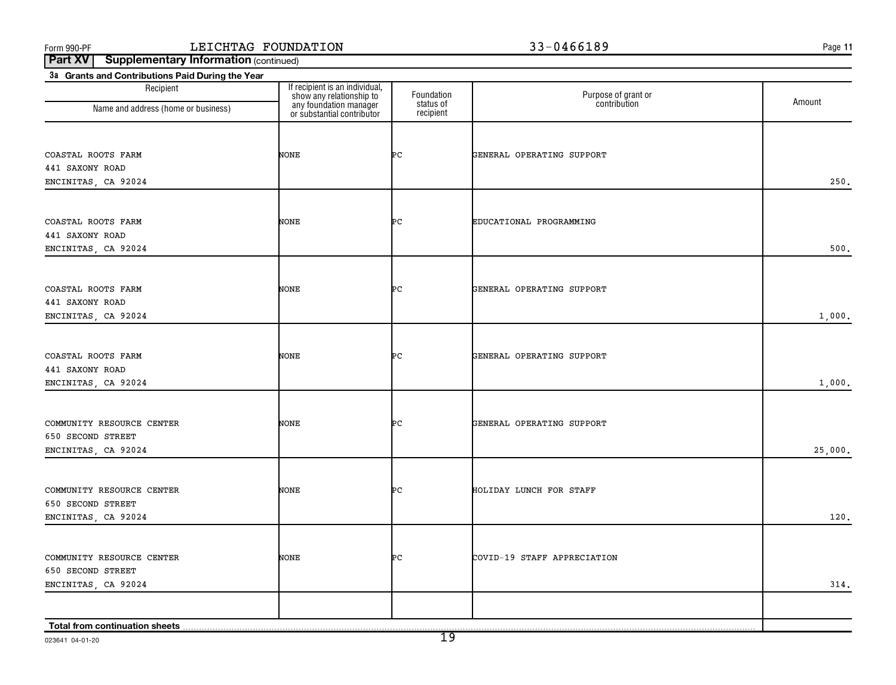Form 990-PF LEICHTAG FOUNDATION 33-0466189

**Part XV Supplementary Information** (continued)

**3a Grants and Contributions Paid During the Year**

| Recipient<br>Name and address (home or business) | If recipient is an individual, show any relationship to any foundation manager or substantial contributor | Foundation status of recipient | Purpose of grant or contribution | Amount |
|---|---|---|---|---|
| COASTAL ROOTS FARM<br>441 SAXONY ROAD<br>ENCINITAS, CA 92024 | NONE | PC | GENERAL OPERATING SUPPORT | 250. |
| COASTAL ROOTS FARM<br>441 SAXONY ROAD<br>ENCINITAS, CA 92024 | NONE | PC | EDUCATIONAL PROGRAMMING | 500. |
| COASTAL ROOTS FARM<br>441 SAXONY ROAD<br>ENCINITAS, CA 92024 | NONE | PC | GENERAL OPERATING SUPPORT | 1,000. |
| COASTAL ROOTS FARM<br>441 SAXONY ROAD<br>ENCINITAS, CA 92024 | NONE | PC | GENERAL OPERATING SUPPORT | 1,000. |
| COMMUNITY RESOURCE CENTER<br>650 SECOND STREET<br>ENCINITAS, CA 92024 | NONE | PC | GENERAL OPERATING SUPPORT | 25,000. |
| COMMUNITY RESOURCE CENTER<br>650 SECOND STREET<br>ENCINITAS, CA 92024 | NONE | PC | HOLIDAY LUNCH FOR STAFF | 120. |
| COMMUNITY RESOURCE CENTER<br>650 SECOND STREET<br>ENCINITAS, CA 92024 | NONE | PC | COVID-19 STAFF APPRECIATION | 314. |
| | | | | |
| **Total from continuation sheets** | | | | |

023641 04-01-20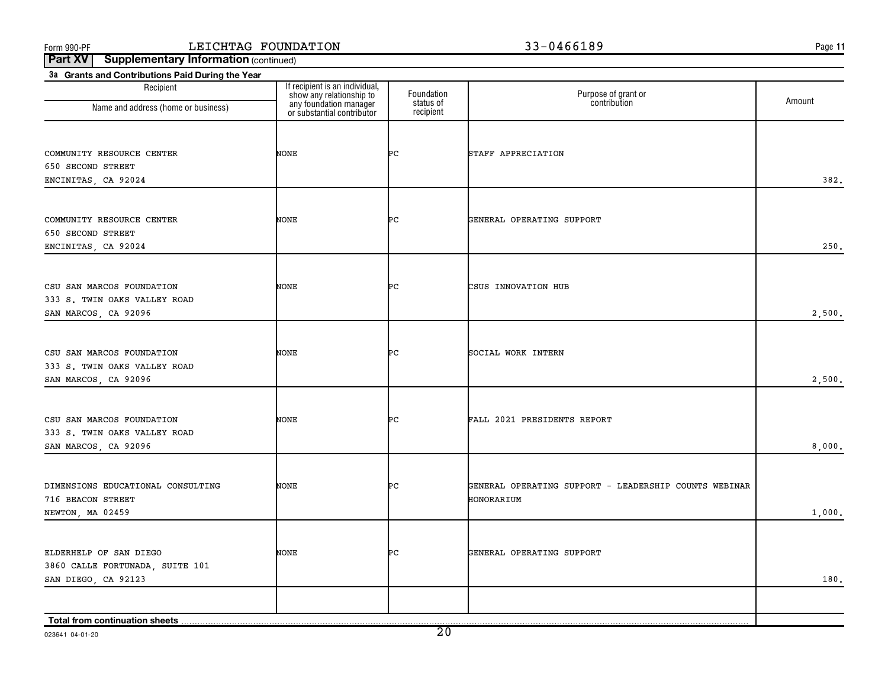Form 990-PF LEICHTAG FOUNDATION 33-0466189

**Part XV Supplementary Information** (continued)

**3a Grants and Contributions Paid During the Year**

| Recipient<br>Name and address (home or business) | If recipient is an individual, show any relationship to any foundation manager or substantial contributor | Foundation status of recipient | Purpose of grant or contribution | Amount |
|---|---|---|---|---|
| COMMUNITY RESOURCE CENTER<br>650 SECOND STREET<br>ENCINITAS, CA 92024 | NONE | PC | STAFF APPRECIATION | 382. |
| COMMUNITY RESOURCE CENTER<br>650 SECOND STREET<br>ENCINITAS, CA 92024 | NONE | PC | GENERAL OPERATING SUPPORT | 250. |
| CSU SAN MARCOS FOUNDATION<br>333 S. TWIN OAKS VALLEY ROAD<br>SAN MARCOS, CA 92096 | NONE | PC | CSUS INNOVATION HUB | 2,500. |
| CSU SAN MARCOS FOUNDATION<br>333 S. TWIN OAKS VALLEY ROAD<br>SAN MARCOS, CA 92096 | NONE | PC | SOCIAL WORK INTERN | 2,500. |
| CSU SAN MARCOS FOUNDATION<br>333 S. TWIN OAKS VALLEY ROAD<br>SAN MARCOS, CA 92096 | NONE | PC | FALL 2021 PRESIDENTS REPORT | 8,000. |
| DIMENSIONS EDUCATIONAL CONSULTING<br>716 BEACON STREET<br>NEWTON, MA 02459 | NONE | PC | GENERAL OPERATING SUPPORT - LEADERSHIP COUNTS WEBINAR HONORARIUM | 1,000. |
| ELDERHELP OF SAN DIEGO<br>3860 CALLE FORTUNADA, SUITE 101<br>SAN DIEGO, CA 92123 | NONE | PC | GENERAL OPERATING SUPPORT | 180. |
| | | | | |
| **Total from continuation sheets** | | | | |

023641 04-01-20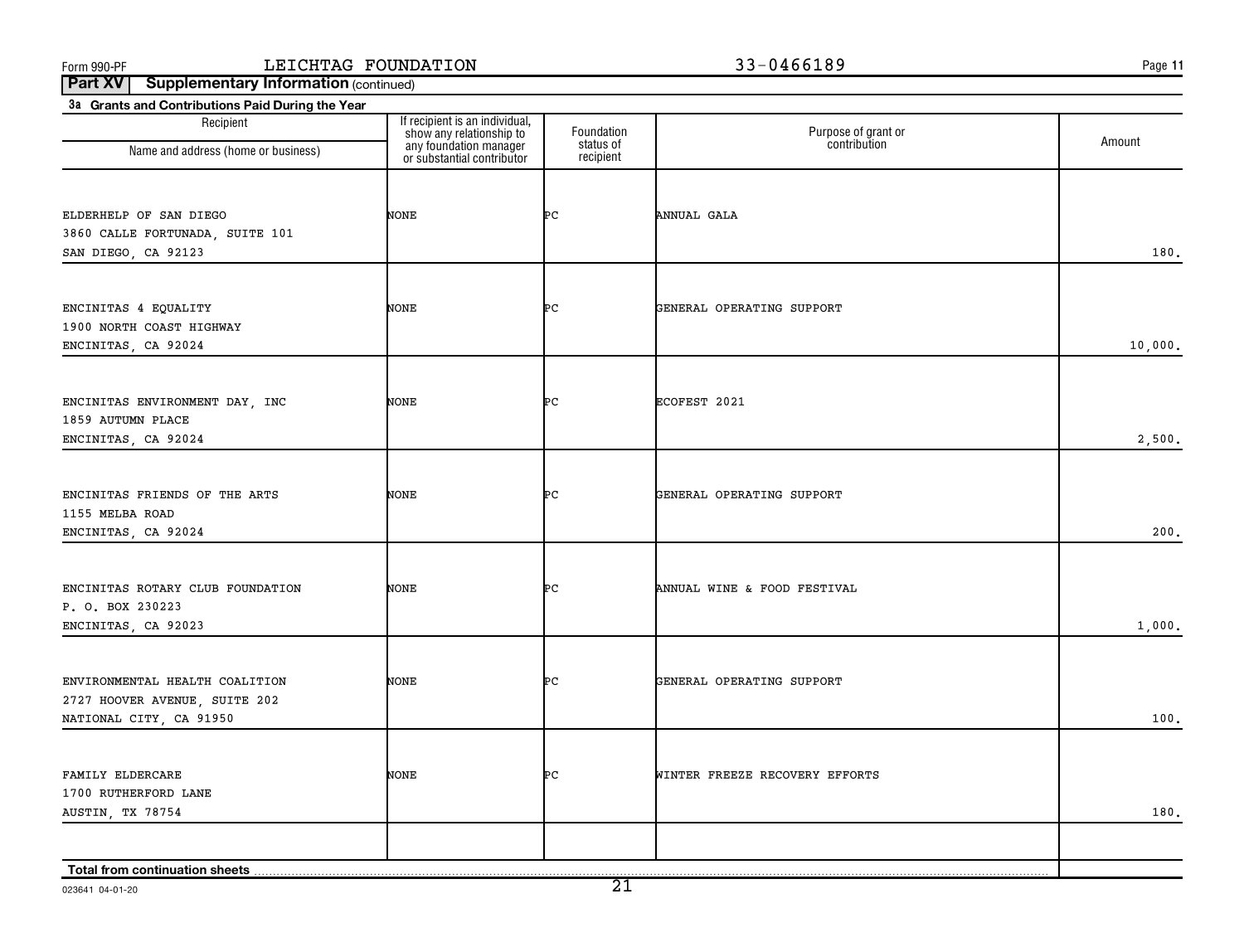Form 990-PF LEICHTAG FOUNDATION 33-0466189

**Part XV Supplementary Information** (continued)

**3a Grants and Contributions Paid During the Year**

| Recipient Name and address (home or business) | If recipient is an individual, show any relationship to any foundation manager or substantial contributor | Foundation status of recipient | Purpose of grant or contribution | Amount |
|---|---|---|---|---|
| ELDERHELP OF SAN DIEGO<br>3860 CALLE FORTUNADA, SUITE 101<br>SAN DIEGO, CA 92123 | NONE | PC | ANNUAL GALA | 180. |
| ENCINITAS 4 EQUALITY<br>1900 NORTH COAST HIGHWAY<br>ENCINITAS, CA 92024 | NONE | PC | GENERAL OPERATING SUPPORT | 10,000. |
| ENCINITAS ENVIRONMENT DAY, INC<br>1859 AUTUMN PLACE<br>ENCINITAS, CA 92024 | NONE | PC | ECOFEST 2021 | 2,500. |
| ENCINITAS FRIENDS OF THE ARTS<br>1155 MELBA ROAD<br>ENCINITAS, CA 92024 | NONE | PC | GENERAL OPERATING SUPPORT | 200. |
| ENCINITAS ROTARY CLUB FOUNDATION<br>P. O. BOX 230223<br>ENCINITAS, CA 92023 | NONE | PC | ANNUAL WINE & FOOD FESTIVAL | 1,000. |
| ENVIRONMENTAL HEALTH COALITION<br>2727 HOOVER AVENUE, SUITE 202<br>NATIONAL CITY, CA 91950 | NONE | PC | GENERAL OPERATING SUPPORT | 100. |
| FAMILY ELDERCARE<br>1700 RUTHERFORD LANE<br>AUSTIN, TX 78754 | NONE | PC | WINTER FREEZE RECOVERY EFFORTS | 180. |
| | | | | |
| **Total from continuation sheets** | | | | |

023641 04-01-20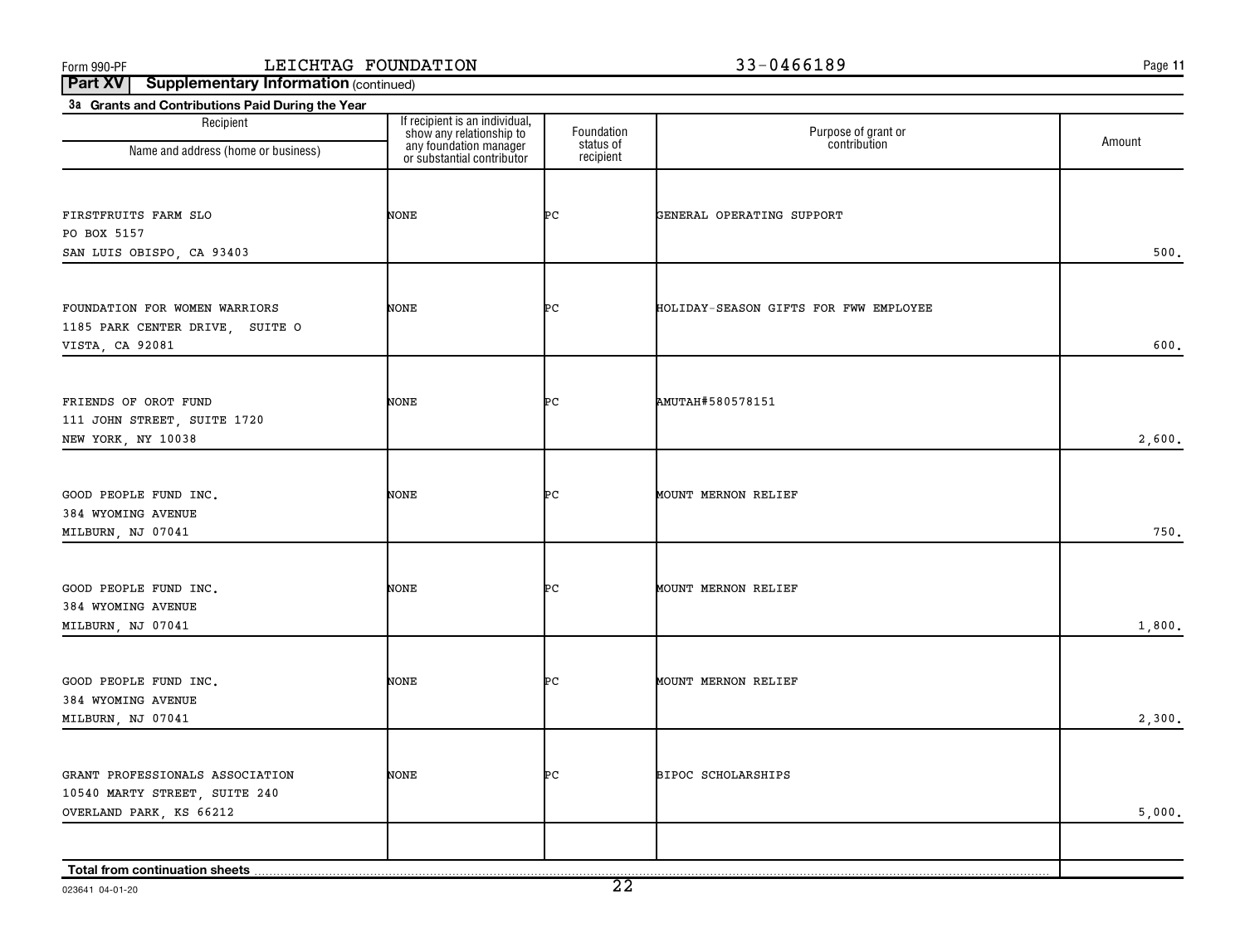**Part XV Supplementary Information** (continued)

**3a Grants and Contributions Paid During the Year**

| Recipient<br>Name and address (home or business) | If recipient is an individual, show any relationship to any foundation manager or substantial contributor | Foundation status of recipient | Purpose of grant or contribution | Amount |
|---|---|---|---|---|
| FIRSTFRUITS FARM SLO<br>PO BOX 5157<br>SAN LUIS OBISPO, CA 93403 | NONE | PC | GENERAL OPERATING SUPPORT | 500. |
| FOUNDATION FOR WOMEN WARRIORS<br>1185 PARK CENTER DRIVE, SUITE O<br>VISTA, CA 92081 | NONE | PC | HOLIDAY-SEASON GIFTS FOR FWW EMPLOYEE | 600. |
| FRIENDS OF OROT FUND<br>111 JOHN STREET, SUITE 1720<br>NEW YORK, NY 10038 | NONE | PC | AMUTAH#580578151 | 2,600. |
| GOOD PEOPLE FUND INC.<br>384 WYOMING AVENUE<br>MILBURN, NJ 07041 | NONE | PC | MOUNT MERNON RELIEF | 750. |
| GOOD PEOPLE FUND INC.<br>384 WYOMING AVENUE<br>MILBURN, NJ 07041 | NONE | PC | MOUNT MERNON RELIEF | 1,800. |
| GOOD PEOPLE FUND INC.<br>384 WYOMING AVENUE<br>MILBURN, NJ 07041 | NONE | PC | MOUNT MERNON RELIEF | 2,300. |
| GRANT PROFESSIONALS ASSOCIATION<br>10540 MARTY STREET, SUITE 240<br>OVERLAND PARK, KS 66212 | NONE | PC | BIPOC SCHOLARSHIPS | 5,000. |
| **Total from continuation sheets** | | | | |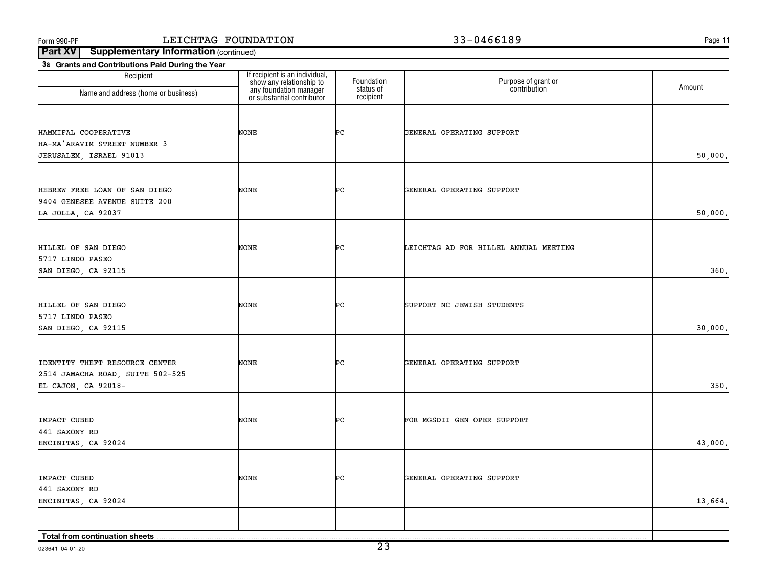Form 990-PF LEICHTAG FOUNDATION 33-0466189

**Part XV Supplementary Information** (continued)

**3a Grants and Contributions Paid During the Year**

| Recipient Name and address (home or business) | If recipient is an individual, show any relationship to any foundation manager or substantial contributor | Foundation status of recipient | Purpose of grant or contribution | Amount |
|---|---|---|---|---|
| HAMMIFAL COOPERATIVE<br>HA-MA'ARAVIM STREET NUMBER 3<br>JERUSALEM, ISRAEL 91013 | NONE | PC | GENERAL OPERATING SUPPORT | 50,000. |
| HEBREW FREE LOAN OF SAN DIEGO<br>9404 GENESEE AVENUE SUITE 200<br>LA JOLLA, CA 92037 | NONE | PC | GENERAL OPERATING SUPPORT | 50,000. |
| HILLEL OF SAN DIEGO<br>5717 LINDO PASEO<br>SAN DIEGO, CA 92115 | NONE | PC | LEICHTAG AD FOR HILLEL ANNUAL MEETING | 360. |
| HILLEL OF SAN DIEGO<br>5717 LINDO PASEO<br>SAN DIEGO, CA 92115 | NONE | PC | SUPPORT NC JEWISH STUDENTS | 30,000. |
| IDENTITY THEFT RESOURCE CENTER<br>2514 JAMACHA ROAD, SUITE 502-525<br>EL CAJON, CA 92018- | NONE | PC | GENERAL OPERATING SUPPORT | 350. |
| IMPACT CUBED<br>441 SAXONY RD<br>ENCINITAS, CA 92024 | NONE | PC | FOR MGSDII GEN OPER SUPPORT | 43,000. |
| IMPACT CUBED<br>441 SAXONY RD<br>ENCINITAS, CA 92024 | NONE | PC | GENERAL OPERATING SUPPORT | 13,664. |
| | | | | |
| **Total from continuation sheets** | | | | |

023641 04-01-20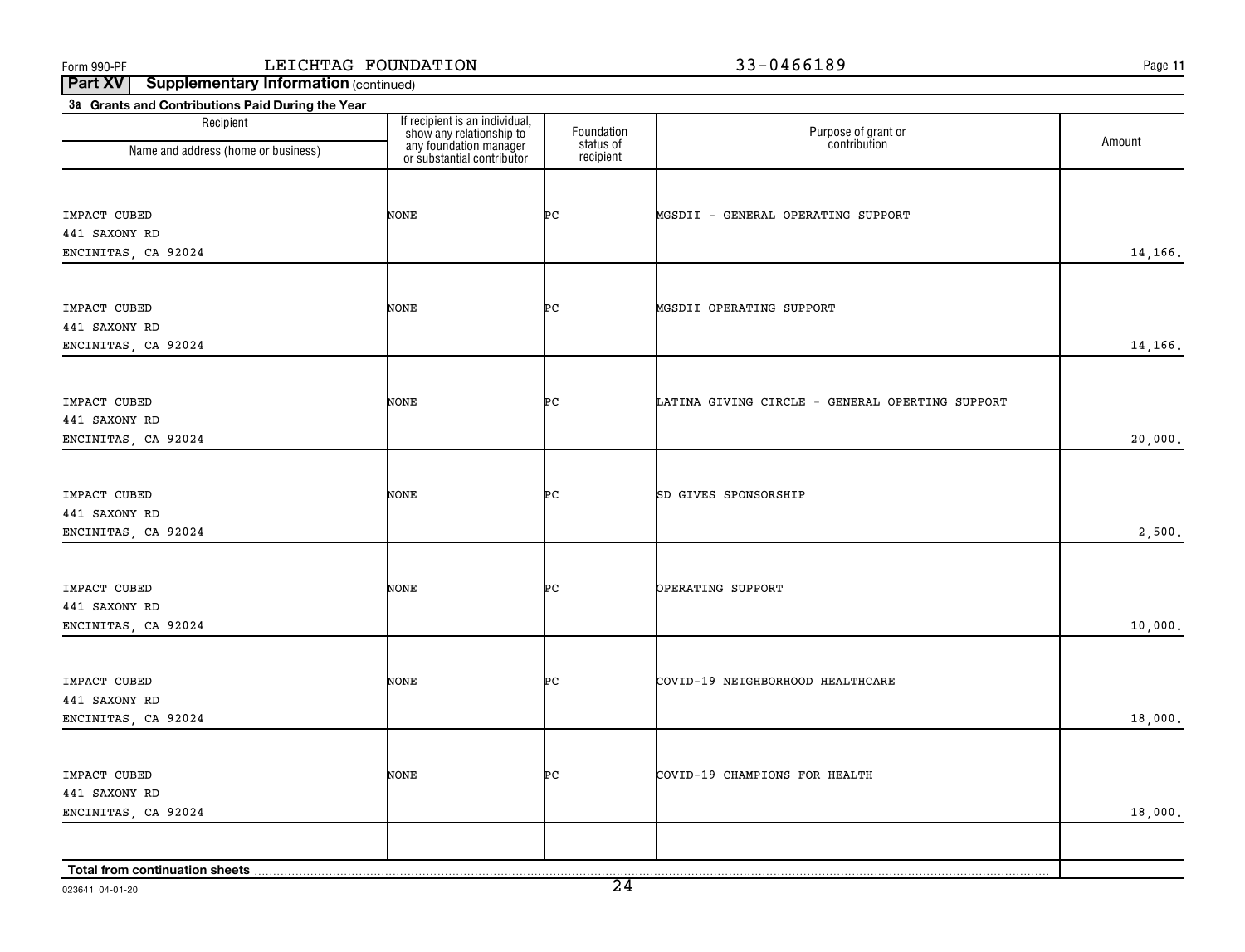Form 990-PF LEICHTAG FOUNDATION 33-0466189 Page 11

**Part XV Supplementary Information** (continued)

**3a Grants and Contributions Paid During the Year**

| Recipient<br>Name and address (home or business) | If recipient is an individual, show any relationship to any foundation manager or substantial contributor | Foundation status of recipient | Purpose of grant or contribution | Amount |
|---|---|---|---|---|
| IMPACT CUBED<br>441 SAXONY RD<br>ENCINITAS, CA 92024 | NONE | PC | MGSDII - GENERAL OPERATING SUPPORT | 14,166. |
| IMPACT CUBED<br>441 SAXONY RD<br>ENCINITAS, CA 92024 | NONE | PC | MGSDII OPERATING SUPPORT | 14,166. |
| IMPACT CUBED<br>441 SAXONY RD<br>ENCINITAS, CA 92024 | NONE | PC | LATINA GIVING CIRCLE - GENERAL OPERTING SUPPORT | 20,000. |
| IMPACT CUBED<br>441 SAXONY RD<br>ENCINITAS, CA 92024 | NONE | PC | SD GIVES SPONSORSHIP | 2,500. |
| IMPACT CUBED<br>441 SAXONY RD<br>ENCINITAS, CA 92024 | NONE | PC | OPERATING SUPPORT | 10,000. |
| IMPACT CUBED<br>441 SAXONY RD<br>ENCINITAS, CA 92024 | NONE | PC | COVID-19 NEIGHBORHOOD HEALTHCARE | 18,000. |
| IMPACT CUBED<br>441 SAXONY RD<br>ENCINITAS, CA 92024 | NONE | PC | COVID-19 CHAMPIONS FOR HEALTH | 18,000. |
| **Total from continuation sheets** | | | | |

023641 04-01-20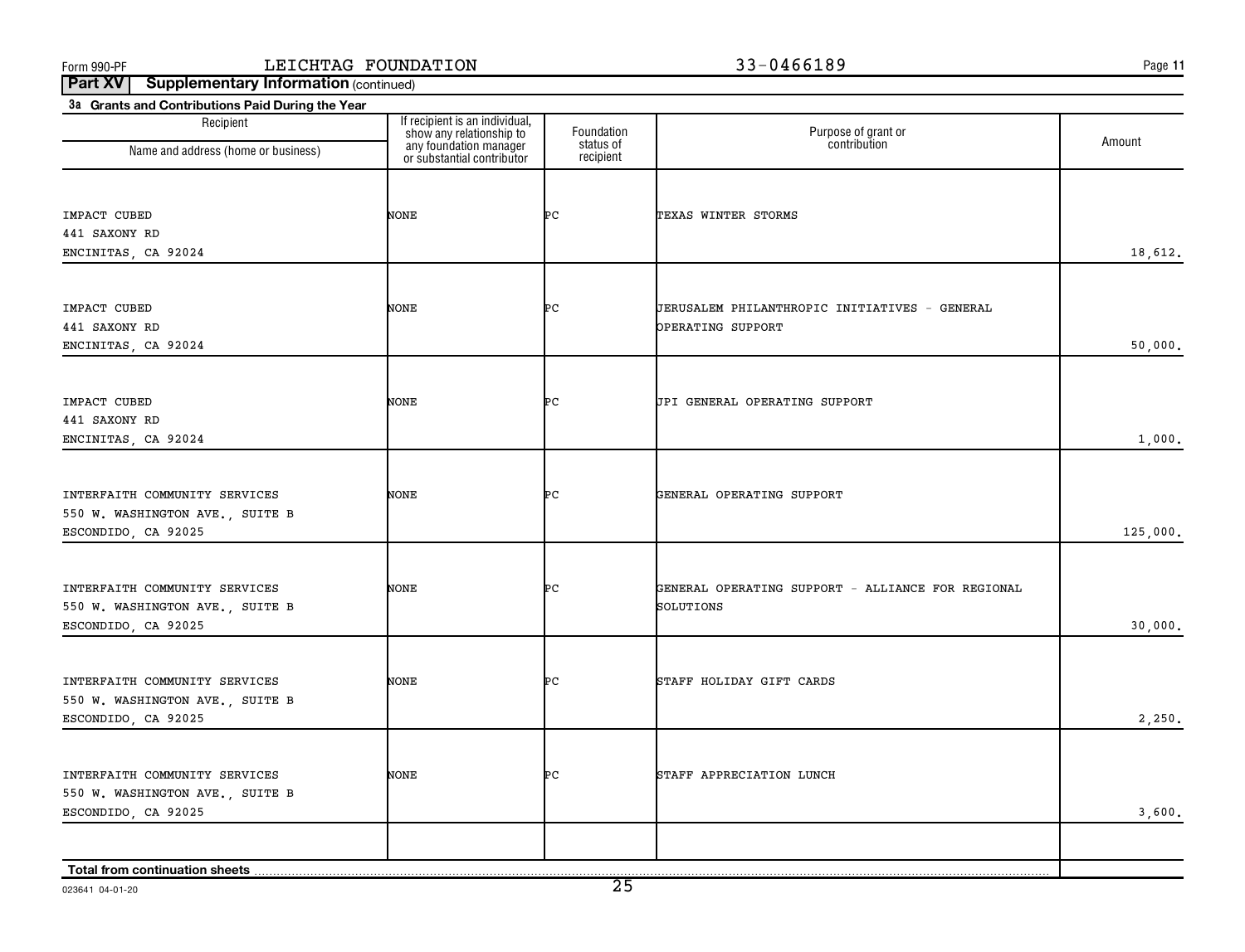Form 990-PF LEICHTAG FOUNDATION 33-0466189

**Part XV Supplementary Information** (continued)

**3a Grants and Contributions Paid During the Year**

| Recipient Name and address (home or business) | If recipient is an individual, show any relationship to any foundation manager or substantial contributor | Foundation status of recipient | Purpose of grant or contribution | Amount |
|---|---|---|---|---|
| IMPACT CUBED<br>441 SAXONY RD<br>ENCINITAS, CA 92024 | NONE | PC | TEXAS WINTER STORMS | 18,612. |
| IMPACT CUBED<br>441 SAXONY RD<br>ENCINITAS, CA 92024 | NONE | PC | JERUSALEM PHILANTHROPIC INITIATIVES - GENERAL OPERATING SUPPORT | 50,000. |
| IMPACT CUBED<br>441 SAXONY RD<br>ENCINITAS, CA 92024 | NONE | PC | JPI GENERAL OPERATING SUPPORT | 1,000. |
| INTERFAITH COMMUNITY SERVICES<br>550 W. WASHINGTON AVE., SUITE B<br>ESCONDIDO, CA 92025 | NONE | PC | GENERAL OPERATING SUPPORT | 125,000. |
| INTERFAITH COMMUNITY SERVICES<br>550 W. WASHINGTON AVE., SUITE B<br>ESCONDIDO, CA 92025 | NONE | PC | GENERAL OPERATING SUPPORT - ALLIANCE FOR REGIONAL SOLUTIONS | 30,000. |
| INTERFAITH COMMUNITY SERVICES<br>550 W. WASHINGTON AVE., SUITE B<br>ESCONDIDO, CA 92025 | NONE | PC | STAFF HOLIDAY GIFT CARDS | 2,250. |
| INTERFAITH COMMUNITY SERVICES<br>550 W. WASHINGTON AVE., SUITE B<br>ESCONDIDO, CA 92025 | NONE | PC | STAFF APPRECIATION LUNCH | 3,600. |
| **Total from continuation sheets** | | | | |

023641 04-01-20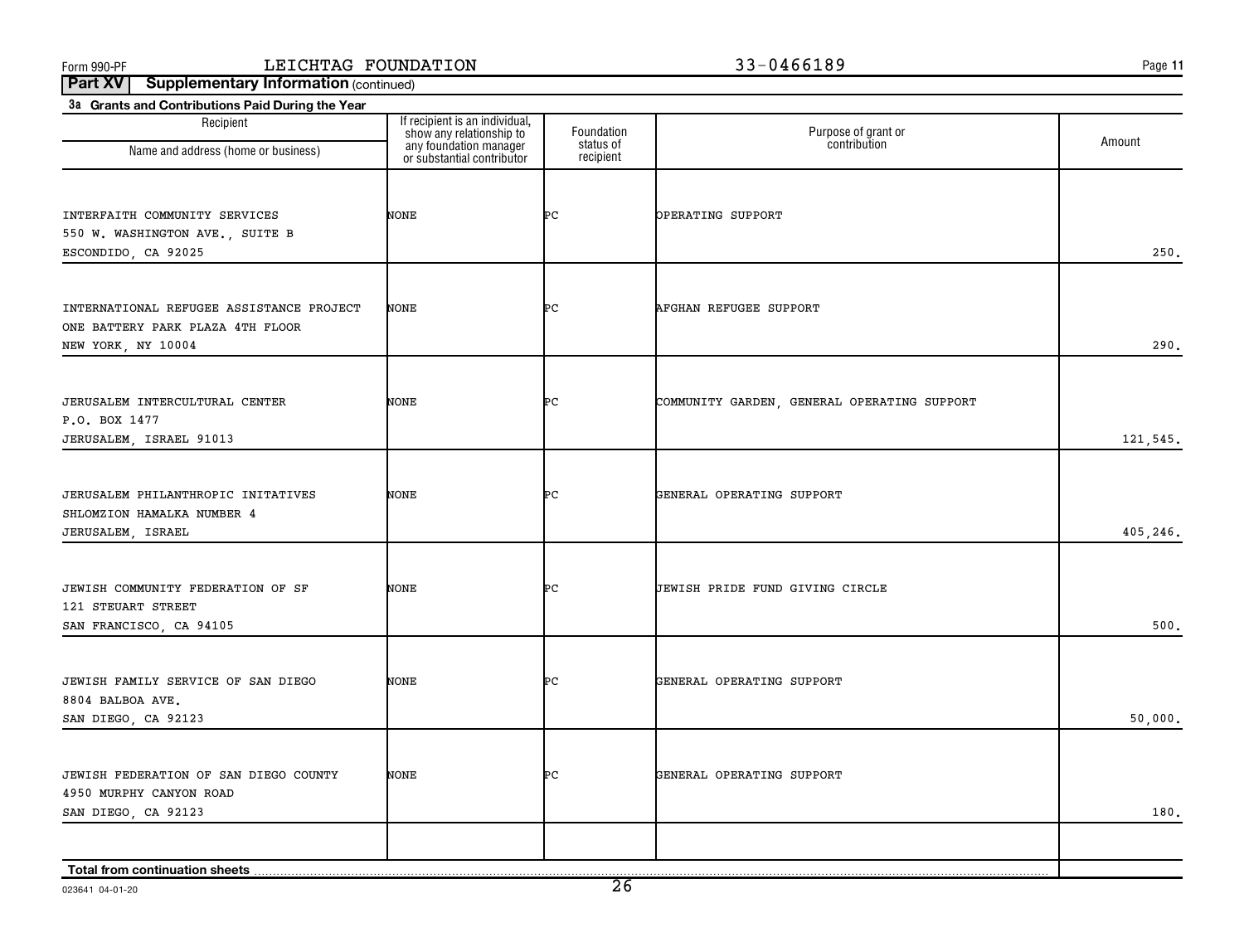Form 990-PF LEICHTAG FOUNDATION 33-0466189

**Part XV Supplementary Information** (continued)

**3a Grants and Contributions Paid During the Year**

| Recipient<br>Name and address (home or business) | If recipient is an individual, show any relationship to any foundation manager or substantial contributor | Foundation status of recipient | Purpose of grant or contribution | Amount |
|---|---|---|---|---|
| INTERFAITH COMMUNITY SERVICES<br>550 W. WASHINGTON AVE., SUITE B<br>ESCONDIDO, CA 92025 | NONE | PC | OPERATING SUPPORT | 250. |
| INTERNATIONAL REFUGEE ASSISTANCE PROJECT<br>ONE BATTERY PARK PLAZA 4TH FLOOR<br>NEW YORK, NY 10004 | NONE | PC | AFGHAN REFUGEE SUPPORT | 290. |
| JERUSALEM INTERCULTURAL CENTER<br>P.O. BOX 1477<br>JERUSALEM, ISRAEL 91013 | NONE | PC | COMMUNITY GARDEN, GENERAL OPERATING SUPPORT | 121,545. |
| JERUSALEM PHILANTHROPIC INITATIVES<br>SHLOMZION HAMALKA NUMBER 4<br>JERUSALEM, ISRAEL | NONE | PC | GENERAL OPERATING SUPPORT | 405,246. |
| JEWISH COMMUNITY FEDERATION OF SF<br>121 STEUART STREET<br>SAN FRANCISCO, CA 94105 | NONE | PC | JEWISH PRIDE FUND GIVING CIRCLE | 500. |
| JEWISH FAMILY SERVICE OF SAN DIEGO<br>8804 BALBOA AVE.<br>SAN DIEGO, CA 92123 | NONE | PC | GENERAL OPERATING SUPPORT | 50,000. |
| JEWISH FEDERATION OF SAN DIEGO COUNTY<br>4950 MURPHY CANYON ROAD<br>SAN DIEGO, CA 92123 | NONE | PC | GENERAL OPERATING SUPPORT | 180. |
| | | | | |
| **Total from continuation sheets** | | | | |

023641 04-01-20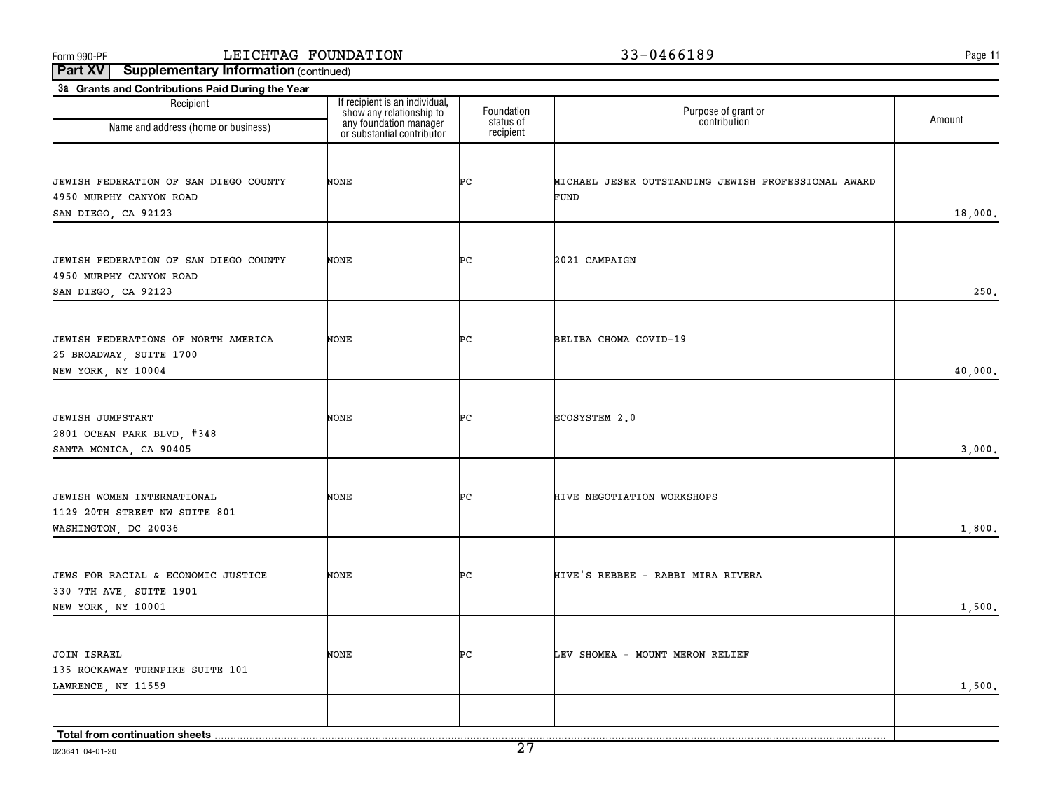Form 990-PF LEICHTAG FOUNDATION 33-0466189

**Part XV Supplementary Information** (continued)

**3a Grants and Contributions Paid During the Year**

| Recipient<br>Name and address (home or business) | If recipient is an individual, show any relationship to any foundation manager or substantial contributor | Foundation status of recipient | Purpose of grant or contribution | Amount |
|---|---|---|---|---|
| JEWISH FEDERATION OF SAN DIEGO COUNTY<br>4950 MURPHY CANYON ROAD<br>SAN DIEGO, CA 92123 | NONE | PC | MICHAEL JESER OUTSTANDING JEWISH PROFESSIONAL AWARD FUND | 18,000. |
| JEWISH FEDERATION OF SAN DIEGO COUNTY<br>4950 MURPHY CANYON ROAD<br>SAN DIEGO, CA 92123 | NONE | PC | 2021 CAMPAIGN | 250. |
| JEWISH FEDERATIONS OF NORTH AMERICA<br>25 BROADWAY, SUITE 1700<br>NEW YORK, NY 10004 | NONE | PC | BELIBA CHOMA COVID-19 | 40,000. |
| JEWISH JUMPSTART<br>2801 OCEAN PARK BLVD, #348<br>SANTA MONICA, CA 90405 | NONE | PC | ECOSYSTEM 2.0 | 3,000. |
| JEWISH WOMEN INTERNATIONAL<br>1129 20TH STREET NW SUITE 801<br>WASHINGTON, DC 20036 | NONE | PC | HIVE NEGOTIATION WORKSHOPS | 1,800. |
| JEWS FOR RACIAL & ECONOMIC JUSTICE<br>330 7TH AVE, SUITE 1901<br>NEW YORK, NY 10001 | NONE | PC | HIVE'S REBBEE - RABBI MIRA RIVERA | 1,500. |
| JOIN ISRAEL<br>135 ROCKAWAY TURNPIKE SUITE 101<br>LAWRENCE, NY 11559 | NONE | PC | LEV SHOMEA - MOUNT MERON RELIEF | 1,500. |
| | | | | |
| **Total from continuation sheets** | | | | |

023641 04-01-20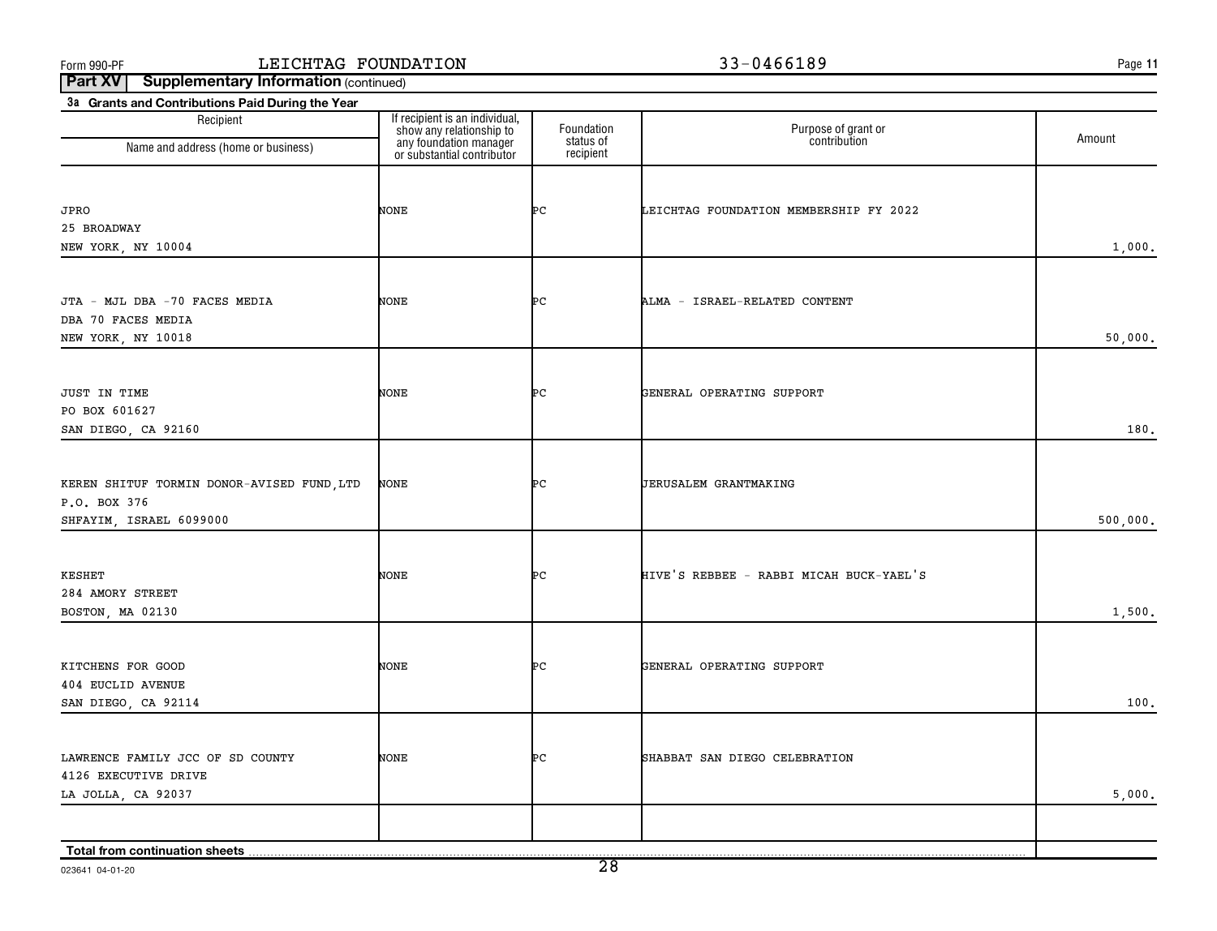Form 990-PF LEICHTAG FOUNDATION 33-0466189

**Part XV Supplementary Information** (continued)

**3a Grants and Contributions Paid During the Year**

| Recipient<br>Name and address (home or business) | If recipient is an individual, show any relationship to any foundation manager or substantial contributor | Foundation status of recipient | Purpose of grant or contribution | Amount |
|---|---|---|---|---|
| JPRO<br>25 BROADWAY<br>NEW YORK, NY 10004 | NONE | PC | LEICHTAG FOUNDATION MEMBERSHIP FY 2022 | 1,000. |
| JTA - MJL DBA -70 FACES MEDIA<br>DBA 70 FACES MEDIA<br>NEW YORK, NY 10018 | NONE | PC | ALMA - ISRAEL-RELATED CONTENT | 50,000. |
| JUST IN TIME<br>PO BOX 601627<br>SAN DIEGO, CA 92160 | NONE | PC | GENERAL OPERATING SUPPORT | 180. |
| KEREN SHITUF TORMIN DONOR-AVISED FUND,LTD<br>P.O. BOX 376<br>SHFAYIM, ISRAEL 6099000 | NONE | PC | JERUSALEM GRANTMAKING | 500,000. |
| KESHET<br>284 AMORY STREET<br>BOSTON, MA 02130 | NONE | PC | HIVE'S REBBEE - RABBI MICAH BUCK-YAEL'S | 1,500. |
| KITCHENS FOR GOOD<br>404 EUCLID AVENUE<br>SAN DIEGO, CA 92114 | NONE | PC | GENERAL OPERATING SUPPORT | 100. |
| LAWRENCE FAMILY JCC OF SD COUNTY<br>4126 EXECUTIVE DRIVE<br>LA JOLLA, CA 92037 | NONE | PC | SHABBAT SAN DIEGO CELEBRATION | 5,000. |
| **Total from continuation sheets** | | | | |

023641 04-01-20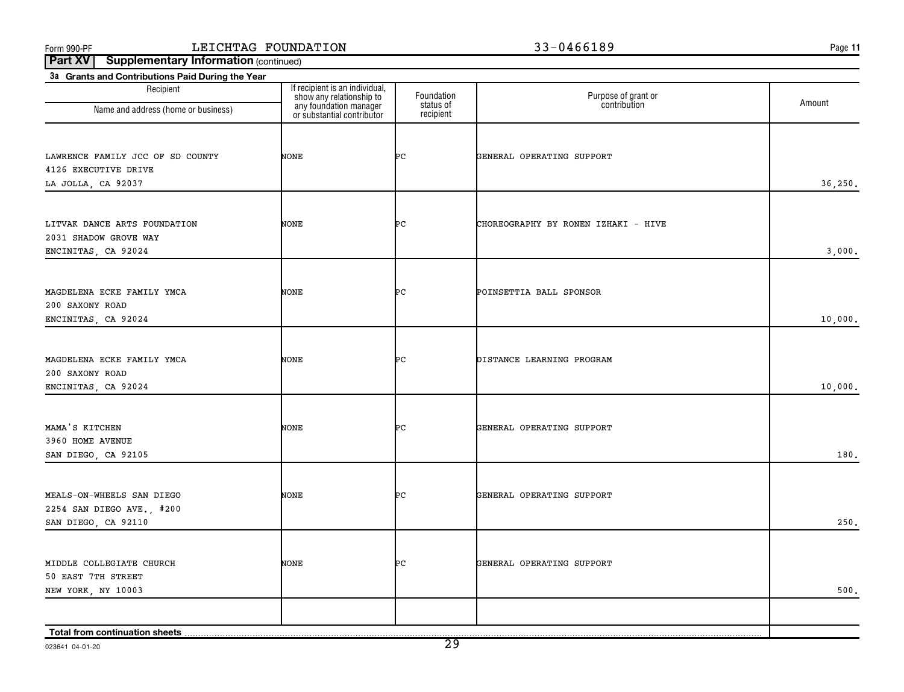Form 990-PF LEICHTAG FOUNDATION 33-0466189

**Part XV Supplementary Information** (continued)

**3a Grants and Contributions Paid During the Year**

| Recipient Name and address (home or business) | If recipient is an individual, show any relationship to any foundation manager or substantial contributor | Foundation status of recipient | Purpose of grant or contribution | Amount |
|---|---|---|---|---|
| LAWRENCE FAMILY JCC OF SD COUNTY<br>4126 EXECUTIVE DRIVE<br>LA JOLLA, CA 92037 | NONE | PC | GENERAL OPERATING SUPPORT | 36,250. |
| LITVAK DANCE ARTS FOUNDATION<br>2031 SHADOW GROVE WAY<br>ENCINITAS, CA 92024 | NONE | PC | CHOREOGRAPHY BY RONEN IZHAKI - HIVE | 3,000. |
| MAGDELENA ECKE FAMILY YMCA<br>200 SAXONY ROAD<br>ENCINITAS, CA 92024 | NONE | PC | POINSETTIA BALL SPONSOR | 10,000. |
| MAGDELENA ECKE FAMILY YMCA<br>200 SAXONY ROAD<br>ENCINITAS, CA 92024 | NONE | PC | DISTANCE LEARNING PROGRAM | 10,000. |
| MAMA'S KITCHEN<br>3960 HOME AVENUE<br>SAN DIEGO, CA 92105 | NONE | PC | GENERAL OPERATING SUPPORT | 180. |
| MEALS-ON-WHEELS SAN DIEGO<br>2254 SAN DIEGO AVE., #200<br>SAN DIEGO, CA 92110 | NONE | PC | GENERAL OPERATING SUPPORT | 250. |
| MIDDLE COLLEGIATE CHURCH<br>50 EAST 7TH STREET<br>NEW YORK, NY 10003 | NONE | PC | GENERAL OPERATING SUPPORT | 500. |
| **Total from continuation sheets** | | | | |

023641 04-01-20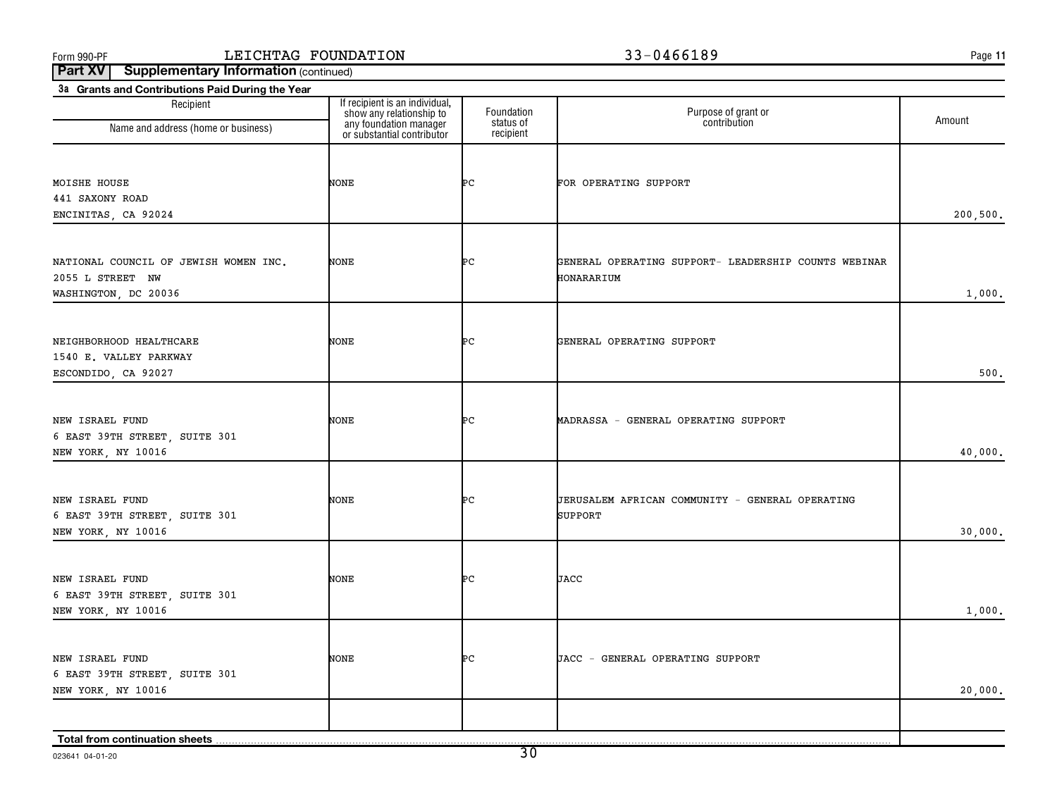Form 990-PF LEICHTAG FOUNDATION 33-0466189

**Part XV Supplementary Information** (continued)

**3a Grants and Contributions Paid During the Year**

| Recipient<br>Name and address (home or business) | If recipient is an individual, show any relationship to any foundation manager or substantial contributor | Foundation status of recipient | Purpose of grant or contribution | Amount |
|---|---|---|---|---|
| MOISHE HOUSE<br>441 SAXONY ROAD<br>ENCINITAS, CA 92024 | NONE | PC | FOR OPERATING SUPPORT | 200,500. |
| NATIONAL COUNCIL OF JEWISH WOMEN INC.<br>2055 L STREET NW<br>WASHINGTON, DC 20036 | NONE | PC | GENERAL OPERATING SUPPORT- LEADERSHIP COUNTS WEBINAR HONARARIUM | 1,000. |
| NEIGHBORHOOD HEALTHCARE<br>1540 E. VALLEY PARKWAY<br>ESCONDIDO, CA 92027 | NONE | PC | GENERAL OPERATING SUPPORT | 500. |
| NEW ISRAEL FUND<br>6 EAST 39TH STREET, SUITE 301<br>NEW YORK, NY 10016 | NONE | PC | MADRASSA - GENERAL OPERATING SUPPORT | 40,000. |
| NEW ISRAEL FUND<br>6 EAST 39TH STREET, SUITE 301<br>NEW YORK, NY 10016 | NONE | PC | JERUSALEM AFRICAN COMMUNITY - GENERAL OPERATING SUPPORT | 30,000. |
| NEW ISRAEL FUND<br>6 EAST 39TH STREET, SUITE 301<br>NEW YORK, NY 10016 | NONE | PC | JACC | 1,000. |
| NEW ISRAEL FUND<br>6 EAST 39TH STREET, SUITE 301<br>NEW YORK, NY 10016 | NONE | PC | JACC - GENERAL OPERATING SUPPORT | 20,000. |
| **Total from continuation sheets** | | | | |

023641 04-01-20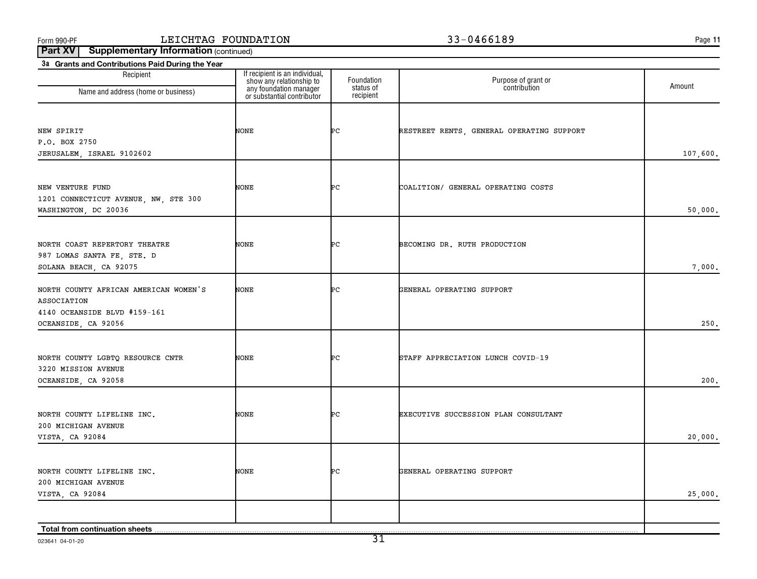Form 990-PF LEICHTAG FOUNDATION 33-0466189

**Part XV Supplementary Information** (continued)

**3a Grants and Contributions Paid During the Year**

| Recipient Name and address (home or business) | If recipient is an individual, show any relationship to any foundation manager or substantial contributor | Foundation status of recipient | Purpose of grant or contribution | Amount |
|---|---|---|---|---|
| NEW SPIRIT<br>P.O. BOX 2750<br>JERUSALEM, ISRAEL 9102602 | NONE | PC | RESTREET RENTS, GENERAL OPERATING SUPPORT | 107,600. |
| NEW VENTURE FUND<br>1201 CONNECTICUT AVENUE, NW, STE 300<br>WASHINGTON, DC 20036 | NONE | PC | COALITION/ GENERAL OPERATING COSTS | 50,000. |
| NORTH COAST REPERTORY THEATRE<br>987 LOMAS SANTA FE, STE. D<br>SOLANA BEACH, CA 92075 | NONE | PC | BECOMING DR. RUTH PRODUCTION | 7,000. |
| NORTH COUNTY AFRICAN AMERICAN WOMEN'S ASSOCIATION<br>4140 OCEANSIDE BLVD #159-161<br>OCEANSIDE, CA 92056 | NONE | PC | GENERAL OPERATING SUPPORT | 250. |
| NORTH COUNTY LGBTQ RESOURCE CNTR<br>3220 MISSION AVENUE<br>OCEANSIDE, CA 92058 | NONE | PC | STAFF APPRECIATION LUNCH COVID-19 | 200. |
| NORTH COUNTY LIFELINE INC.<br>200 MICHIGAN AVENUE<br>VISTA, CA 92084 | NONE | PC | EXECUTIVE SUCCESSION PLAN CONSULTANT | 20,000. |
| NORTH COUNTY LIFELINE INC.<br>200 MICHIGAN AVENUE<br>VISTA, CA 92084 | NONE | PC | GENERAL OPERATING SUPPORT | 25,000. |
| **Total from continuation sheets** | | | | |

023641 04-01-20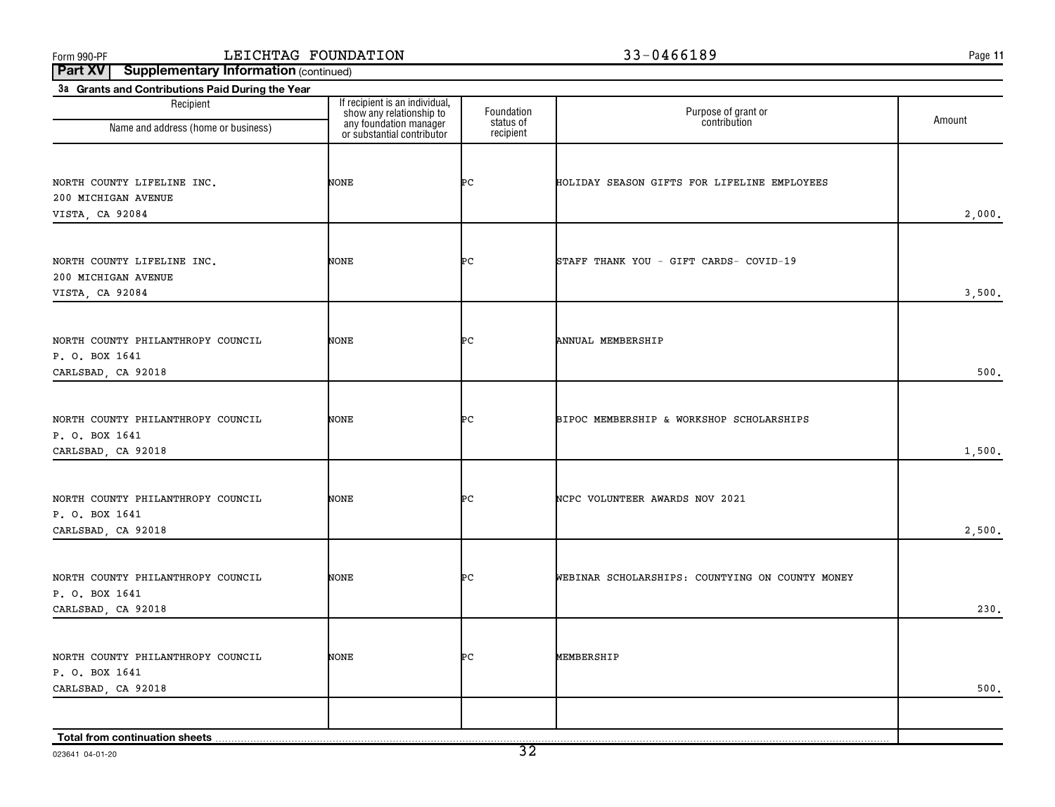Form 990-PF LEICHTAG FOUNDATION 33-0466189

**Part XV Supplementary Information** (continued)

**3a Grants and Contributions Paid During the Year**

| Recipient Name and address (home or business) | If recipient is an individual, show any relationship to any foundation manager or substantial contributor | Foundation status of recipient | Purpose of grant or contribution | Amount |
|---|---|---|---|---|
| NORTH COUNTY LIFELINE INC.<br>200 MICHIGAN AVENUE<br>VISTA, CA 92084 | NONE | PC | HOLIDAY SEASON GIFTS FOR LIFELINE EMPLOYEES | 2,000. |
| NORTH COUNTY LIFELINE INC.<br>200 MICHIGAN AVENUE<br>VISTA, CA 92084 | NONE | PC | STAFF THANK YOU - GIFT CARDS- COVID-19 | 3,500. |
| NORTH COUNTY PHILANTHROPY COUNCIL<br>P. O. BOX 1641<br>CARLSBAD, CA 92018 | NONE | PC | ANNUAL MEMBERSHIP | 500. |
| NORTH COUNTY PHILANTHROPY COUNCIL<br>P. O. BOX 1641<br>CARLSBAD, CA 92018 | NONE | PC | BIPOC MEMBERSHIP & WORKSHOP SCHOLARSHIPS | 1,500. |
| NORTH COUNTY PHILANTHROPY COUNCIL<br>P. O. BOX 1641<br>CARLSBAD, CA 92018 | NONE | PC | NCPC VOLUNTEER AWARDS NOV 2021 | 2,500. |
| NORTH COUNTY PHILANTHROPY COUNCIL<br>P. O. BOX 1641<br>CARLSBAD, CA 92018 | NONE | PC | WEBINAR SCHOLARSHIPS: COUNTYING ON COUNTY MONEY | 230. |
| NORTH COUNTY PHILANTHROPY COUNCIL<br>P. O. BOX 1641<br>CARLSBAD, CA 92018 | NONE | PC | MEMBERSHIP | 500. |
| **Total from continuation sheets** | | | | |

023641 04-01-20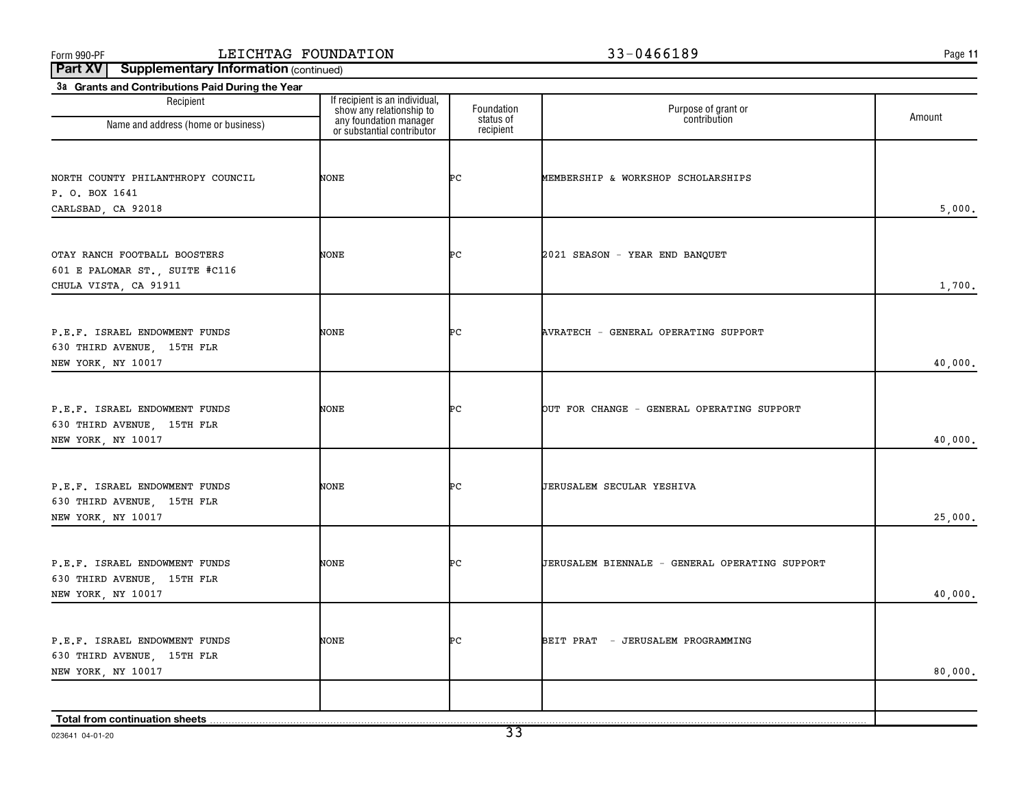Form 990-PF LEICHTAG FOUNDATION 33-0466189

**Part XV Supplementary Information** (continued)

**3a Grants and Contributions Paid During the Year**

| Recipient Name and address (home or business) | If recipient is an individual, show any relationship to any foundation manager or substantial contributor | Foundation status of recipient | Purpose of grant or contribution | Amount |
|---|---|---|---|---|
| NORTH COUNTY PHILANTHROPY COUNCIL<br>P. O. BOX 1641<br>CARLSBAD, CA 92018 | NONE | PC | MEMBERSHIP & WORKSHOP SCHOLARSHIPS | 5,000. |
| OTAY RANCH FOOTBALL BOOSTERS<br>601 E PALOMAR ST., SUITE #C116<br>CHULA VISTA, CA 91911 | NONE | PC | 2021 SEASON - YEAR END BANQUET | 1,700. |
| P.E.F. ISRAEL ENDOWMENT FUNDS<br>630 THIRD AVENUE, 15TH FLR<br>NEW YORK, NY 10017 | NONE | PC | AVRATECH - GENERAL OPERATING SUPPORT | 40,000. |
| P.E.F. ISRAEL ENDOWMENT FUNDS<br>630 THIRD AVENUE, 15TH FLR<br>NEW YORK, NY 10017 | NONE | PC | OUT FOR CHANGE - GENERAL OPERATING SUPPORT | 40,000. |
| P.E.F. ISRAEL ENDOWMENT FUNDS<br>630 THIRD AVENUE, 15TH FLR<br>NEW YORK, NY 10017 | NONE | PC | JERUSALEM SECULAR YESHIVA | 25,000. |
| P.E.F. ISRAEL ENDOWMENT FUNDS<br>630 THIRD AVENUE, 15TH FLR<br>NEW YORK, NY 10017 | NONE | PC | JERUSALEM BIENNALE - GENERAL OPERATING SUPPORT | 40,000. |
| P.E.F. ISRAEL ENDOWMENT FUNDS<br>630 THIRD AVENUE, 15TH FLR<br>NEW YORK, NY 10017 | NONE | PC | BEIT PRAT - JERUSALEM PROGRAMMING | 80,000. |
| **Total from continuation sheets** | | | | |

023641 04-01-20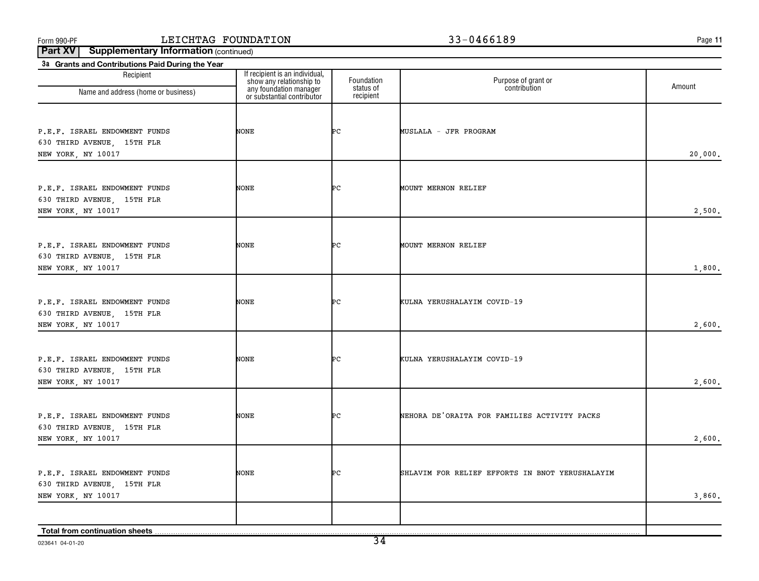Form 990-PF LEICHTAG FOUNDATION 33-0466189 Page 11

**Part XV Supplementary Information** (continued)

**3a Grants and Contributions Paid During the Year**

| Recipient<br>Name and address (home or business) | If recipient is an individual, show any relationship to any foundation manager or substantial contributor | Foundation status of recipient | Purpose of grant or contribution | Amount |
|---|---|---|---|---|
| P.E.F. ISRAEL ENDOWMENT FUNDS<br>630 THIRD AVENUE, 15TH FLR<br>NEW YORK, NY 10017 | NONE | PC | MUSLALA - JFR PROGRAM | 20,000. |
| P.E.F. ISRAEL ENDOWMENT FUNDS<br>630 THIRD AVENUE, 15TH FLR<br>NEW YORK, NY 10017 | NONE | PC | MOUNT MERNON RELIEF | 2,500. |
| P.E.F. ISRAEL ENDOWMENT FUNDS<br>630 THIRD AVENUE, 15TH FLR<br>NEW YORK, NY 10017 | NONE | PC | MOUNT MERNON RELIEF | 1,800. |
| P.E.F. ISRAEL ENDOWMENT FUNDS<br>630 THIRD AVENUE, 15TH FLR<br>NEW YORK, NY 10017 | NONE | PC | KULNA YERUSHALAYIM COVID-19 | 2,600. |
| P.E.F. ISRAEL ENDOWMENT FUNDS<br>630 THIRD AVENUE, 15TH FLR<br>NEW YORK, NY 10017 | NONE | PC | KULNA YERUSHALAYIM COVID-19 | 2,600. |
| P.E.F. ISRAEL ENDOWMENT FUNDS<br>630 THIRD AVENUE, 15TH FLR<br>NEW YORK, NY 10017 | NONE | PC | NEHORA DE'ORAITA FOR FAMILIES ACTIVITY PACKS | 2,600. |
| P.E.F. ISRAEL ENDOWMENT FUNDS<br>630 THIRD AVENUE, 15TH FLR<br>NEW YORK, NY 10017 | NONE | PC | SHLAVIM FOR RELIEF EFFORTS IN BNOT YERUSHALAYIM | 3,860. |
| **Total from continuation sheets** | | | | |

023641 04-01-20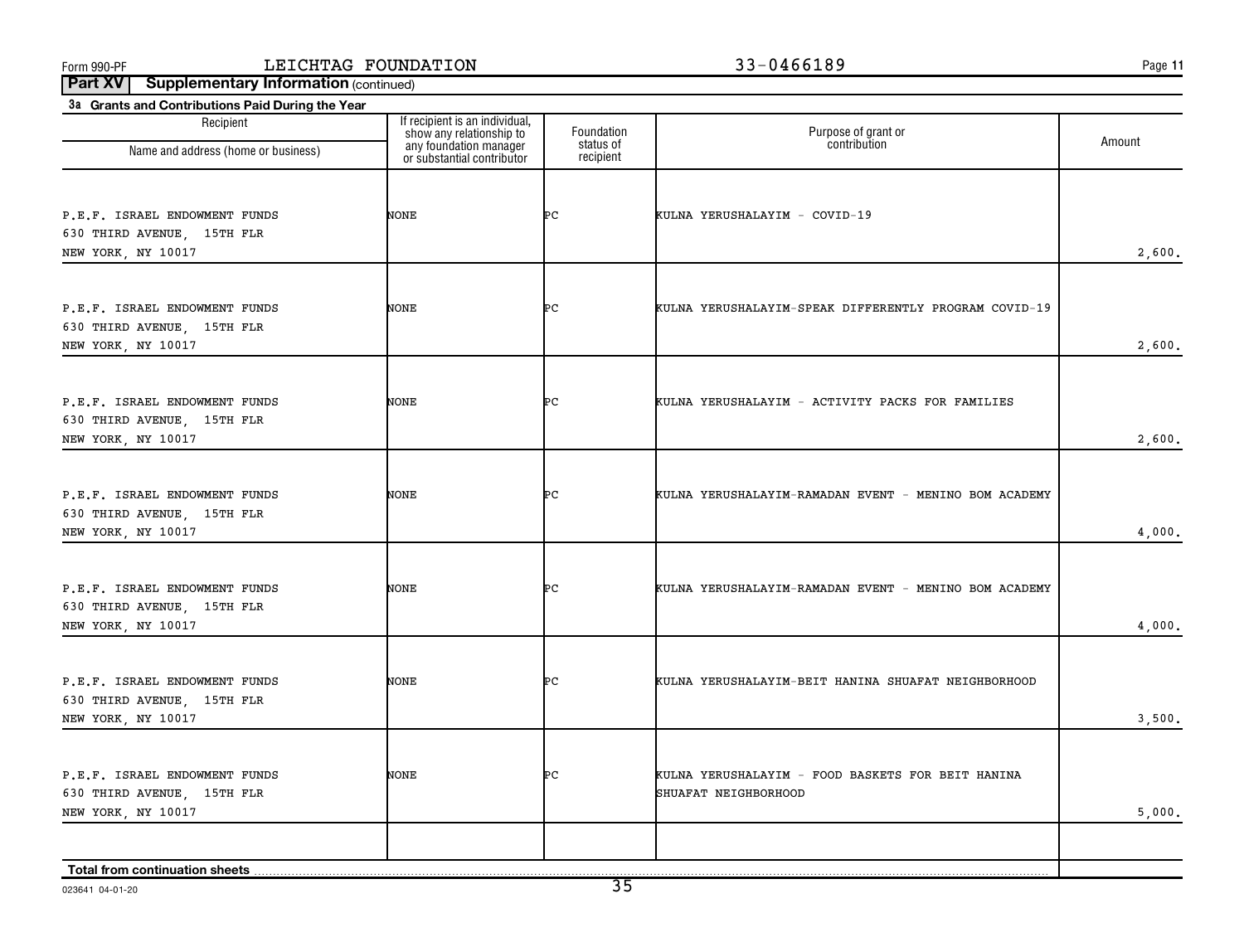Form 990-PF LEICHTAG FOUNDATION 33-0466189

**Part XV Supplementary Information** (continued)

**3a Grants and Contributions Paid During the Year**

| Recipient<br>Name and address (home or business) | If recipient is an individual, show any relationship to any foundation manager or substantial contributor | Foundation status of recipient | Purpose of grant or contribution | Amount |
|---|---|---|---|---|
| P.E.F. ISRAEL ENDOWMENT FUNDS<br>630 THIRD AVENUE, 15TH FLR<br>NEW YORK, NY 10017 | NONE | PC | KULNA YERUSHALAYIM - COVID-19 | 2,600. |
| P.E.F. ISRAEL ENDOWMENT FUNDS<br>630 THIRD AVENUE, 15TH FLR<br>NEW YORK, NY 10017 | NONE | PC | KULNA YERUSHALAYIM-SPEAK DIFFERENTLY PROGRAM COVID-19 | 2,600. |
| P.E.F. ISRAEL ENDOWMENT FUNDS<br>630 THIRD AVENUE, 15TH FLR<br>NEW YORK, NY 10017 | NONE | PC | KULNA YERUSHALAYIM - ACTIVITY PACKS FOR FAMILIES | 2,600. |
| P.E.F. ISRAEL ENDOWMENT FUNDS<br>630 THIRD AVENUE, 15TH FLR<br>NEW YORK, NY 10017 | NONE | PC | KULNA YERUSHALAYIM-RAMADAN EVENT - MENINO BOM ACADEMY | 4,000. |
| P.E.F. ISRAEL ENDOWMENT FUNDS<br>630 THIRD AVENUE, 15TH FLR<br>NEW YORK, NY 10017 | NONE | PC | KULNA YERUSHALAYIM-RAMADAN EVENT - MENINO BOM ACADEMY | 4,000. |
| P.E.F. ISRAEL ENDOWMENT FUNDS<br>630 THIRD AVENUE, 15TH FLR<br>NEW YORK, NY 10017 | NONE | PC | KULNA YERUSHALAYIM-BEIT HANINA SHUAFAT NEIGHBORHOOD | 3,500. |
| P.E.F. ISRAEL ENDOWMENT FUNDS<br>630 THIRD AVENUE, 15TH FLR<br>NEW YORK, NY 10017 | NONE | PC | KULNA YERUSHALAYIM - FOOD BASKETS FOR BEIT HANINA SHUAFAT NEIGHBORHOOD | 5,000. |
| **Total from continuation sheets** | | | | |

023641 04-01-20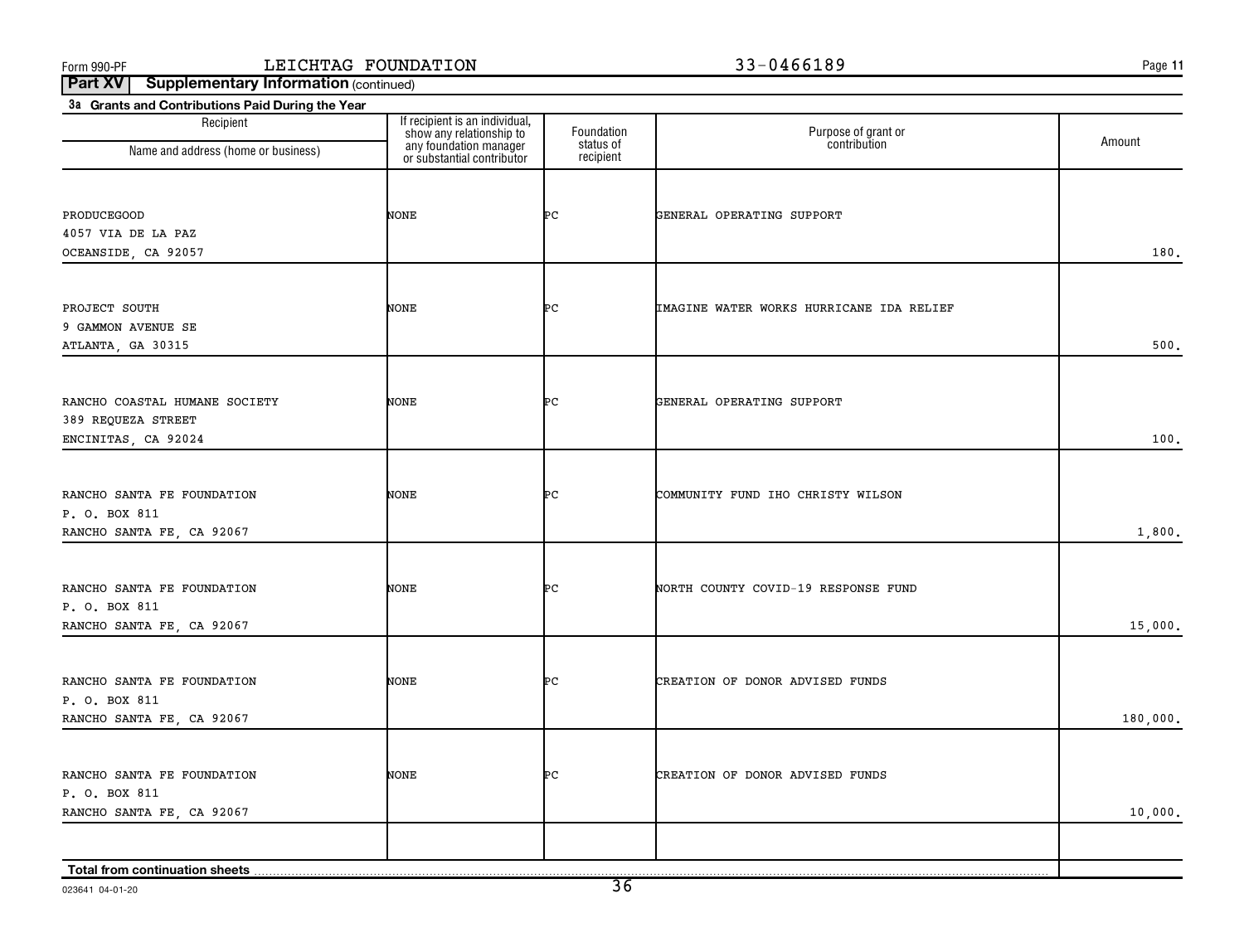Form 990-PF LEICHTAG FOUNDATION 33-0466189

**Part XV Supplementary Information** (continued)

**3a Grants and Contributions Paid During the Year**

| Recipient Name and address (home or business) | If recipient is an individual, show any relationship to any foundation manager or substantial contributor | Foundation status of recipient | Purpose of grant or contribution | Amount |
|---|---|---|---|---|
| PRODUCEGOOD<br>4057 VIA DE LA PAZ<br>OCEANSIDE, CA 92057 | NONE | PC | GENERAL OPERATING SUPPORT | 180. |
| PROJECT SOUTH<br>9 GAMMON AVENUE SE<br>ATLANTA, GA 30315 | NONE | PC | IMAGINE WATER WORKS HURRICANE IDA RELIEF | 500. |
| RANCHO COASTAL HUMANE SOCIETY<br>389 REQUEZA STREET<br>ENCINITAS, CA 92024 | NONE | PC | GENERAL OPERATING SUPPORT | 100. |
| RANCHO SANTA FE FOUNDATION<br>P. O. BOX 811<br>RANCHO SANTA FE, CA 92067 | NONE | PC | COMMUNITY FUND IHO CHRISTY WILSON | 1,800. |
| RANCHO SANTA FE FOUNDATION<br>P. O. BOX 811<br>RANCHO SANTA FE, CA 92067 | NONE | PC | NORTH COUNTY COVID-19 RESPONSE FUND | 15,000. |
| RANCHO SANTA FE FOUNDATION<br>P. O. BOX 811<br>RANCHO SANTA FE, CA 92067 | NONE | PC | CREATION OF DONOR ADVISED FUNDS | 180,000. |
| RANCHO SANTA FE FOUNDATION<br>P. O. BOX 811<br>RANCHO SANTA FE, CA 92067 | NONE | PC | CREATION OF DONOR ADVISED FUNDS | 10,000. |
| **Total from continuation sheets** | | | | |

023641 04-01-20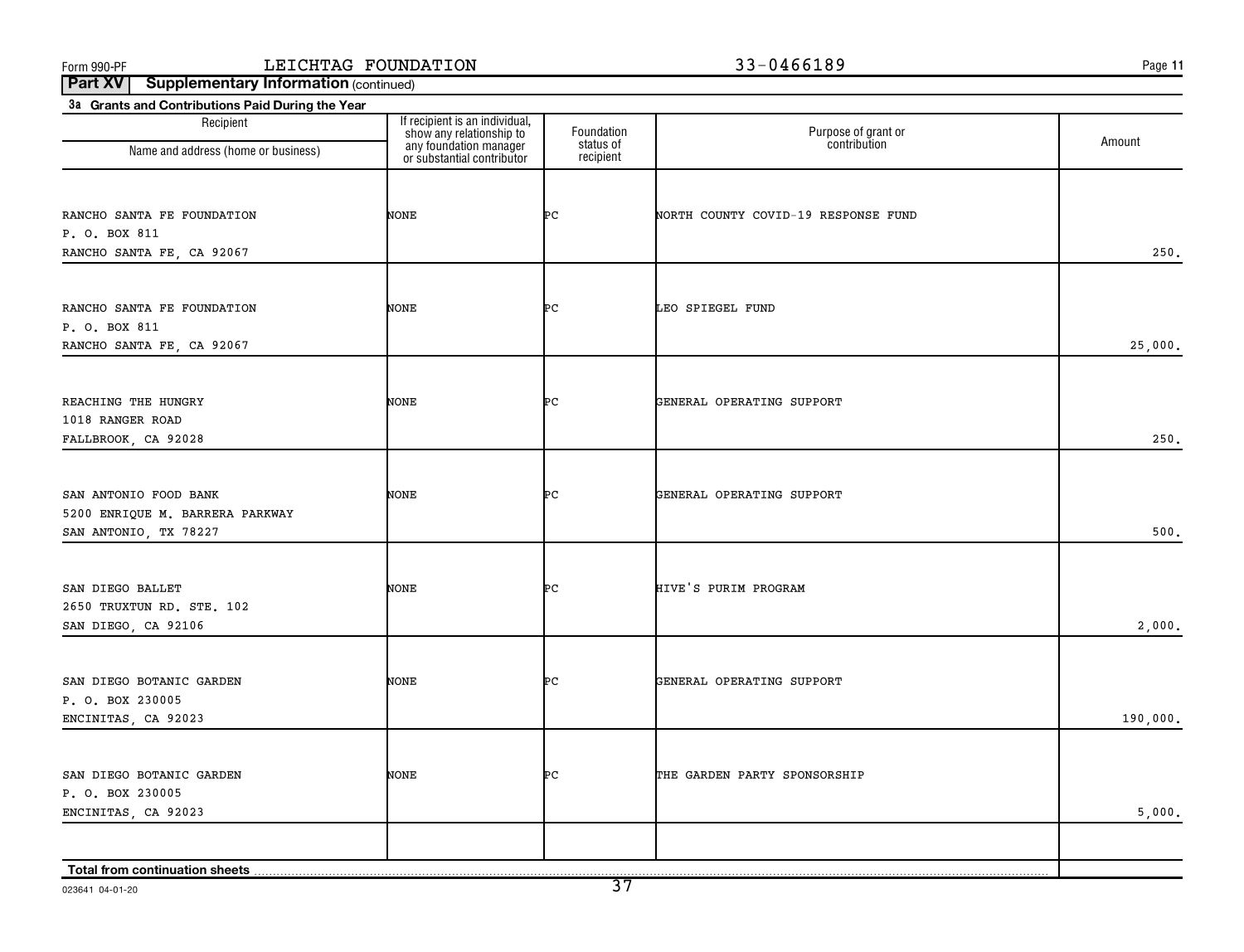Form 990-PF LEICHTAG FOUNDATION 33-0466189

**Part XV Supplementary Information** (continued)

**3a Grants and Contributions Paid During the Year**

| Recipient<br>Name and address (home or business) | If recipient is an individual, show any relationship to any foundation manager or substantial contributor | Foundation status of recipient | Purpose of grant or contribution | Amount |
|---|---|---|---|---|
| RANCHO SANTA FE FOUNDATION<br>P. O. BOX 811<br>RANCHO SANTA FE, CA 92067 | NONE | PC | NORTH COUNTY COVID-19 RESPONSE FUND | 250. |
| RANCHO SANTA FE FOUNDATION<br>P. O. BOX 811<br>RANCHO SANTA FE, CA 92067 | NONE | PC | LEO SPIEGEL FUND | 25,000. |
| REACHING THE HUNGRY<br>1018 RANGER ROAD<br>FALLBROOK, CA 92028 | NONE | PC | GENERAL OPERATING SUPPORT | 250. |
| SAN ANTONIO FOOD BANK<br>5200 ENRIQUE M. BARRERA PARKWAY<br>SAN ANTONIO, TX 78227 | NONE | PC | GENERAL OPERATING SUPPORT | 500. |
| SAN DIEGO BALLET<br>2650 TRUXTUN RD. STE. 102<br>SAN DIEGO, CA 92106 | NONE | PC | HIVE'S PURIM PROGRAM | 2,000. |
| SAN DIEGO BOTANIC GARDEN<br>P. O. BOX 230005<br>ENCINITAS, CA 92023 | NONE | PC | GENERAL OPERATING SUPPORT | 190,000. |
| SAN DIEGO BOTANIC GARDEN<br>P. O. BOX 230005<br>ENCINITAS, CA 92023 | NONE | PC | THE GARDEN PARTY SPONSORSHIP | 5,000. |
| **Total from continuation sheets** | | | | |

023641 04-01-20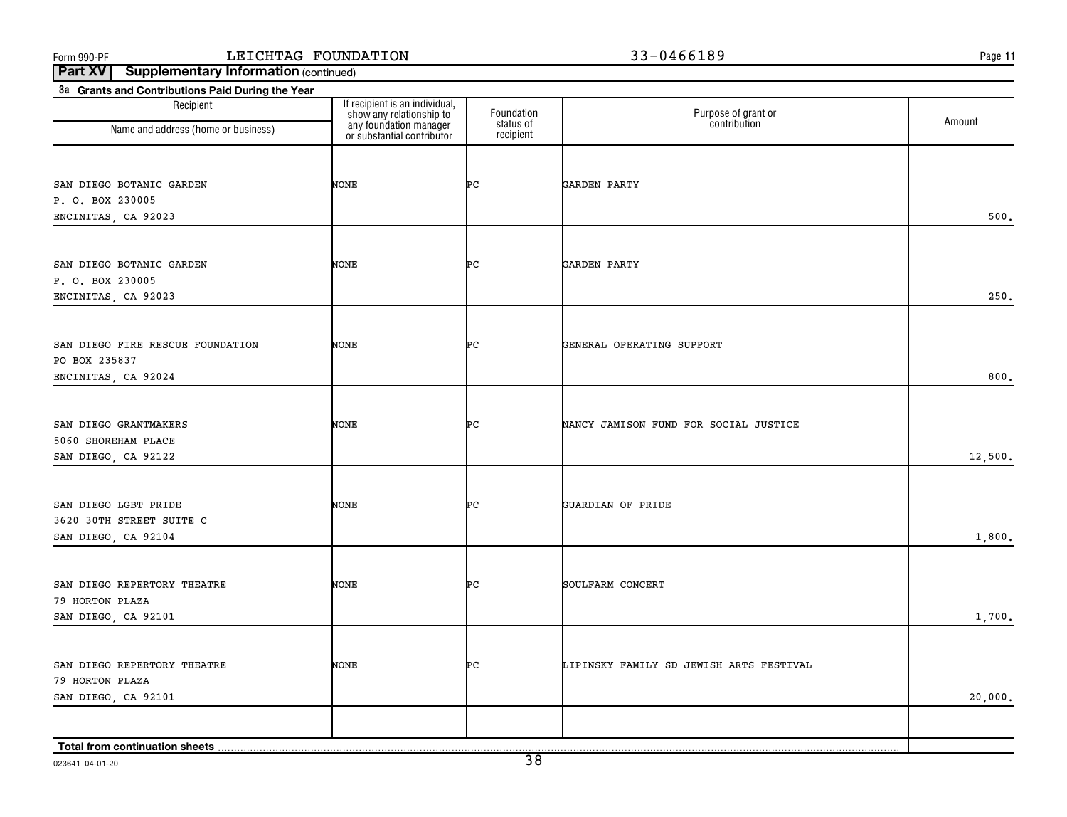Form 990-PF LEICHTAG FOUNDATION 33-0466189

**Part XV Supplementary Information** (continued)

**3a Grants and Contributions Paid During the Year**

| Recipient<br>Name and address (home or business) | If recipient is an individual, show any relationship to any foundation manager or substantial contributor | Foundation status of recipient | Purpose of grant or contribution | Amount |
|---|---|---|---|---|
| SAN DIEGO BOTANIC GARDEN<br>P. O. BOX 230005<br>ENCINITAS, CA 92023 | NONE | PC | GARDEN PARTY | 500. |
| SAN DIEGO BOTANIC GARDEN<br>P. O. BOX 230005<br>ENCINITAS, CA 92023 | NONE | PC | GARDEN PARTY | 250. |
| SAN DIEGO FIRE RESCUE FOUNDATION<br>PO BOX 235837<br>ENCINITAS, CA 92024 | NONE | PC | GENERAL OPERATING SUPPORT | 800. |
| SAN DIEGO GRANTMAKERS<br>5060 SHOREHAM PLACE<br>SAN DIEGO, CA 92122 | NONE | PC | NANCY JAMISON FUND FOR SOCIAL JUSTICE | 12,500. |
| SAN DIEGO LGBT PRIDE<br>3620 30TH STREET SUITE C<br>SAN DIEGO, CA 92104 | NONE | PC | GUARDIAN OF PRIDE | 1,800. |
| SAN DIEGO REPERTORY THEATRE<br>79 HORTON PLAZA<br>SAN DIEGO, CA 92101 | NONE | PC | SOULFARM CONCERT | 1,700. |
| SAN DIEGO REPERTORY THEATRE<br>79 HORTON PLAZA<br>SAN DIEGO, CA 92101 | NONE | PC | LIPINSKY FAMILY SD JEWISH ARTS FESTIVAL | 20,000. |
| **Total from continuation sheets** | | | | |

023641 04-01-20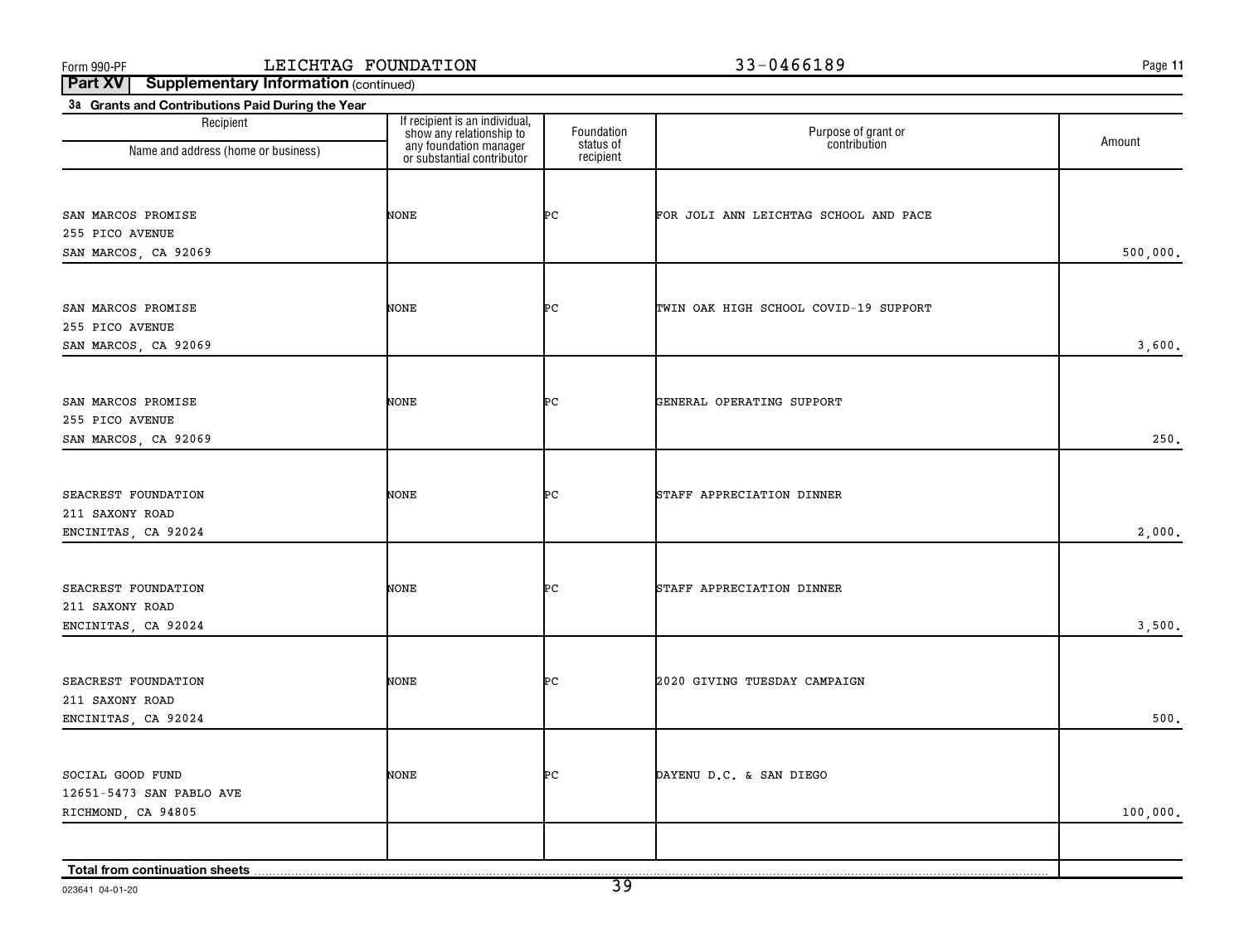Form 990-PF LEICHTAG FOUNDATION 33-0466189

**Part XV Supplementary Information** (continued)

**3a Grants and Contributions Paid During the Year**

| Recipient Name and address (home or business) | If recipient is an individual, show any relationship to any foundation manager or substantial contributor | Foundation status of recipient | Purpose of grant or contribution | Amount |
|---|---|---|---|---|
| SAN MARCOS PROMISE<br>255 PICO AVENUE<br>SAN MARCOS, CA 92069 | NONE | PC | FOR JOLI ANN LEICHTAG SCHOOL AND PACE | 500,000. |
| SAN MARCOS PROMISE<br>255 PICO AVENUE<br>SAN MARCOS, CA 92069 | NONE | PC | TWIN OAK HIGH SCHOOL COVID-19 SUPPORT | 3,600. |
| SAN MARCOS PROMISE<br>255 PICO AVENUE<br>SAN MARCOS, CA 92069 | NONE | PC | GENERAL OPERATING SUPPORT | 250. |
| SEACREST FOUNDATION<br>211 SAXONY ROAD<br>ENCINITAS, CA 92024 | NONE | PC | STAFF APPRECIATION DINNER | 2,000. |
| SEACREST FOUNDATION<br>211 SAXONY ROAD<br>ENCINITAS, CA 92024 | NONE | PC | STAFF APPRECIATION DINNER | 3,500. |
| SEACREST FOUNDATION<br>211 SAXONY ROAD<br>ENCINITAS, CA 92024 | NONE | PC | 2020 GIVING TUESDAY CAMPAIGN | 500. |
| SOCIAL GOOD FUND<br>12651-5473 SAN PABLO AVE<br>RICHMOND, CA 94805 | NONE | PC | DAYENU D.C. & SAN DIEGO | 100,000. |
| | | | | |
| **Total from continuation sheets** | | | | |

023641 04-01-20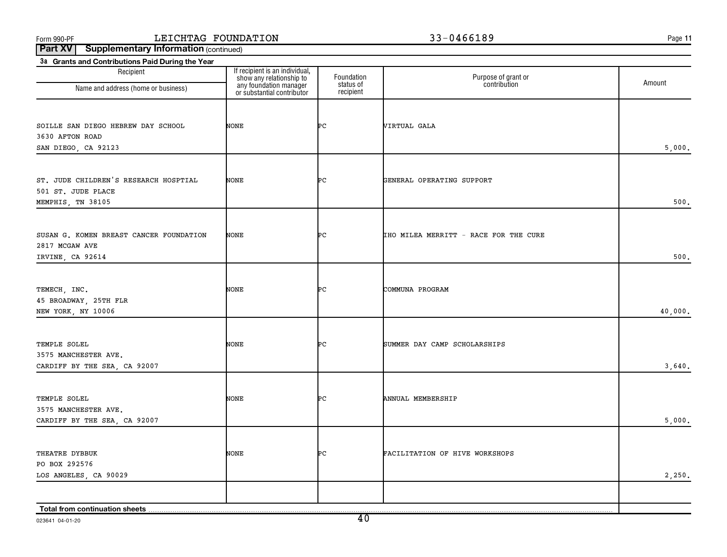Form 990-PF LEICHTAG FOUNDATION 33-0466189

**Part XV Supplementary Information** (continued)

**3a Grants and Contributions Paid During the Year**

| Recipient Name and address (home or business) | If recipient is an individual, show any relationship to any foundation manager or substantial contributor | Foundation status of recipient | Purpose of grant or contribution | Amount |
|---|---|---|---|---|
| SOILLE SAN DIEGO HEBREW DAY SCHOOL<br>3630 AFTON ROAD<br>SAN DIEGO, CA 92123 | NONE | PC | VIRTUAL GALA | 5,000. |
| ST. JUDE CHILDREN'S RESEARCH HOSPTIAL<br>501 ST. JUDE PLACE<br>MEMPHIS, TN 38105 | NONE | PC | GENERAL OPERATING SUPPORT | 500. |
| SUSAN G. KOMEN BREAST CANCER FOUNDATION<br>2817 MCGAW AVE<br>IRVINE, CA 92614 | NONE | PC | IHO MILEA MERRITT - RACE FOR THE CURE | 500. |
| TEMECH, INC.<br>45 BROADWAY, 25TH FLR<br>NEW YORK, NY 10006 | NONE | PC | COMMUNA PROGRAM | 40,000. |
| TEMPLE SOLEL<br>3575 MANCHESTER AVE.<br>CARDIFF BY THE SEA, CA 92007 | NONE | PC | SUMMER DAY CAMP SCHOLARSHIPS | 3,640. |
| TEMPLE SOLEL<br>3575 MANCHESTER AVE.<br>CARDIFF BY THE SEA, CA 92007 | NONE | PC | ANNUAL MEMBERSHIP | 5,000. |
| THEATRE DYBBUK<br>PO BOX 292576<br>LOS ANGELES, CA 90029 | NONE | PC | FACILITATION OF HIVE WORKSHOPS | 2,250. |
| **Total from continuation sheets** | | | | |

023641 04-01-20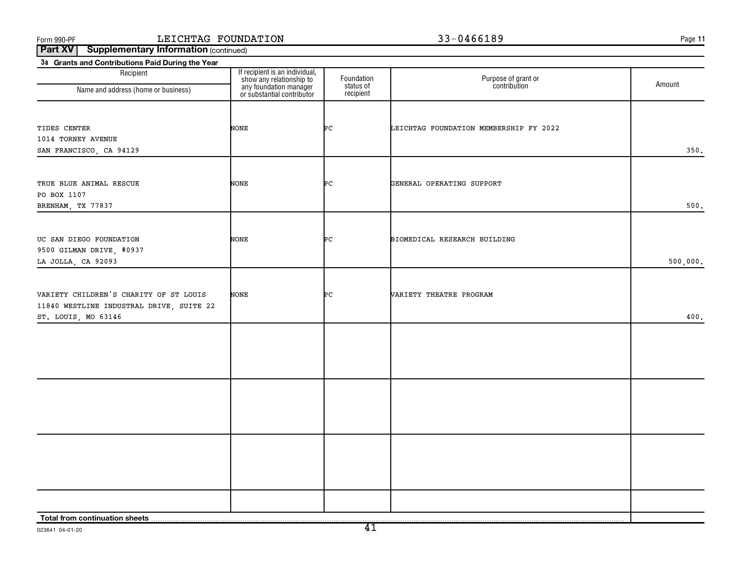Form 990-PF LEICHTAG FOUNDATION 33-0466189

**Part XV Supplementary Information** (continued)

**3a Grants and Contributions Paid During the Year**

| Recipient Name and address (home or business) | If recipient is an individual, show any relationship to any foundation manager or substantial contributor | Foundation status of recipient | Purpose of grant or contribution | Amount |
|---|---|---|---|---|
| TIDES CENTER<br>1014 TORNEY AVENUE<br>SAN FRANCISCO, CA 94129 | NONE | PC | LEICHTAG FOUNDATION MEMBERSHIP FY 2022 | 350. |
| TRUE BLUE ANIMAL RESCUE<br>PO BOX 1107<br>BRENHAM, TX 77837 | NONE | PC | GENERAL OPERATING SUPPORT | 500. |
| UC SAN DIEGO FOUNDATION<br>9500 GILMAN DRIVE, #0937<br>LA JOLLA, CA 92093 | NONE | PC | BIOMEDICAL RESEARCH BUILDING | 500,000. |
| VARIETY CHILDREN'S CHARITY OF ST LOUIS<br>11840 WESTLINE INDUSTRAL DRIVE, SUITE 22<br>ST. LOUIS, MO 63146 | NONE | PC | VARIETY THEATRE PROGRAM | 400. |
| | | | | |
| | | | | |
| | | | | |
| | | | | |
| **Total from continuation sheets** | | | | |

023641 04-01-20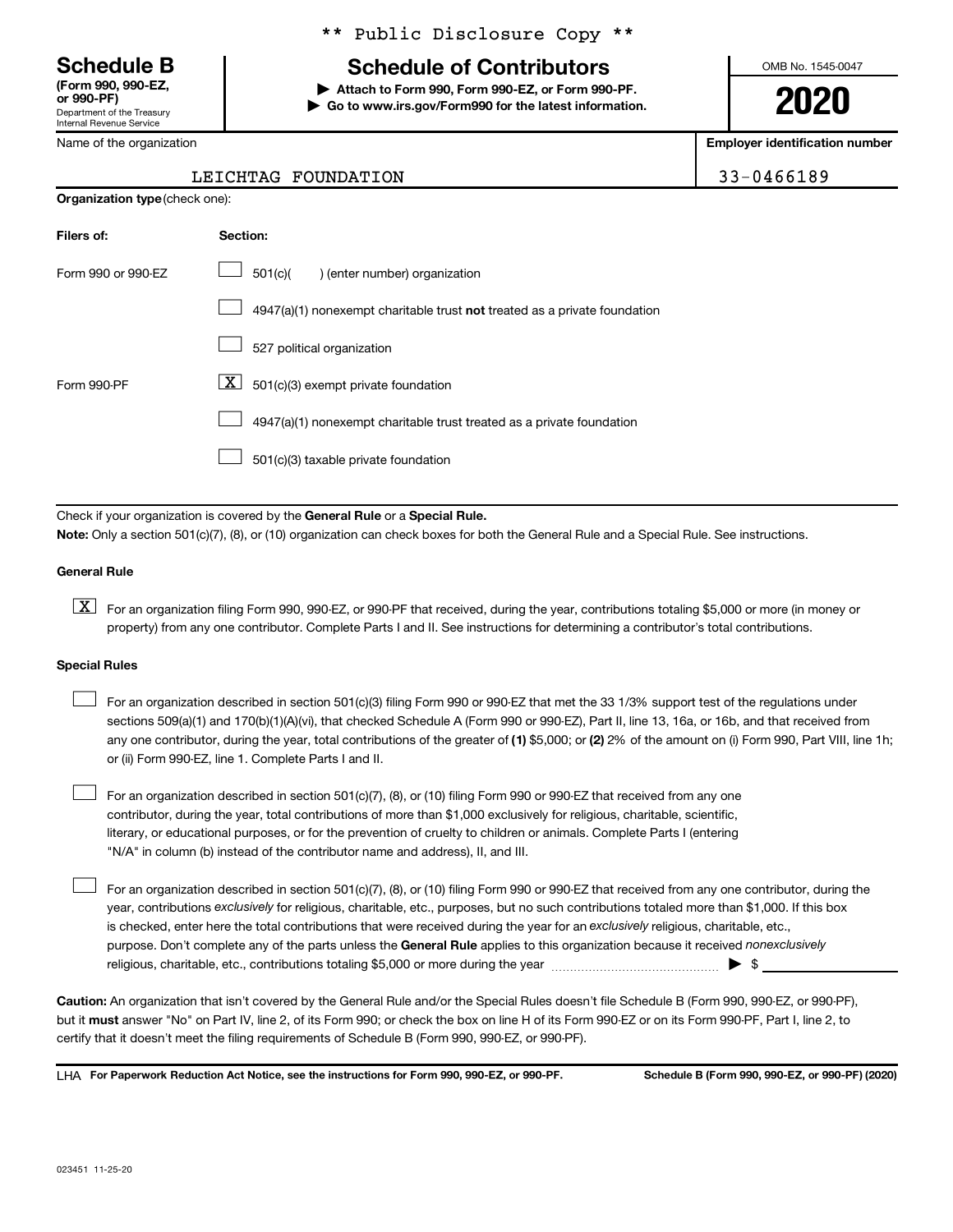\*\* Public Disclosure Copy \*\*

**Schedule B**
**(Form 990, 990-EZ, or 990-PF)**
Department of the Treasury
Internal Revenue Service

# Schedule of Contributors

**▶ Attach to Form 990, Form 990-EZ, or Form 990-PF.**
**▶ Go to www.irs.gov/Form990 for the latest information.**

OMB No. 1545-0047

**2020**

| Name of the organization | Employer identification number |
|---|---|
| LEICHTAG FOUNDATION | 33-0466189 |

**Organization type** (check one):

| Filers of: | Section: |
|---|---|
| Form 990 or 990-EZ | ☐ 501(c)( ) (enter number) organization |
| | ☐ 4947(a)(1) nonexempt charitable trust **not** treated as a private foundation |
| | ☐ 527 political organization |
| Form 990-PF | ☒ 501(c)(3) exempt private foundation |
| | ☐ 4947(a)(1) nonexempt charitable trust treated as a private foundation |
| | ☐ 501(c)(3) taxable private foundation |

Check if your organization is covered by the **General Rule** or a **Special Rule.**

**Note:** Only a section 501(c)(7), (8), or (10) organization can check boxes for both the General Rule and a Special Rule. See instructions.

**General Rule**

☒ For an organization filing Form 990, 990-EZ, or 990-PF that received, during the year, contributions totaling $5,000 or more (in money or property) from any one contributor. Complete Parts I and II. See instructions for determining a contributor's total contributions.

**Special Rules**

☐ For an organization described in section 501(c)(3) filing Form 990 or 990-EZ that met the 33 1/3% support test of the regulations under sections 509(a)(1) and 170(b)(1)(A)(vi), that checked Schedule A (Form 990 or 990-EZ), Part II, line 13, 16a, or 16b, and that received from any one contributor, during the year, total contributions of the greater of **(1)** $5,000; or **(2)** 2% of the amount on (i) Form 990, Part VIII, line 1h; or (ii) Form 990-EZ, line 1. Complete Parts I and II.

☐ For an organization described in section 501(c)(7), (8), or (10) filing Form 990 or 990-EZ that received from any one contributor, during the year, total contributions of more than $1,000 exclusively for religious, charitable, scientific, literary, or educational purposes, or for the prevention of cruelty to children or animals. Complete Parts I (entering "N/A" in column (b) instead of the contributor name and address), II, and III.

☐ For an organization described in section 501(c)(7), (8), or (10) filing Form 990 or 990-EZ that received from any one contributor, during the year, contributions *exclusively* for religious, charitable, etc., purposes, but no such contributions totaled more than $1,000. If this box is checked, enter here the total contributions that were received during the year for an *exclusively* religious, charitable, etc., purpose. Don't complete any of the parts unless the **General Rule** applies to this organization because it received *nonexclusively* religious, charitable, etc., contributions totaling $5,000 or more during the year ▶ $

**Caution:** An organization that isn't covered by the General Rule and/or the Special Rules doesn't file Schedule B (Form 990, 990-EZ, or 990-PF), but it **must** answer "No" on Part IV, line 2, of its Form 990; or check the box on line H of its Form 990-EZ or on its Form 990-PF, Part I, line 2, to certify that it doesn't meet the filing requirements of Schedule B (Form 990, 990-EZ, or 990-PF).

LHA **For Paperwork Reduction Act Notice, see the instructions for Form 990, 990-EZ, or 990-PF.** **Schedule B (Form 990, 990-EZ, or 990-PF) (2020)**

023451 11-25-20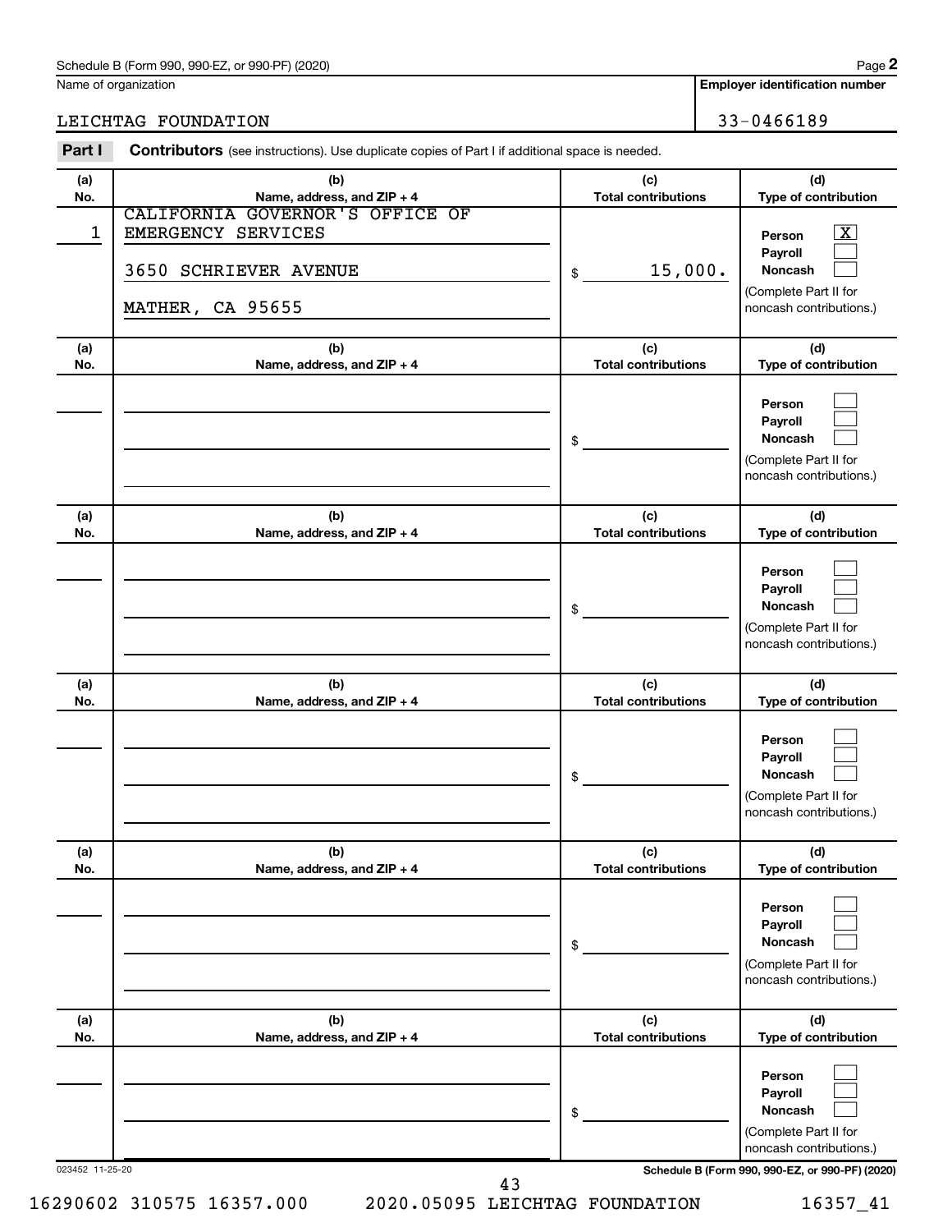Schedule B (Form 990, 990-EZ, or 990-PF) (2020)

Name of organization: LEICHTAG FOUNDATION

Employer identification number: 33-0466189

**Part I** **Contributors** (see instructions). Use duplicate copies of Part I if additional space is needed.

| (a) No. | (b) Name, address, and ZIP + 4 | (c) Total contributions | (d) Type of contribution |
|---|---|---|---|
| 1 | CALIFORNIA GOVERNOR'S OFFICE OF EMERGENCY SERVICES<br>3650 SCHRIEVER AVENUE<br>MATHER, CA 95655 | $ 15,000. | Person [X]<br>Payroll [ ]<br>Noncash [ ]<br>(Complete Part II for noncash contributions.) |
| | | $ | Person [ ]<br>Payroll [ ]<br>Noncash [ ]<br>(Complete Part II for noncash contributions.) |
| | | $ | Person [ ]<br>Payroll [ ]<br>Noncash [ ]<br>(Complete Part II for noncash contributions.) |
| | | $ | Person [ ]<br>Payroll [ ]<br>Noncash [ ]<br>(Complete Part II for noncash contributions.) |
| | | $ | Person [ ]<br>Payroll [ ]<br>Noncash [ ]<br>(Complete Part II for noncash contributions.) |
| | | $ | Person [ ]<br>Payroll [ ]<br>Noncash [ ]<br>(Complete Part II for noncash contributions.) |

023452 11-25-20

Schedule B (Form 990, 990-EZ, or 990-PF) (2020)

16290602 310575 16357.000 2020.05095 LEICHTAG FOUNDATION 16357_41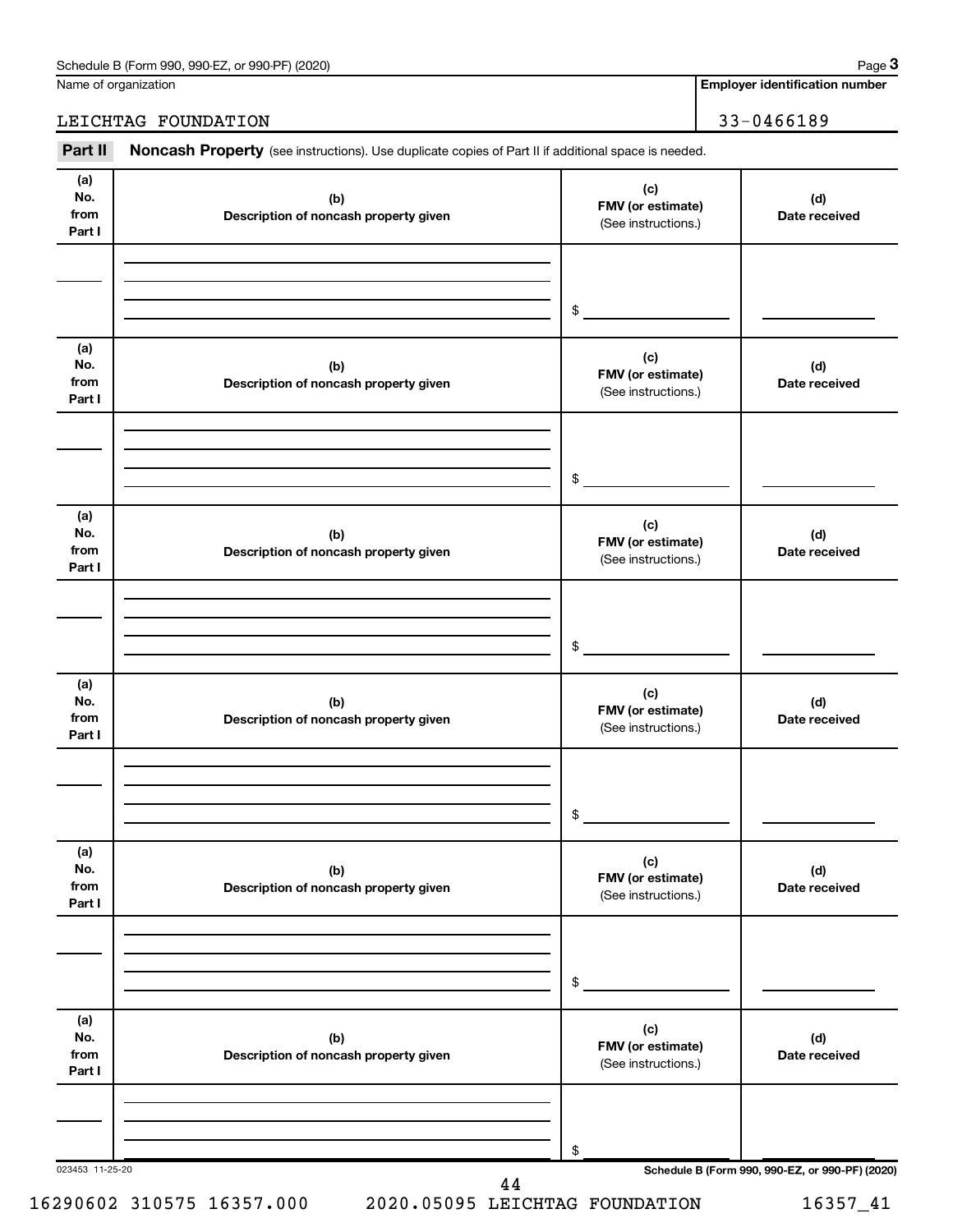Schedule B (Form 990, 990-EZ, or 990-PF) (2020) Page **3**

Name of organization: LEICHTAG FOUNDATION

**Employer identification number**: 33-0466189

**Part II** **Noncash Property** (see instructions). Use duplicate copies of Part II if additional space is needed.

| (a) No. from Part I | (b) Description of noncash property given | (c) FMV (or estimate) (See instructions.) | (d) Date received |
|---|---|---|---|
| | | $ | |

| (a) No. from Part I | (b) Description of noncash property given | (c) FMV (or estimate) (See instructions.) | (d) Date received |
|---|---|---|---|
| | | $ | |

| (a) No. from Part I | (b) Description of noncash property given | (c) FMV (or estimate) (See instructions.) | (d) Date received |
|---|---|---|---|
| | | $ | |

| (a) No. from Part I | (b) Description of noncash property given | (c) FMV (or estimate) (See instructions.) | (d) Date received |
|---|---|---|---|
| | | $ | |

| (a) No. from Part I | (b) Description of noncash property given | (c) FMV (or estimate) (See instructions.) | (d) Date received |
|---|---|---|---|
| | | $ | |

| (a) No. from Part I | (b) Description of noncash property given | (c) FMV (or estimate) (See instructions.) | (d) Date received |
|---|---|---|---|
| | | $ | |

023453 11-25-20 **Schedule B (Form 990, 990-EZ, or 990-PF) (2020)**

16290602 310575 16357.000 2020.05095 LEICHTAG FOUNDATION 16357_41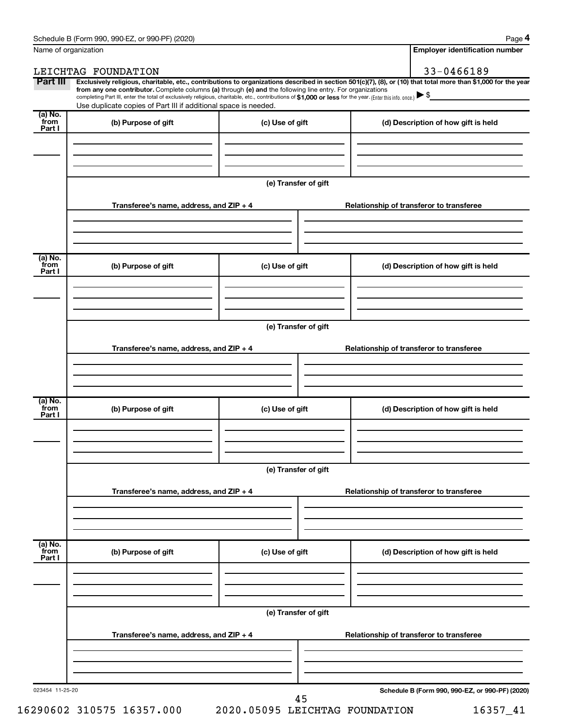Schedule B (Form 990, 990-EZ, or 990-PF) (2020) Page **4**

Name of organization: LEICHTAG FOUNDATION

**Employer identification number**: 33-0466189

**Part III** **Exclusively religious, charitable, etc., contributions to organizations described in section 501(c)(7), (8), or (10) that total more than $1,000 for the year from any one contributor.** Complete columns **(a)** through **(e)** and the following line entry. For organizations completing Part III, enter the total of exclusively religious, charitable, etc., contributions of **$1,000 or less** for the year. (Enter this info. once.) ▶ $

Use duplicate copies of Part III if additional space is needed.

| (a) No. from Part I | (b) Purpose of gift | (c) Use of gift | (d) Description of how gift is held |
|---|---|---|---|
| | | | |

**(e) Transfer of gift**

| Transferee's name, address, and ZIP + 4 | Relationship of transferor to transferee |
|---|---|
| | |

| (a) No. from Part I | (b) Purpose of gift | (c) Use of gift | (d) Description of how gift is held |
|---|---|---|---|
| | | | |

**(e) Transfer of gift**

| Transferee's name, address, and ZIP + 4 | Relationship of transferor to transferee |
|---|---|
| | |

| (a) No. from Part I | (b) Purpose of gift | (c) Use of gift | (d) Description of how gift is held |
|---|---|---|---|
| | | | |

**(e) Transfer of gift**

| Transferee's name, address, and ZIP + 4 | Relationship of transferor to transferee |
|---|---|
| | |

| (a) No. from Part I | (b) Purpose of gift | (c) Use of gift | (d) Description of how gift is held |
|---|---|---|---|
| | | | |

**(e) Transfer of gift**

| Transferee's name, address, and ZIP + 4 | Relationship of transferor to transferee |
|---|---|
| | |

023454 11-25-20 **Schedule B (Form 990, 990-EZ, or 990-PF) (2020)**

16290602 310575 16357.000 2020.05095 LEICHTAG FOUNDATION 16357_41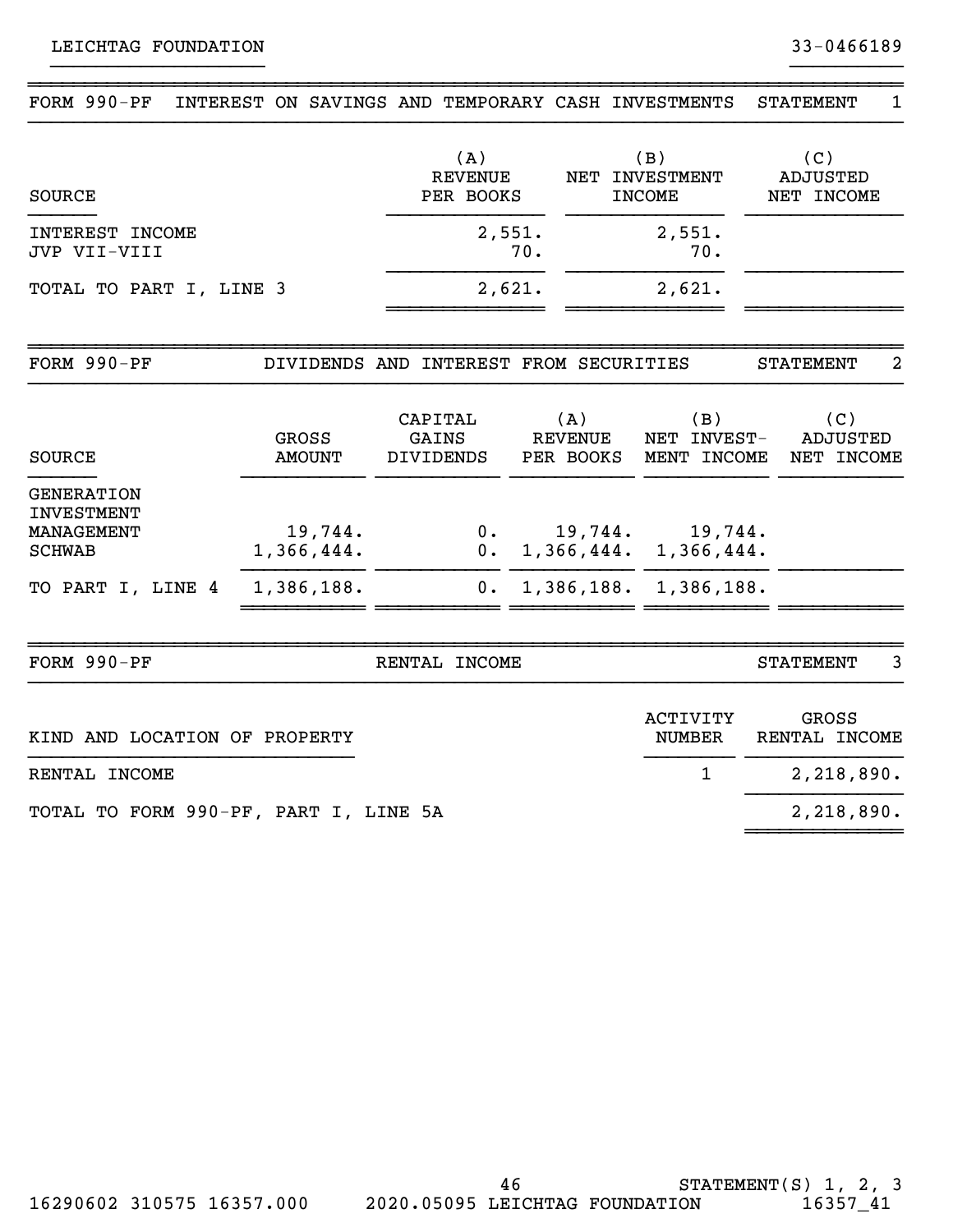LEICHTAG FOUNDATION 33-0466189

## FORM 990-PF INTEREST ON SAVINGS AND TEMPORARY CASH INVESTMENTS STATEMENT 1

| SOURCE | (A) REVENUE PER BOOKS | (B) NET INVESTMENT INCOME | (C) ADJUSTED NET INCOME |
|---|---|---|---|
| INTEREST INCOME | 2,551. | 2,551. | |
| JVP VII-VIII | 70. | 70. | |
| TOTAL TO PART I, LINE 3 | 2,621. | 2,621. | |

## FORM 990-PF DIVIDENDS AND INTEREST FROM SECURITIES STATEMENT 2

| SOURCE | GROSS AMOUNT | CAPITAL GAINS DIVIDENDS | (A) REVENUE PER BOOKS | (B) NET INVEST-MENT INCOME | (C) ADJUSTED NET INCOME |
|---|---|---|---|---|---|
| GENERATION INVESTMENT MANAGEMENT | 19,744. | 0. | 19,744. | 19,744. | |
| SCHWAB | 1,366,444. | 0. | 1,366,444. | 1,366,444. | |
| TO PART I, LINE 4 | 1,386,188. | 0. | 1,386,188. | 1,386,188. | |

## FORM 990-PF RENTAL INCOME STATEMENT 3

| KIND AND LOCATION OF PROPERTY | ACTIVITY NUMBER | GROSS RENTAL INCOME |
|---|---|---|
| RENTAL INCOME | 1 | 2,218,890. |
| TOTAL TO FORM 990-PF, PART I, LINE 5A | | 2,218,890. |

STATEMENT(S) 1, 2, 3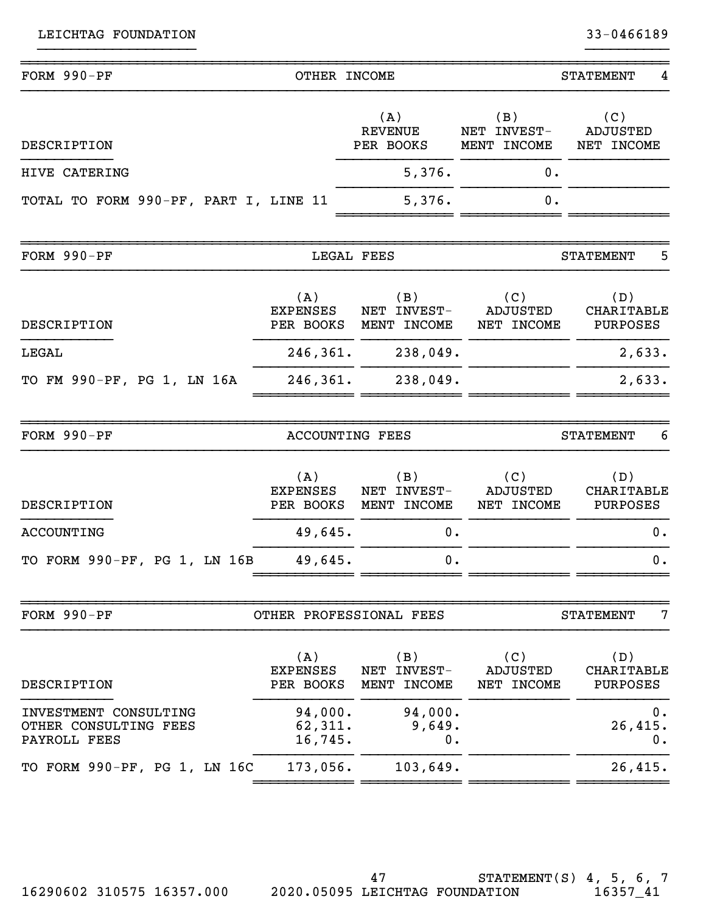LEICHTAG FOUNDATION　　33-0466189

## FORM 990-PF — OTHER INCOME — STATEMENT 4

| DESCRIPTION | (A) REVENUE PER BOOKS | (B) NET INVEST-MENT INCOME | (C) ADJUSTED NET INCOME |
|---|---|---|---|
| HIVE CATERING | 5,376. | 0. | |
| TOTAL TO FORM 990-PF, PART I, LINE 11 | 5,376. | 0. | |

## FORM 990-PF — LEGAL FEES — STATEMENT 5

| DESCRIPTION | (A) EXPENSES PER BOOKS | (B) NET INVEST-MENT INCOME | (C) ADJUSTED NET INCOME | (D) CHARITABLE PURPOSES |
|---|---|---|---|---|
| LEGAL | 246,361. | 238,049. | | 2,633. |
| TO FM 990-PF, PG 1, LN 16A | 246,361. | 238,049. | | 2,633. |

## FORM 990-PF — ACCOUNTING FEES — STATEMENT 6

| DESCRIPTION | (A) EXPENSES PER BOOKS | (B) NET INVEST-MENT INCOME | (C) ADJUSTED NET INCOME | (D) CHARITABLE PURPOSES |
|---|---|---|---|---|
| ACCOUNTING | 49,645. | 0. | | 0. |
| TO FORM 990-PF, PG 1, LN 16B | 49,645. | 0. | | 0. |

## FORM 990-PF — OTHER PROFESSIONAL FEES — STATEMENT 7

| DESCRIPTION | (A) EXPENSES PER BOOKS | (B) NET INVEST-MENT INCOME | (C) ADJUSTED NET INCOME | (D) CHARITABLE PURPOSES |
|---|---|---|---|---|
| INVESTMENT CONSULTING | 94,000. | 94,000. | | 0. |
| OTHER CONSULTING FEES | 62,311. | 9,649. | | 26,415. |
| PAYROLL FEES | 16,745. | 0. | | 0. |
| TO FORM 990-PF, PG 1, LN 16C | 173,056. | 103,649. | | 26,415. |

STATEMENT(S) 4, 5, 6, 7

16290602 310575 16357.000　　2020.05095 LEICHTAG FOUNDATION　　16357_41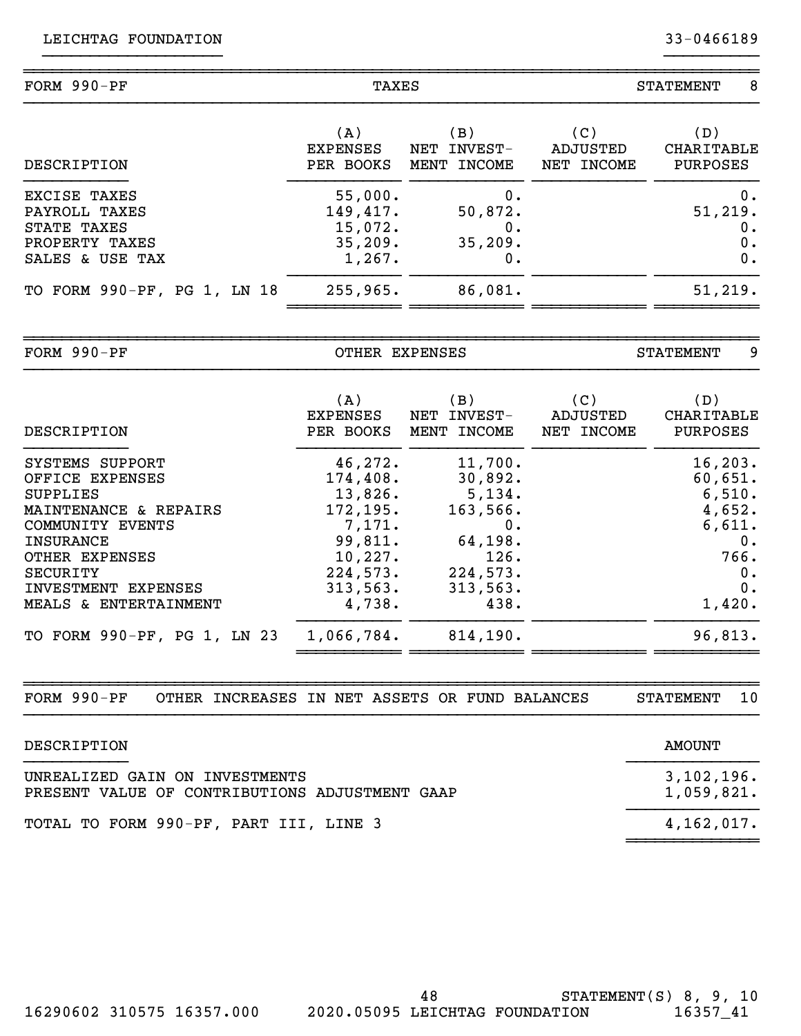LEICHTAG FOUNDATION 33-0466189

## FORM 990-PF — TAXES — STATEMENT 8

| DESCRIPTION | (A) EXPENSES PER BOOKS | (B) NET INVEST- MENT INCOME | (C) ADJUSTED NET INCOME | (D) CHARITABLE PURPOSES |
|---|---|---|---|---|
| EXCISE TAXES | 55,000. | 0. | | 0. |
| PAYROLL TAXES | 149,417. | 50,872. | | 51,219. |
| STATE TAXES | 15,072. | 0. | | 0. |
| PROPERTY TAXES | 35,209. | 35,209. | | 0. |
| SALES & USE TAX | 1,267. | 0. | | 0. |
| TO FORM 990-PF, PG 1, LN 18 | 255,965. | 86,081. | | 51,219. |

## FORM 990-PF — OTHER EXPENSES — STATEMENT 9

| DESCRIPTION | (A) EXPENSES PER BOOKS | (B) NET INVEST- MENT INCOME | (C) ADJUSTED NET INCOME | (D) CHARITABLE PURPOSES |
|---|---|---|---|---|
| SYSTEMS SUPPORT | 46,272. | 11,700. | | 16,203. |
| OFFICE EXPENSES | 174,408. | 30,892. | | 60,651. |
| SUPPLIES | 13,826. | 5,134. | | 6,510. |
| MAINTENANCE & REPAIRS | 172,195. | 163,566. | | 4,652. |
| COMMUNITY EVENTS | 7,171. | 0. | | 6,611. |
| INSURANCE | 99,811. | 64,198. | | 0. |
| OTHER EXPENSES | 10,227. | 126. | | 766. |
| SECURITY | 224,573. | 224,573. | | 0. |
| INVESTMENT EXPENSES | 313,563. | 313,563. | | 0. |
| MEALS & ENTERTAINMENT | 4,738. | 438. | | 1,420. |
| TO FORM 990-PF, PG 1, LN 23 | 1,066,784. | 814,190. | | 96,813. |

## FORM 990-PF — OTHER INCREASES IN NET ASSETS OR FUND BALANCES — STATEMENT 10

| DESCRIPTION | AMOUNT |
|---|---|
| UNREALIZED GAIN ON INVESTMENTS | 3,102,196. |
| PRESENT VALUE OF CONTRIBUTIONS ADJUSTMENT GAAP | 1,059,821. |
| TOTAL TO FORM 990-PF, PART III, LINE 3 | 4,162,017. |

STATEMENT(S) 8, 9, 10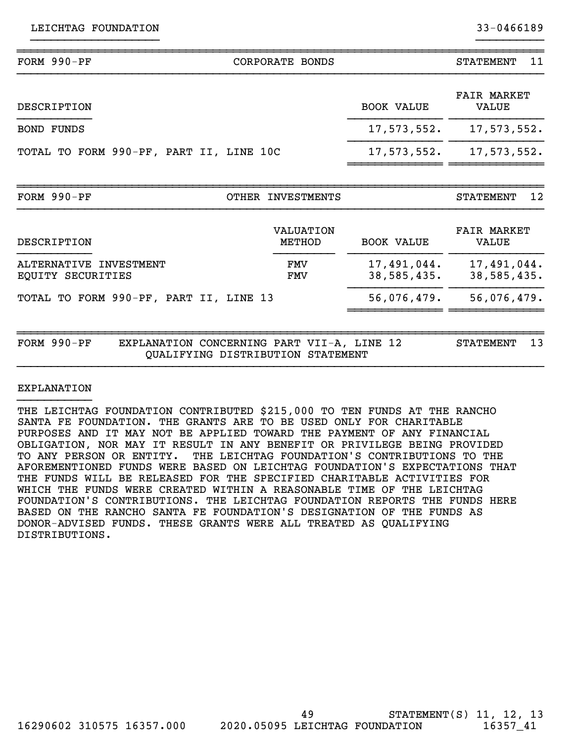LEICHTAG FOUNDATION 33-0466189

## FORM 990-PF CORPORATE BONDS STATEMENT 11

| DESCRIPTION | BOOK VALUE | FAIR MARKET VALUE |
|---|---|---|
| BOND FUNDS | 17,573,552. | 17,573,552. |
| TOTAL TO FORM 990-PF, PART II, LINE 10C | 17,573,552. | 17,573,552. |

## FORM 990-PF OTHER INVESTMENTS STATEMENT 12

| DESCRIPTION | VALUATION METHOD | BOOK VALUE | FAIR MARKET VALUE |
|---|---|---|---|
| ALTERNATIVE INVESTMENT | FMV | 17,491,044. | 17,491,044. |
| EQUITY SECURITIES | FMV | 38,585,435. | 38,585,435. |
| TOTAL TO FORM 990-PF, PART II, LINE 13 | | 56,076,479. | 56,076,479. |

## FORM 990-PF EXPLANATION CONCERNING PART VII-A, LINE 12 QUALIFYING DISTRIBUTION STATEMENT STATEMENT 13

EXPLANATION

THE LEICHTAG FOUNDATION CONTRIBUTED $215,000 TO TEN FUNDS AT THE RANCHO SANTA FE FOUNDATION. THE GRANTS ARE TO BE USED ONLY FOR CHARITABLE PURPOSES AND IT MAY NOT BE APPLIED TOWARD THE PAYMENT OF ANY FINANCIAL OBLIGATION, NOR MAY IT RESULT IN ANY BENEFIT OR PRIVILEGE BEING PROVIDED TO ANY PERSON OR ENTITY. THE LEICHTAG FOUNDATION'S CONTRIBUTIONS TO THE AFOREMENTIONED FUNDS WERE BASED ON LEICHTAG FOUNDATION'S EXPECTATIONS THAT THE FUNDS WILL BE RELEASED FOR THE SPECIFIED CHARITABLE ACTIVITIES FOR WHICH THE FUNDS WERE CREATED WITHIN A REASONABLE TIME OF THE LEICHTAG FOUNDATION'S CONTRIBUTIONS. THE LEICHTAG FOUNDATION REPORTS THE FUNDS HERE BASED ON THE RANCHO SANTA FE FOUNDATION'S DESIGNATION OF THE FUNDS AS DONOR-ADVISED FUNDS. THESE GRANTS WERE ALL TREATED AS QUALIFYING DISTRIBUTIONS.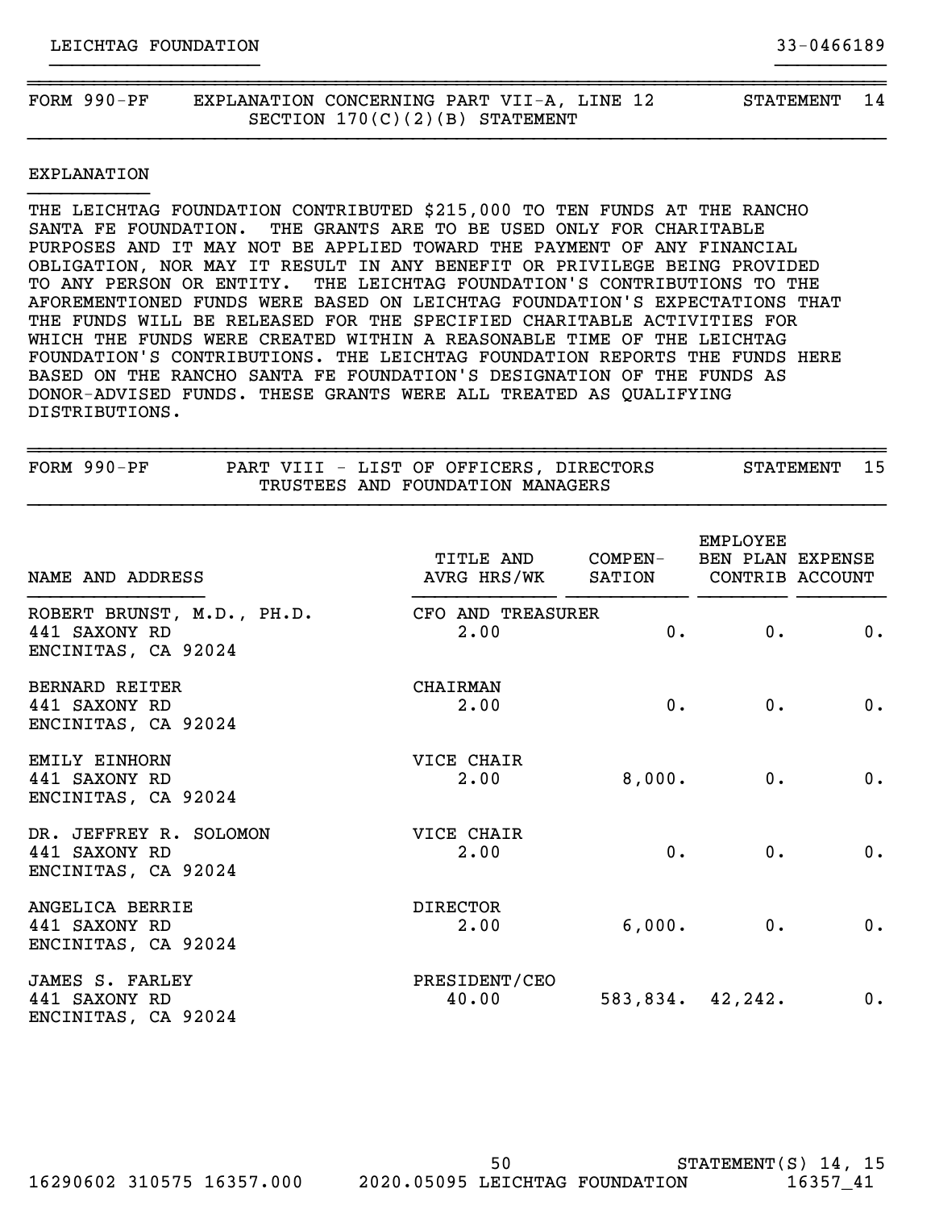LEICHTAG FOUNDATION 33-0466189

## FORM 990-PF EXPLANATION CONCERNING PART VII-A, LINE 12 SECTION 170(C)(2)(B) STATEMENT — STATEMENT 14

EXPLANATION

THE LEICHTAG FOUNDATION CONTRIBUTED $215,000 TO TEN FUNDS AT THE RANCHO SANTA FE FOUNDATION. THE GRANTS ARE TO BE USED ONLY FOR CHARITABLE PURPOSES AND IT MAY NOT BE APPLIED TOWARD THE PAYMENT OF ANY FINANCIAL OBLIGATION, NOR MAY IT RESULT IN ANY BENEFIT OR PRIVILEGE BEING PROVIDED TO ANY PERSON OR ENTITY. THE LEICHTAG FOUNDATION'S CONTRIBUTIONS TO THE AFOREMENTIONED FUNDS WERE BASED ON LEICHTAG FOUNDATION'S EXPECTATIONS THAT THE FUNDS WILL BE RELEASED FOR THE SPECIFIED CHARITABLE ACTIVITIES FOR WHICH THE FUNDS WERE CREATED WITHIN A REASONABLE TIME OF THE LEICHTAG FOUNDATION'S CONTRIBUTIONS. THE LEICHTAG FOUNDATION REPORTS THE FUNDS HERE BASED ON THE RANCHO SANTA FE FOUNDATION'S DESIGNATION OF THE FUNDS AS DONOR-ADVISED FUNDS. THESE GRANTS WERE ALL TREATED AS QUALIFYING DISTRIBUTIONS.

## FORM 990-PF PART VIII - LIST OF OFFICERS, DIRECTORS TRUSTEES AND FOUNDATION MANAGERS — STATEMENT 15

| NAME AND ADDRESS | TITLE AND AVRG HRS/WK | COMPEN-SATION | EMPLOYEE BEN PLAN CONTRIB | EXPENSE ACCOUNT |
|---|---|---|---|---|
| ROBERT BRUNST, M.D., PH.D.<br>441 SAXONY RD<br>ENCINITAS, CA 92024 | CFO AND TREASURER<br>2.00 | 0. | 0. | 0. |
| BERNARD REITER<br>441 SAXONY RD<br>ENCINITAS, CA 92024 | CHAIRMAN<br>2.00 | 0. | 0. | 0. |
| EMILY EINHORN<br>441 SAXONY RD<br>ENCINITAS, CA 92024 | VICE CHAIR<br>2.00 | 8,000. | 0. | 0. |
| DR. JEFFREY R. SOLOMON<br>441 SAXONY RD<br>ENCINITAS, CA 92024 | VICE CHAIR<br>2.00 | 0. | 0. | 0. |
| ANGELICA BERRIE<br>441 SAXONY RD<br>ENCINITAS, CA 92024 | DIRECTOR<br>2.00 | 6,000. | 0. | 0. |
| JAMES S. FARLEY<br>441 SAXONY RD<br>ENCINITAS, CA 92024 | PRESIDENT/CEO<br>40.00 | 583,834. | 42,242. | 0. |

STATEMENT(S) 14, 15

16290602 310575 16357.000 2020.05095 LEICHTAG FOUNDATION 16357_41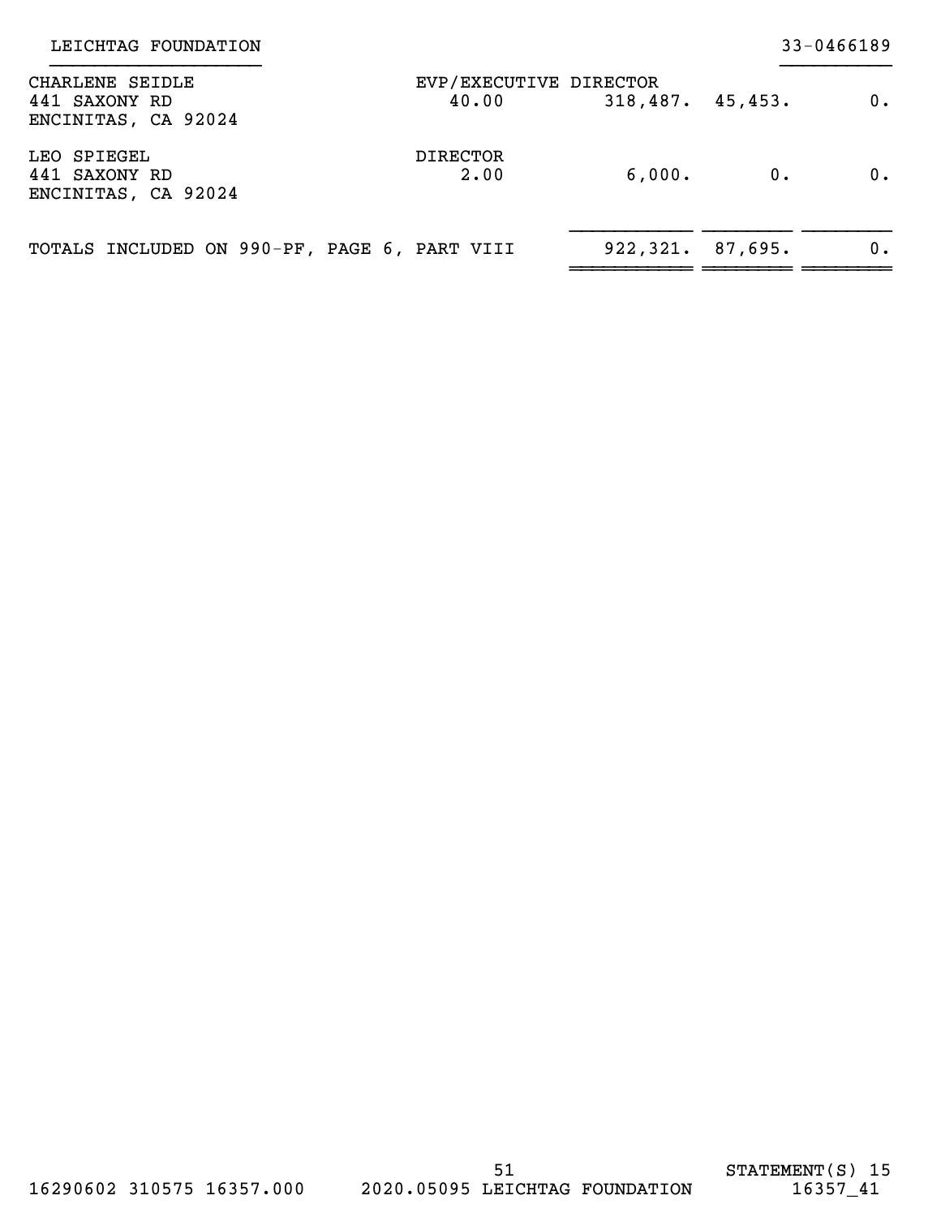LEICHTAG FOUNDATION 33-0466189

| Name and Address | Title and Avg Hrs/Wk | Compensation | Employee Benefits | Expense Account |
|---|---|---|---|---|
| CHARLENE SEIDLE<br>441 SAXONY RD<br>ENCINITAS, CA 92024 | EVP/EXECUTIVE DIRECTOR<br>40.00 | 318,487. | 45,453. | 0. |
| LEO SPIEGEL<br>441 SAXONY RD<br>ENCINITAS, CA 92024 | DIRECTOR<br>2.00 | 6,000. | 0. | 0. |
| TOTALS INCLUDED ON 990-PF, PAGE 6, PART VIII | | 922,321. | 87,695. | 0. |

STATEMENT(S) 15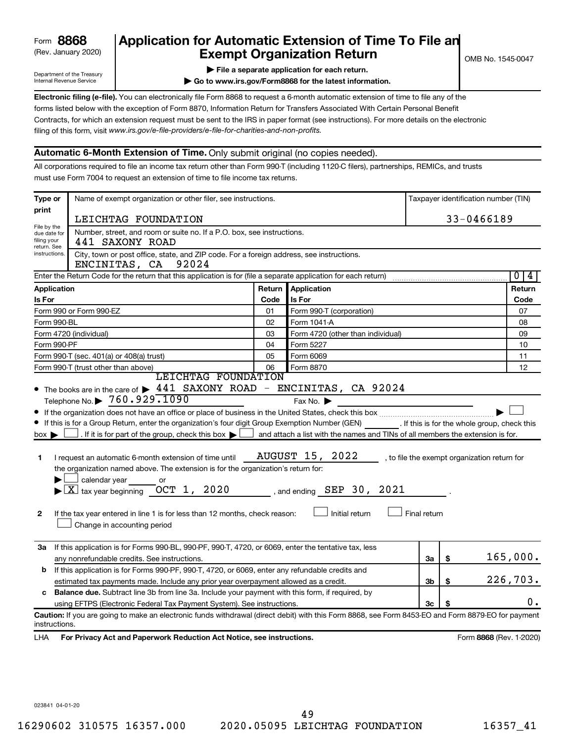Form **8868** (Rev. January 2020)

Department of the Treasury
Internal Revenue Service

# Application for Automatic Extension of Time To File an Exempt Organization Return

OMB No. 1545-0047

▶ **File a separate application for each return.**

▶ **Go to www.irs.gov/Form8868 for the latest information.**

**Electronic filing (e-file).** You can electronically file Form 8868 to request a 6-month automatic extension of time to file any of the forms listed below with the exception of Form 8870, Information Return for Transfers Associated With Certain Personal Benefit Contracts, for which an extension request must be sent to the IRS in paper format (see instructions). For more details on the electronic filing of this form, visit *www.irs.gov/e-file-providers/e-file-for-charities-and-non-profits.*

## Automatic 6-Month Extension of Time. Only submit original (no copies needed).

All corporations required to file an income tax return other than Form 990-T (including 1120-C filers), partnerships, REMICs, and trusts must use Form 7004 to request an extension of time to file income tax returns.

**Type or print** — File by the due date for filing your return. See instructions.

Name of exempt organization or other filer, see instructions.
LEICHTAG FOUNDATION

Taxpayer identification number (TIN): 33-0466189

Number, street, and room or suite no. If a P.O. box, see instructions.
441 SAXONY ROAD

City, town or post office, state, and ZIP code. For a foreign address, see instructions.
ENCINITAS, CA 92024

Enter the Return Code for the return that this application is for (file a separate application for each return): 0 4

| Application Is For | Return Code | Application Is For | Return Code |
|---|---|---|---|
| Form 990 or Form 990-EZ | 01 | Form 990-T (corporation) | 07 |
| Form 990-BL | 02 | Form 1041-A | 08 |
| Form 4720 (individual) | 03 | Form 4720 (other than individual) | 09 |
| Form 990-PF | 04 | Form 5227 | 10 |
| Form 990-T (sec. 401(a) or 408(a) trust) | 05 | Form 6069 | 11 |
| Form 990-T (trust other than above) | 06 | Form 8870 | 12 |

- The books are in the care of ▶ LEICHTAG FOUNDATION 441 SAXONY ROAD - ENCINITAS, CA 92024
  Telephone No. ▶ 760.929.1090    Fax No. ▶
- If the organization does not have an office or place of business in the United States, check this box ▶ ☐
- If this is for a Group Return, enter the organization's four digit Group Exemption Number (GEN) ______. If this is for the whole group, check this box ▶ ☐. If it is for part of the group, check this box ▶ ☐ and attach a list with the names and TINs of all members the extension is for.

**1** I request an automatic 6-month extension of time until AUGUST 15, 2022, to file the exempt organization return for the organization named above. The extension is for the organization's return for:
▶ ☐ calendar year ______ or
▶ ☒ tax year beginning OCT 1, 2020, and ending SEP 30, 2021.

**2** If the tax year entered in line 1 is for less than 12 months, check reason: ☐ Initial return ☐ Final return ☐ Change in accounting period

| | | | | |
|---|---|---|---|---|
| **3a** | If this application is for Forms 990-BL, 990-PF, 990-T, 4720, or 6069, enter the tentative tax, less any nonrefundable credits. See instructions. | 3a | $ | 165,000. |
| **b** | If this application is for Forms 990-PF, 990-T, 4720, or 6069, enter any refundable credits and estimated tax payments made. Include any prior year overpayment allowed as a credit. | 3b | $ | 226,703. |
| **c** | **Balance due.** Subtract line 3b from line 3a. Include your payment with this form, if required, by using EFTPS (Electronic Federal Tax Payment System). See instructions. | 3c | $ | 0. |

**Caution:** If you are going to make an electronic funds withdrawal (direct debit) with this Form 8868, see Form 8453-EO and Form 8879-EO for payment instructions.

LHA **For Privacy Act and Paperwork Reduction Act Notice, see instructions.** Form **8868** (Rev. 1-2020)

023841 04-01-20

16290602 310575 16357.000 2020.05095 LEICHTAG FOUNDATION 16357_41